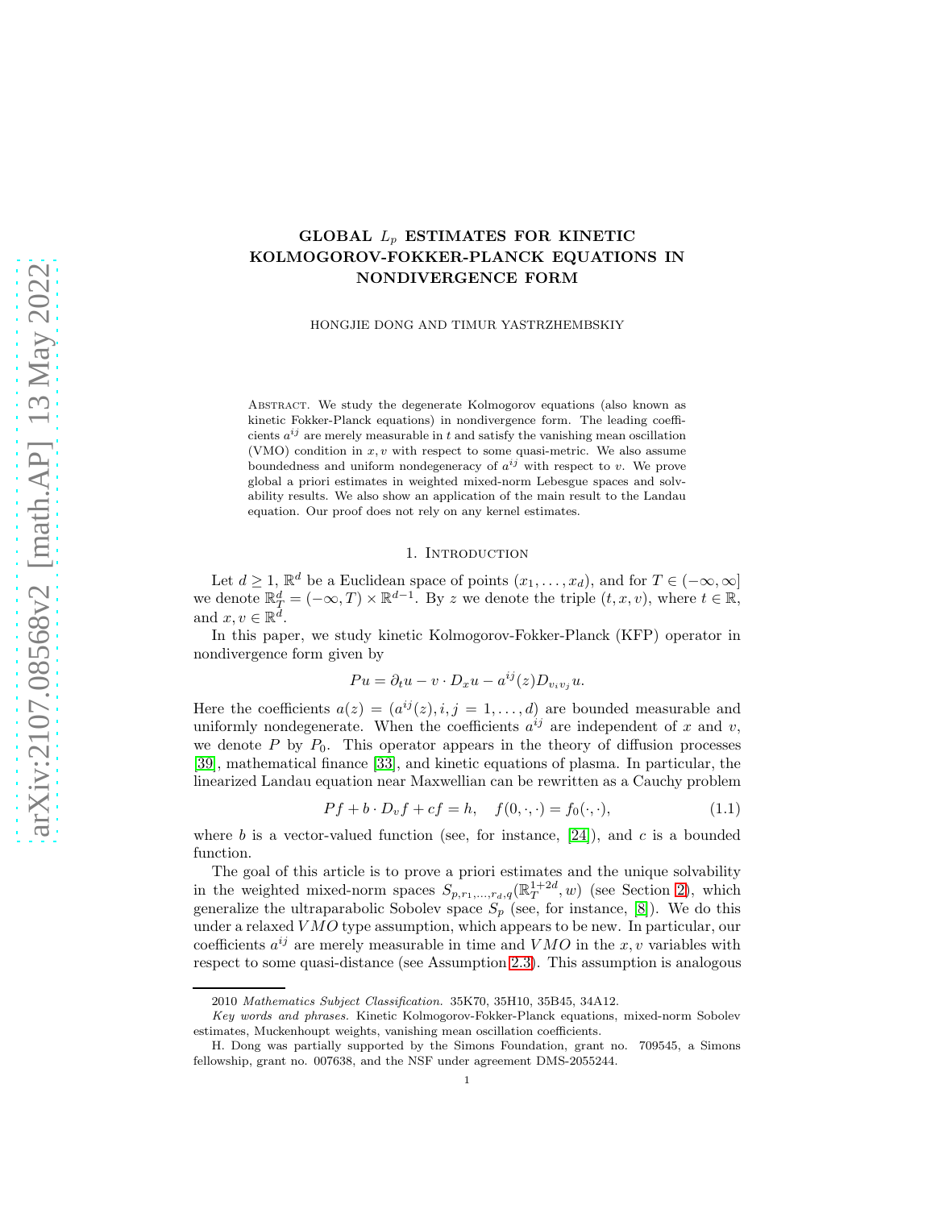# GLOBAL $L_p$ ESTIMATES FOR KINETIC KOLMOGOROV-FOKKER-PLANCK EQUATIONS IN NONDIVERGENCE FORM

HONGJIE DONG AND TIMUR YASTRZHEMBSKIY

Abstract. We study the degenerate Kolmogorov equations (also known as kinetic Fokker-Planck equations) in nondivergence form. The leading coefficients $a^{ij}$ are merely measurable in $t$ and satisfy the vanishing mean oscillation (VMO) condition in $x, v$ with respect to some quasi-metric. We also assume boundedness and uniform nondegeneracy of $a^{ij}$ with respect to $v$. We prove global a priori estimates in weighted mixed-norm Lebesgue spaces and solvability results. We also show an application of the main result to the Landau equation. Our proof does not rely on any kernel estimates.

## 1. Introduction

Let $d \geq 1$, $\mathbb{R}^d$ be a Euclidean space of points $(x_1, \ldots, x_d)$, and for $T \in (-\infty, \infty]$ we denote $\mathbb{R}^d_T = (-\infty, T) \times \mathbb{R}^{d-1}$. By $z$ we denote the triple $(t, x, v)$, where $t \in \mathbb{R}$, and $x, v \in \mathbb{R}^d$.

In this paper, we study kinetic Kolmogorov-Fokker-Planck (KFP) operator in nondivergence form given by

$$Pu = \partial_t u - v \cdot D_x u - a^{ij}(z) D_{v_i v_j} u.$$

Here the coefficients $a(z) = (a^{ij}(z), i, j = 1, \ldots, d)$ are bounded measurable and uniformly nondegenerate. When the coefficients $a^{ij}$ are independent of $x$ and $v$, we denote $P$ by $P_0$. This operator appears in the theory of diffusion processes [39], mathematical finance [33], and kinetic equations of plasma. In particular, the linearized Landau equation near Maxwellian can be rewritten as a Cauchy problem

$$Pf + b \cdot D_v f + cf = h, \quad f(0, \cdot, \cdot) = f_0(\cdot, \cdot), \tag{1.1}$$

where $b$ is a vector-valued function (see, for instance, [24]), and $c$ is a bounded function.

The goal of this article is to prove a priori estimates and the unique solvability in the weighted mixed-norm spaces $S_{p, r_1, \ldots, r_d, q}(\mathbb{R}^{1+2d}_T, w)$ (see Section 2), which generalize the ultraparabolic Sobolev space $S_p$ (see, for instance, [8]). We do this under a relaxed $VMO$ type assumption, which appears to be new. In particular, our coefficients $a^{ij}$ are merely measurable in time and $VMO$ in the $x, v$ variables with respect to some quasi-distance (see Assumption 2.3). This assumption is analogous

2010 *Mathematics Subject Classification.* 35K70, 35H10, 35B45, 34A12.

*Key words and phrases.* Kinetic Kolmogorov-Fokker-Planck equations, mixed-norm Sobolev estimates, Muckenhoupt weights, vanishing mean oscillation coefficients.

H. Dong was partially supported by the Simons Foundation, grant no. 709545, a Simons fellowship, grant no. 007638, and the NSF under agreement DMS-2055244.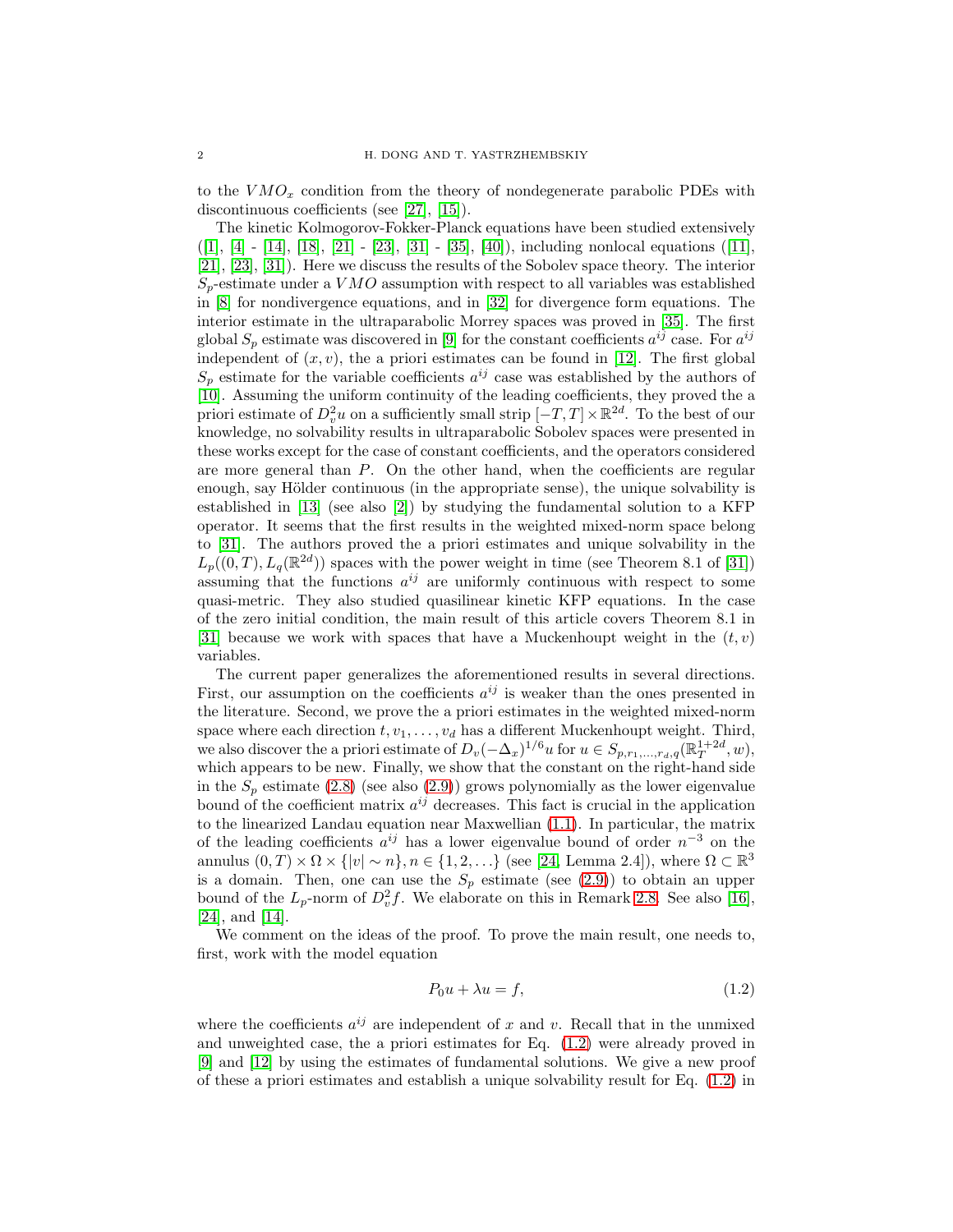to the $VMO_x$ condition from the theory of nondegenerate parabolic PDEs with discontinuous coefficients (see [27], [15]).

The kinetic Kolmogorov-Fokker-Planck equations have been studied extensively ([1], [4] - [14], [18], [21] - [23], [31] - [35], [40]), including nonlocal equations ([11], [21], [23], [31]). Here we discuss the results of the Sobolev space theory. The interior $S_p$-estimate under a $VMO$ assumption with respect to all variables was established in [8] for nondivergence equations, and in [32] for divergence form equations. The interior estimate in the ultraparabolic Morrey spaces was proved in [35]. The first global $S_p$ estimate was discovered in [9] for the constant coefficients $a^{ij}$ case. For $a^{ij}$ independent of $(x, v)$, the a priori estimates can be found in [12]. The first global $S_p$ estimate for the variable coefficients $a^{ij}$ case was established by the authors of [10]. Assuming the uniform continuity of the leading coefficients, they proved the a priori estimate of $D_v^2 u$ on a sufficiently small strip $[-T, T] \times \mathbb{R}^{2d}$. To the best of our knowledge, no solvability results in ultraparabolic Sobolev spaces were presented in these works except for the case of constant coefficients, and the operators considered are more general than $P$. On the other hand, when the coefficients are regular enough, say Hölder continuous (in the appropriate sense), the unique solvability is established in [13] (see also [2]) by studying the fundamental solution to a KFP operator. It seems that the first results in the weighted mixed-norm space belong to [31]. The authors proved the a priori estimates and unique solvability in the $L_p((0, T), L_q(\mathbb{R}^{2d}))$ spaces with the power weight in time (see Theorem 8.1 of [31]) assuming that the functions $a^{ij}$ are uniformly continuous with respect to some quasi-metric. They also studied quasilinear kinetic KFP equations. In the case of the zero initial condition, the main result of this article covers Theorem 8.1 in [31] because we work with spaces that have a Muckenhoupt weight in the $(t, v)$ variables.

The current paper generalizes the aforementioned results in several directions. First, our assumption on the coefficients $a^{ij}$ is weaker than the ones presented in the literature. Second, we prove the a priori estimates in the weighted mixed-norm space where each direction $t, v_1, \ldots, v_d$ has a different Muckenhoupt weight. Third, we also discover the a priori estimate of $D_v(-\Delta_x)^{1/6} u$ for $u \in S_{p,r_1,\ldots,r_d,q}(\mathbb{R}^{1+2d}_T, w)$, which appears to be new. Finally, we show that the constant on the right-hand side in the $S_p$ estimate (2.8) (see also (2.9)) grows polynomially as the lower eigenvalue bound of the coefficient matrix $a^{ij}$ decreases. This fact is crucial in the application to the linearized Landau equation near Maxwellian (1.1). In particular, the matrix of the leading coefficients $a^{ij}$ has a lower eigenvalue bound of order $n^{-3}$ on the annulus $(0, T) \times \Omega \times \{|v| \sim n\}, n \in \{1, 2, \ldots\}$ (see [24, Lemma 2.4]), where $\Omega \subset \mathbb{R}^3$ is a domain. Then, one can use the $S_p$ estimate (see (2.9)) to obtain an upper bound of the $L_p$-norm of $D_v^2 f$. We elaborate on this in Remark 2.8. See also [16], [24], and [14].

We comment on the ideas of the proof. To prove the main result, one needs to, first, work with the model equation

$$P_0 u + \lambda u = f, \tag{1.2}$$

where the coefficients $a^{ij}$ are independent of $x$ and $v$. Recall that in the unmixed and unweighted case, the a priori estimates for Eq. (1.2) were already proved in [9] and [12] by using the estimates of fundamental solutions. We give a new proof of these a priori estimates and establish a unique solvability result for Eq. (1.2) in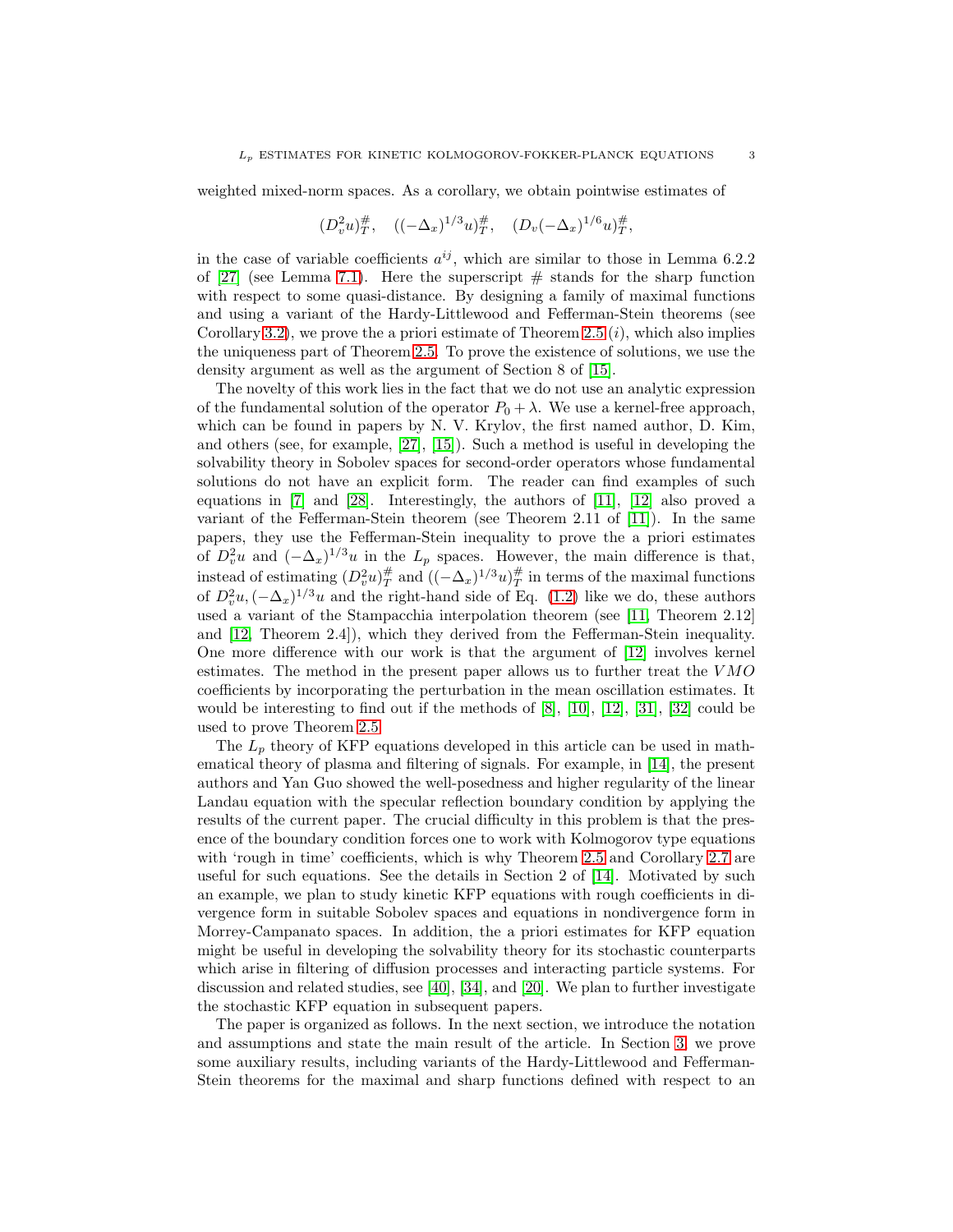weighted mixed-norm spaces. As a corollary, we obtain pointwise estimates of

$$(D_v^2 u)_T^{\#}, \quad ((-\Delta_x)^{1/3} u)_T^{\#}, \quad (D_v (-\Delta_x)^{1/6} u)_T^{\#},$$

in the case of variable coefficients $a^{ij}$, which are similar to those in Lemma 6.2.2 of [27] (see Lemma 7.1). Here the superscript $\#$ stands for the sharp function with respect to some quasi-distance. By designing a family of maximal functions and using a variant of the Hardy-Littlewood and Fefferman-Stein theorems (see Corollary 3.2), we prove the a priori estimate of Theorem 2.5 $(i)$, which also implies the uniqueness part of Theorem 2.5. To prove the existence of solutions, we use the density argument as well as the argument of Section 8 of [15].

The novelty of this work lies in the fact that we do not use an analytic expression of the fundamental solution of the operator $P_0 + \lambda$. We use a kernel-free approach, which can be found in papers by N. V. Krylov, the first named author, D. Kim, and others (see, for example, [27], [15]). Such a method is useful in developing the solvability theory in Sobolev spaces for second-order operators whose fundamental solutions do not have an explicit form. The reader can find examples of such equations in [7] and [28]. Interestingly, the authors of [11], [12] also proved a variant of the Fefferman-Stein theorem (see Theorem 2.11 of [11]). In the same papers, they use the Fefferman-Stein inequality to prove the a priori estimates of $D_v^2 u$ and $(-\Delta_x)^{1/3} u$ in the $L_p$ spaces. However, the main difference is that, instead of estimating $(D_v^2 u)_T^{\#}$ and $((-\Delta_x)^{1/3} u)_T^{\#}$ in terms of the maximal functions of $D_v^2 u, (-\Delta_x)^{1/3} u$ and the right-hand side of Eq. (1.2) like we do, these authors used a variant of the Stampacchia interpolation theorem (see [11, Theorem 2.12] and [12, Theorem 2.4]), which they derived from the Fefferman-Stein inequality. One more difference with our work is that the argument of [12] involves kernel estimates. The method in the present paper allows us to further treat the $VMO$ coefficients by incorporating the perturbation in the mean oscillation estimates. It would be interesting to find out if the methods of [8], [10], [12], [31], [32] could be used to prove Theorem 2.5.

The $L_p$ theory of KFP equations developed in this article can be used in mathematical theory of plasma and filtering of signals. For example, in [14], the present authors and Yan Guo showed the well-posedness and higher regularity of the linear Landau equation with the specular reflection boundary condition by applying the results of the current paper. The crucial difficulty in this problem is that the presence of the boundary condition forces one to work with Kolmogorov type equations with 'rough in time' coefficients, which is why Theorem 2.5 and Corollary 2.7 are useful for such equations. See the details in Section 2 of [14]. Motivated by such an example, we plan to study kinetic KFP equations with rough coefficients in divergence form in suitable Sobolev spaces and equations in nondivergence form in Morrey-Campanato spaces. In addition, the a priori estimates for KFP equation might be useful in developing the solvability theory for its stochastic counterparts which arise in filtering of diffusion processes and interacting particle systems. For discussion and related studies, see [40], [34], and [20]. We plan to further investigate the stochastic KFP equation in subsequent papers.

The paper is organized as follows. In the next section, we introduce the notation and assumptions and state the main result of the article. In Section 3, we prove some auxiliary results, including variants of the Hardy-Littlewood and Fefferman-Stein theorems for the maximal and sharp functions defined with respect to an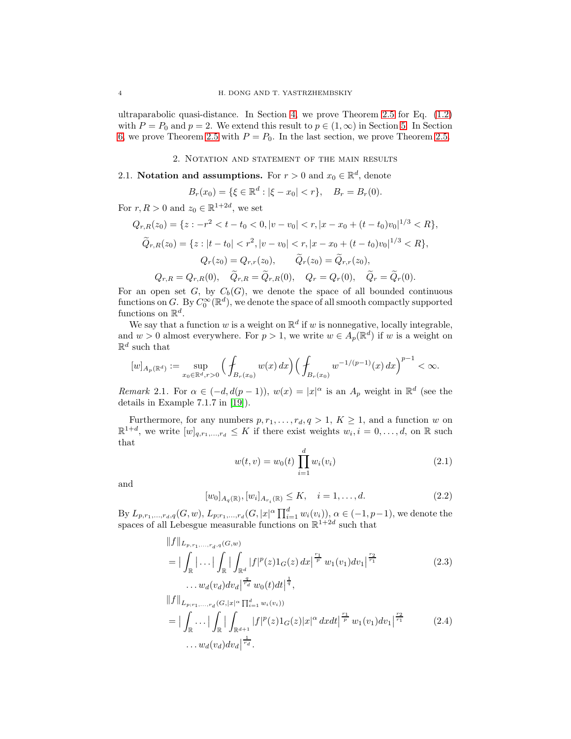ultraparabolic quasi-distance. In Section 4, we prove Theorem 2.5 for Eq. (1.2) with $P = P_0$ and $p = 2$. We extend this result to $p \in (1, \infty)$ in Section 5. In Section 6, we prove Theorem 2.5 with $P = P_0$. In the last section, we prove Theorem 2.5.

## 2. Notation and statement of the main results

**2.1. Notation and assumptions.** For $r > 0$ and $x_0 \in \mathbb{R}^d$, denote

$$B_r(x_0) = \{\xi \in \mathbb{R}^d : |\xi - x_0| < r\}, \quad B_r = B_r(0).$$

For $r, R > 0$ and $z_0 \in \mathbb{R}^{1+2d}$, we set

$$Q_{r,R}(z_0) = \{z : -r^2 < t - t_0 < 0, |v - v_0| < r, |x - x_0 + (t - t_0)v_0|^{1/3} < R\},$$

$$\widetilde{Q}_{r,R}(z_0) = \{z : |t - t_0| < r^2, |v - v_0| < r, |x - x_0 + (t - t_0)v_0|^{1/3} < R\},$$

$$Q_r(z_0) = Q_{r,r}(z_0), \qquad \widetilde{Q}_r(z_0) = \widetilde{Q}_{r,r}(z_0),$$

$$Q_{r,R} = Q_{r,R}(0), \quad \widetilde{Q}_{r,R} = \widetilde{Q}_{r,R}(0), \quad Q_r = Q_r(0), \quad \widetilde{Q}_r = \widetilde{Q}_r(0).$$

For an open set $G$, by $C_b(G)$, we denote the space of all bounded continuous functions on $G$. By $C_0^\infty(\mathbb{R}^d)$, we denote the space of all smooth compactly supported functions on $\mathbb{R}^d$.

We say that a function $w$ is a weight on $\mathbb{R}^d$ if $w$ is nonnegative, locally integrable, and $w > 0$ almost everywhere. For $p > 1$, we write $w \in A_p(\mathbb{R}^d)$ if $w$ is a weight on $\mathbb{R}^d$ such that

$$[w]_{A_p(\mathbb{R}^d)} := \sup_{x_0 \in \mathbb{R}^d, r > 0} \Big( \fint_{B_r(x_0)} w(x)\, dx \Big) \Big( \fint_{B_r(x_0)} w^{-1/(p-1)}(x)\, dx \Big)^{p-1} < \infty.$$

*Remark* 2.1. For $\alpha \in (-d, d(p-1))$, $w(x) = |x|^\alpha$ is an $A_p$ weight in $\mathbb{R}^d$ (see the details in Example 7.1.7 in [19]).

Furthermore, for any numbers $p, r_1, \ldots, r_d, q > 1$, $K \geq 1$, and a function $w$ on $\mathbb{R}^{1+d}$, we write $[w]_{q, r_1, \ldots, r_d} \leq K$ if there exist weights $w_i, i = 0, \ldots, d$, on $\mathbb{R}$ such that

$$w(t, v) = w_0(t) \prod_{i=1}^d w_i(v_i) \tag{2.1}$$

and

$$[w_0]_{A_q(\mathbb{R})}, [w_i]_{A_{r_i}(\mathbb{R})} \leq K, \quad i = 1, \ldots, d. \tag{2.2}$$

By $L_{p, r_1, \ldots, r_d, q}(G, w)$, $L_{p; r_1, \ldots, r_d}(G, |x|^\alpha \prod_{i=1}^d w_i(v_i))$, $\alpha \in (-1, p-1)$, we denote the spaces of all Lebesgue measurable functions on $\mathbb{R}^{1+2d}$ such that

$$\begin{aligned}
&\|f\|_{L_{p,r_1,\ldots,r_d,q}(G,w)} \\
&= \Big| \int_{\mathbb{R}} \Big| \ldots \Big| \int_{\mathbb{R}} \Big| \int_{\mathbb{R}^d} |f|^p(z) 1_G(z)\, dx \Big|^{\frac{r_1}{p}} w_1(v_1) dv_1 \Big|^{\frac{r_2}{r_1}} \\
&\quad \ldots w_d(v_d) dv_d \Big|^{\frac{q}{r_d}} w_0(t) dt \Big|^{\frac{1}{q}},
\end{aligned} \tag{2.3}$$

$$\begin{aligned}
&\|f\|_{L_{p; r_1,\ldots,r_d}(G, |x|^\alpha \prod_{i=1}^d w_i(v_i))} \\
&= \Big| \int_{\mathbb{R}} \ldots \Big| \int_{\mathbb{R}} \Big| \int_{\mathbb{R}^{d+1}} |f|^p(z) 1_G(z) |x|^\alpha\, dx dt \Big|^{\frac{r_1}{p}} w_1(v_1) dv_1 \Big|^{\frac{r_2}{r_1}} \\
&\quad \ldots w_d(v_d) dv_d \Big|^{\frac{1}{r_d}}.
\end{aligned} \tag{2.4}$$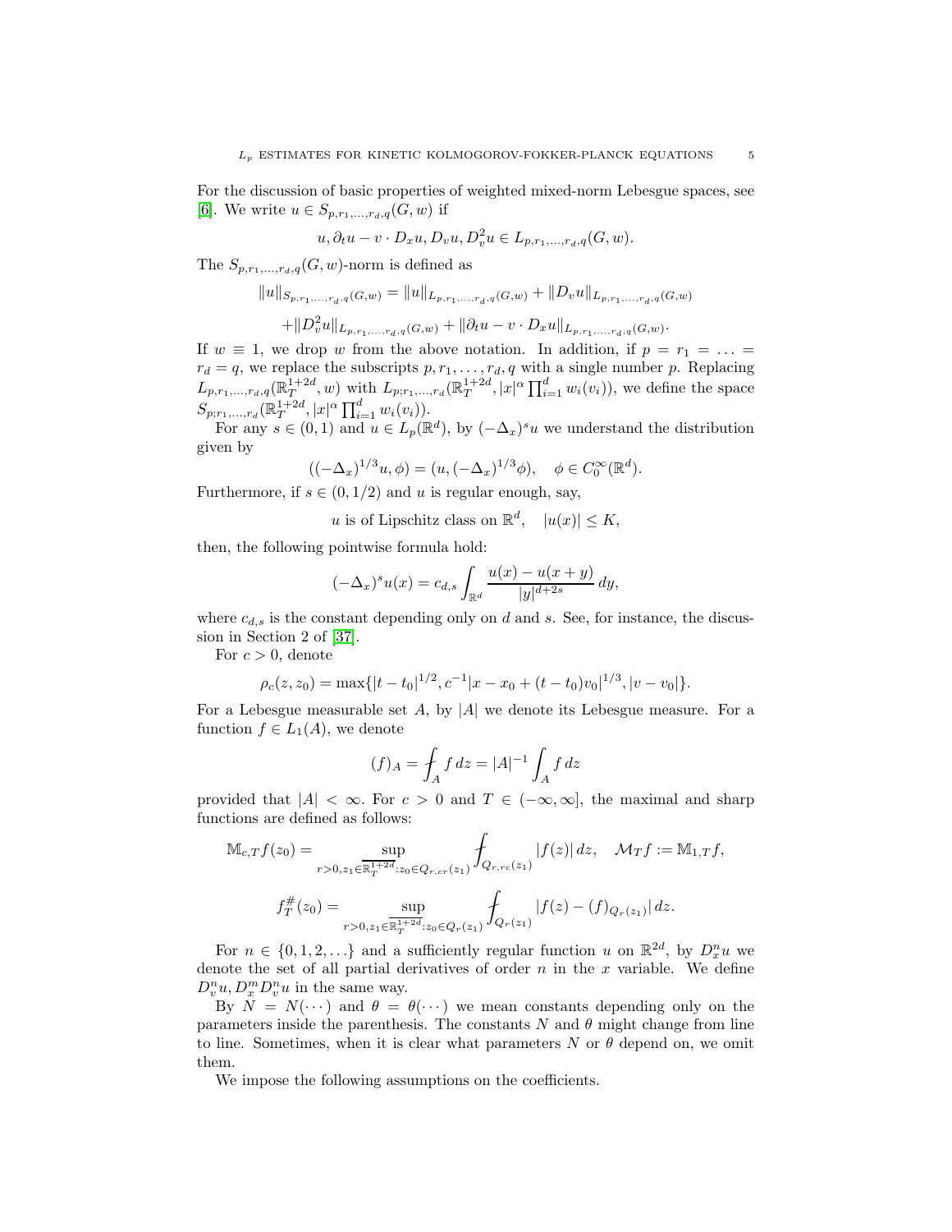For the discussion of basic properties of weighted mixed-norm Lebesgue spaces, see [6]. We write $u \in S_{p,r_1,\ldots,r_d,q}(G,w)$ if

$$u, \partial_t u - v \cdot D_x u, D_v u, D_v^2 u \in L_{p,r_1,\ldots,r_d,q}(G,w).$$

The $S_{p,r_1,\ldots,r_d,q}(G,w)$-norm is defined as

$$\|u\|_{S_{p,r_1,\ldots,r_d,q}(G,w)} = \|u\|_{L_{p,r_1,\ldots,r_d,q}(G,w)} + \|D_v u\|_{L_{p,r_1,\ldots,r_d,q}(G,w)}$$
$$+ \|D_v^2 u\|_{L_{p,r_1,\ldots,r_d,q}(G,w)} + \|\partial_t u - v \cdot D_x u\|_{L_{p,r_1,\ldots,r_d,q}(G,w)}.$$

If $w \equiv 1$, we drop $w$ from the above notation. In addition, if $p = r_1 = \ldots = r_d = q$, we replace the subscripts $p, r_1, \ldots, r_d, q$ with a single number $p$. Replacing $L_{p,r_1,\ldots,r_d,q}(\mathbb{R}^{1+2d}_T, w)$ with $L_{p;r_1,\ldots,r_d}(\mathbb{R}^{1+2d}_T, |x|^\alpha \prod_{i=1}^d w_i(v_i))$, we define the space $S_{p;r_1,\ldots,r_d}(\mathbb{R}^{1+2d}_T, |x|^\alpha \prod_{i=1}^d w_i(v_i))$.

For any $s \in (0,1)$ and $u \in L_p(\mathbb{R}^d)$, by $(-\Delta_x)^s u$ we understand the distribution given by

$$((-\Delta_x)^{1/3} u, \phi) = (u, (-\Delta_x)^{1/3} \phi), \quad \phi \in C_0^\infty(\mathbb{R}^d).$$

Furthermore, if $s \in (0, 1/2)$ and $u$ is regular enough, say,

$$u \text{ is of Lipschitz class on } \mathbb{R}^d, \quad |u(x)| \le K,$$

then, the following pointwise formula hold:

$$(-\Delta_x)^s u(x) = c_{d,s} \int_{\mathbb{R}^d} \frac{u(x) - u(x+y)}{|y|^{d+2s}} \, dy,$$

where $c_{d,s}$ is the constant depending only on $d$ and $s$. See, for instance, the discussion in Section 2 of [37].

For $c > 0$, denote

$$\rho_c(z, z_0) = \max\{|t - t_0|^{1/2}, c^{-1}|x - x_0 + (t - t_0)v_0|^{1/3}, |v - v_0|\}.$$

For a Lebesgue measurable set $A$, by $|A|$ we denote its Lebesgue measure. For a function $f \in L_1(A)$, we denote

$$(f)_A = \fint_A f \, dz = |A|^{-1} \int_A f \, dz$$

provided that $|A| < \infty$. For $c > 0$ and $T \in (-\infty, \infty]$, the maximal and sharp functions are defined as follows:

$$\mathbb{M}_{c,T} f(z_0) = \sup_{r > 0, z_1 \in \overline{\mathbb{R}^{1+2d}_T} : z_0 \in Q_{r,cr}(z_1)} \fint_{Q_{r,rc}(z_1)} |f(z)| \, dz, \quad \mathcal{M}_T f := \mathbb{M}_{1,T} f,$$

$$f^\#_T(z_0) = \sup_{r > 0, z_1 \in \overline{\mathbb{R}^{1+2d}_T} : z_0 \in Q_r(z_1)} \fint_{Q_r(z_1)} |f(z) - (f)_{Q_r(z_1)}| \, dz.$$

For $n \in \{0, 1, 2, \ldots\}$ and a sufficiently regular function $u$ on $\mathbb{R}^{2d}$, by $D_x^n u$ we denote the set of all partial derivatives of order $n$ in the $x$ variable. We define $D_v^n u, D_x^m D_v^n u$ in the same way.

By $N = N(\cdots)$ and $\theta = \theta(\cdots)$ we mean constants depending only on the parameters inside the parenthesis. The constants $N$ and $\theta$ might change from line to line. Sometimes, when it is clear what parameters $N$ or $\theta$ depend on, we omit them.

We impose the following assumptions on the coefficients.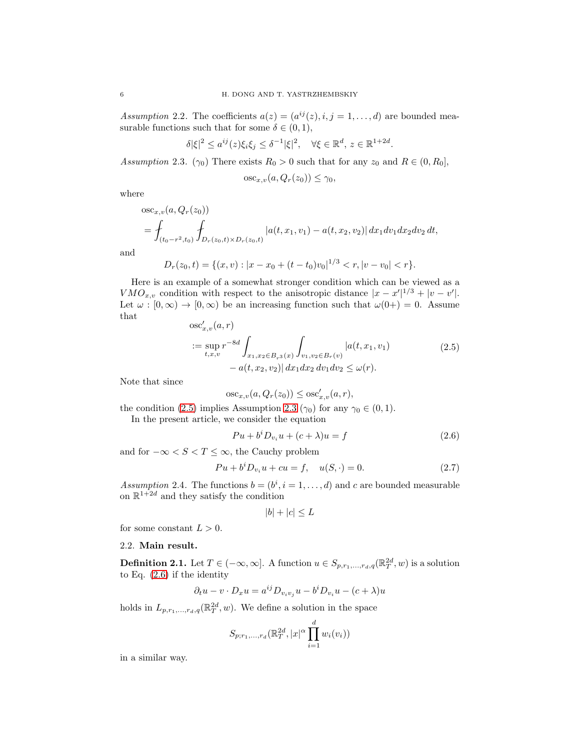*Assumption* 2.2. The coefficients $a(z) = (a^{ij}(z), i, j = 1, \dots, d)$ are bounded measurable functions such that for some $\delta \in (0, 1)$,

$$\delta|\xi|^2 \le a^{ij}(z)\xi_i\xi_j \le \delta^{-1}|\xi|^2, \quad \forall \xi \in \mathbb{R}^d,\, z \in \mathbb{R}^{1+2d}.$$

*Assumption* 2.3. ($\gamma_0$) There exists $R_0 > 0$ such that for any $z_0$ and $R \in (0, R_0]$,

$$\text{osc}_{x,v}(a, Q_r(z_0)) \le \gamma_0,$$

where

$$\begin{aligned}
&\text{osc}_{x,v}(a, Q_r(z_0)) \\
&= \fint_{(t_0-r^2, t_0)} \fint_{D_r(z_0,t) \times D_r(z_0,t)} |a(t, x_1, v_1) - a(t, x_2, v_2)|\, dx_1 dv_1 dx_2 dv_2\, dt,
\end{aligned}$$

and

$$D_r(z_0, t) = \{(x, v) : |x - x_0 + (t - t_0)v_0|^{1/3} < r, |v - v_0| < r\}.$$

Here is an example of a somewhat stronger condition which can be viewed as a $VMO_{x,v}$ condition with respect to the anisotropic distance $|x - x'|^{1/3} + |v - v'|$. Let $\omega : [0, \infty) \to [0, \infty)$ be an increasing function such that $\omega(0+) = 0$. Assume that

$$\begin{aligned}
&\text{osc}'_{x,v}(a, r) \\
&:= \sup_{t,x,v} r^{-8d} \int_{x_1, x_2 \in B_{r^3}(x)} \int_{v_1, v_2 \in B_r(v)} |a(t, x_1, v_1) \\
&\qquad - a(t, x_2, v_2)|\, dx_1 dx_2\, dv_1 dv_2 \le \omega(r).
\end{aligned} \tag{2.5}$$

Note that since

$$\text{osc}_{x,v}(a, Q_r(z_0)) \le \text{osc}'_{x,v}(a, r),$$

the condition (2.5) implies Assumption 2.3 ($\gamma_0$) for any $\gamma_0 \in (0, 1)$.

In the present article, we consider the equation

$$Pu + b^i D_{v_i} u + (c + \lambda)u = f \tag{2.6}$$

and for $-\infty < S < T \le \infty$, the Cauchy problem

$$Pu + b^i D_{v_i} u + cu = f, \quad u(S, \cdot) = 0. \tag{2.7}$$

*Assumption* 2.4. The functions $b = (b^i, i = 1, \dots, d)$ and $c$ are bounded measurable on $\mathbb{R}^{1+2d}$ and they satisfy the condition

$$|b| + |c| \le L$$

for some constant $L > 0$.

## 2.2. Main result.

**Definition 2.1.** Let $T \in (-\infty, \infty]$. A function $u \in S_{p,r_1,\dots,r_d,q}(\mathbb{R}^{2d}_T, w)$ is a solution to Eq. (2.6) if the identity

$$\partial_t u - v \cdot D_x u = a^{ij} D_{v_i v_j} u - b^i D_{v_i} u - (c + \lambda)u$$

holds in $L_{p,r_1,\dots,r_d,q}(\mathbb{R}^{2d}_T, w)$. We define a solution in the space

$$S_{p;r_1,\dots,r_d}(\mathbb{R}^{2d}_T, |x|^\alpha \prod_{i=1}^d w_i(v_i))$$

in a similar way.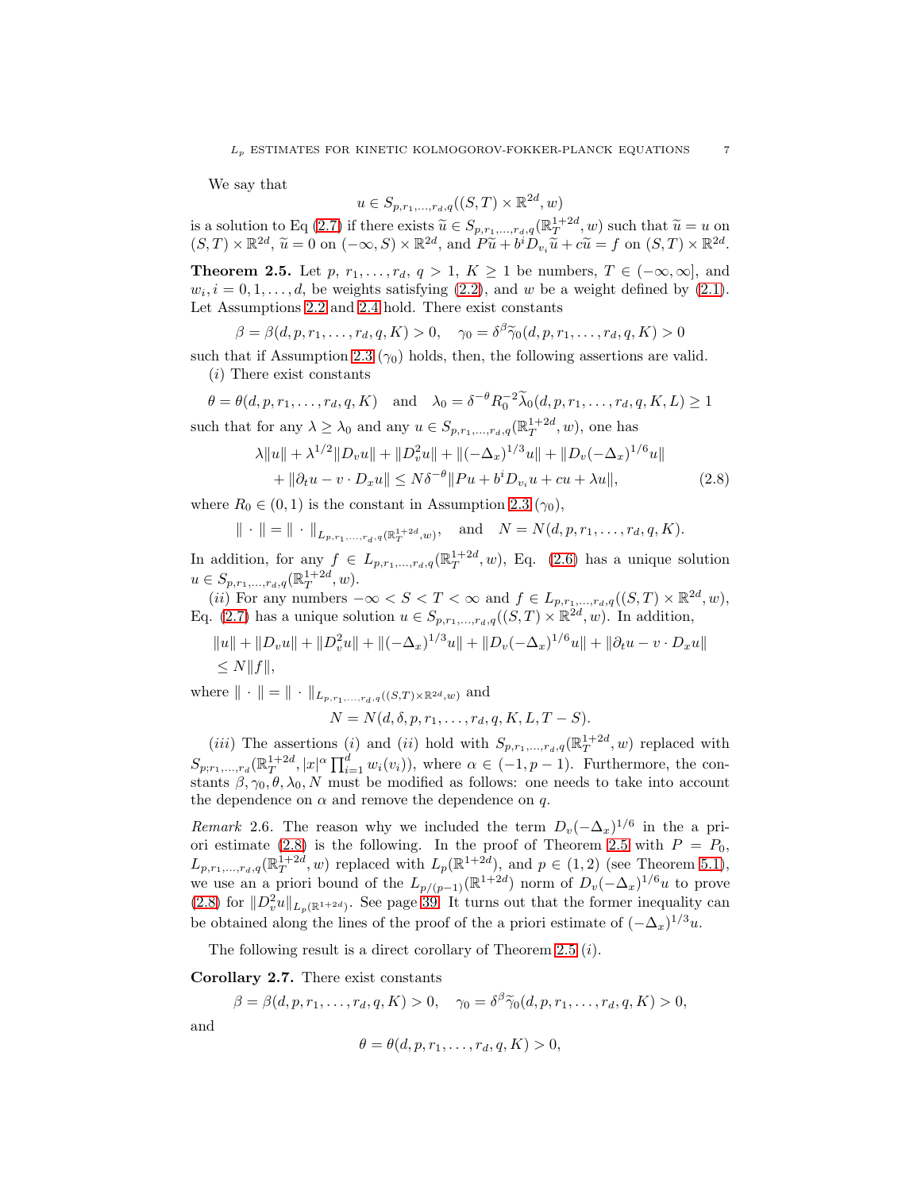We say that

$$u \in S_{p,r_1,\ldots,r_d,q}((S,T) \times \mathbb{R}^{2d}, w)$$

is a solution to Eq (2.7) if there exists $\widetilde{u} \in S_{p,r_1,\ldots,r_d,q}(\mathbb{R}^{1+2d}_T, w)$ such that $\widetilde{u} = u$ on $(S,T) \times \mathbb{R}^{2d}$, $\widetilde{u} = 0$ on $(-\infty, S) \times \mathbb{R}^{2d}$, and $P\widetilde{u} + b^i D_{v_i} \widetilde{u} + c\widetilde{u} = f$ on $(S,T) \times \mathbb{R}^{2d}$.

**Theorem 2.5.** Let $p$, $r_1, \ldots, r_d$, $q > 1$, $K \geq 1$ be numbers, $T \in (-\infty, \infty]$, and $w_i, i = 0, 1, \ldots, d$, be weights satisfying (2.2), and $w$ be a weight defined by (2.1). Let Assumptions 2.2 and 2.4 hold. There exist constants

$$\beta = \beta(d, p, r_1, \ldots, r_d, q, K) > 0, \quad \gamma_0 = \delta^\beta \widetilde{\gamma}_0(d, p, r_1, \ldots, r_d, q, K) > 0$$

such that if Assumption 2.3 ($\gamma_0$) holds, then, the following assertions are valid.

($i$) There exist constants

$$\theta = \theta(d, p, r_1, \ldots, r_d, q, K) \quad \text{and} \quad \lambda_0 = \delta^{-\theta} R_0^{-2} \widetilde{\lambda}_0(d, p, r_1, \ldots, r_d, q, K, L) \geq 1$$

such that for any $\lambda \geq \lambda_0$ and any $u \in S_{p,r_1,\ldots,r_d,q}(\mathbb{R}^{1+2d}_T, w)$, one has

$$\begin{aligned}
&\lambda \|u\| + \lambda^{1/2} \|D_v u\| + \|D_v^2 u\| + \|(-\Delta_x)^{1/3} u\| + \|D_v (-\Delta_x)^{1/6} u\| \\
&\quad + \|\partial_t u - v \cdot D_x u\| \leq N \delta^{-\theta} \|Pu + b^i D_{v_i} u + cu + \lambda u\|, \qquad (2.8)
\end{aligned}$$

where $R_0 \in (0,1)$ is the constant in Assumption 2.3 ($\gamma_0$),

$$\| \cdot \| = \| \cdot \|_{L_{p,r_1,\ldots,r_d,q}(\mathbb{R}^{1+2d}_T, w)}, \quad \text{and} \quad N = N(d, p, r_1, \ldots, r_d, q, K).$$

In addition, for any $f \in L_{p,r_1,\ldots,r_d,q}(\mathbb{R}^{1+2d}_T, w)$, Eq. (2.6) has a unique solution $u \in S_{p,r_1,\ldots,r_d,q}(\mathbb{R}^{1+2d}_T, w)$.

($ii$) For any numbers $-\infty < S < T < \infty$ and $f \in L_{p,r_1,\ldots,r_d,q}((S,T) \times \mathbb{R}^{2d}, w)$, Eq. (2.7) has a unique solution $u \in S_{p,r_1,\ldots,r_d,q}((S,T) \times \mathbb{R}^{2d}, w)$. In addition,

$$\begin{aligned}
&\|u\| + \|D_v u\| + \|D_v^2 u\| + \|(-\Delta_x)^{1/3} u\| + \|D_v (-\Delta_x)^{1/6} u\| + \|\partial_t u - v \cdot D_x u\| \\
&\leq N \|f\|,
\end{aligned}$$

where $\| \cdot \| = \| \cdot \|_{L_{p,r_1,\ldots,r_d,q}((S,T) \times \mathbb{R}^{2d}, w)}$ and

$$N = N(d, \delta, p, r_1, \ldots, r_d, q, K, L, T - S).$$

($iii$) The assertions ($i$) and ($ii$) hold with $S_{p,r_1,\ldots,r_d,q}(\mathbb{R}^{1+2d}_T, w)$ replaced with $S_{p;r_1,\ldots,r_d}(\mathbb{R}^{1+2d}_T, |x|^\alpha \prod_{i=1}^d w_i(v_i))$, where $\alpha \in (-1, p-1)$. Furthermore, the constants $\beta, \gamma_0, \theta, \lambda_0, N$ must be modified as follows: one needs to take into account the dependence on $\alpha$ and remove the dependence on $q$.

*Remark* 2.6. The reason why we included the term $D_v(-\Delta_x)^{1/6}$ in the a priori estimate (2.8) is the following. In the proof of Theorem 2.5 with $P = P_0$, $L_{p,r_1,\ldots,r_d,q}(\mathbb{R}^{1+2d}_T, w)$ replaced with $L_p(\mathbb{R}^{1+2d})$, and $p \in (1,2)$ (see Theorem 5.1), we use an a priori bound of the $L_{p/(p-1)}(\mathbb{R}^{1+2d})$ norm of $D_v(-\Delta_x)^{1/6} u$ to prove (2.8) for $\|D_v^2 u\|_{L_p(\mathbb{R}^{1+2d})}$. See page 39. It turns out that the former inequality can be obtained along the lines of the proof of the a priori estimate of $(-\Delta_x)^{1/3} u$.

The following result is a direct corollary of Theorem 2.5 ($i$).

**Corollary 2.7.** There exist constants

$$\beta = \beta(d, p, r_1, \ldots, r_d, q, K) > 0, \quad \gamma_0 = \delta^\beta \widetilde{\gamma}_0(d, p, r_1, \ldots, r_d, q, K) > 0,$$

and

$$\theta = \theta(d, p, r_1, \ldots, r_d, q, K) > 0,$$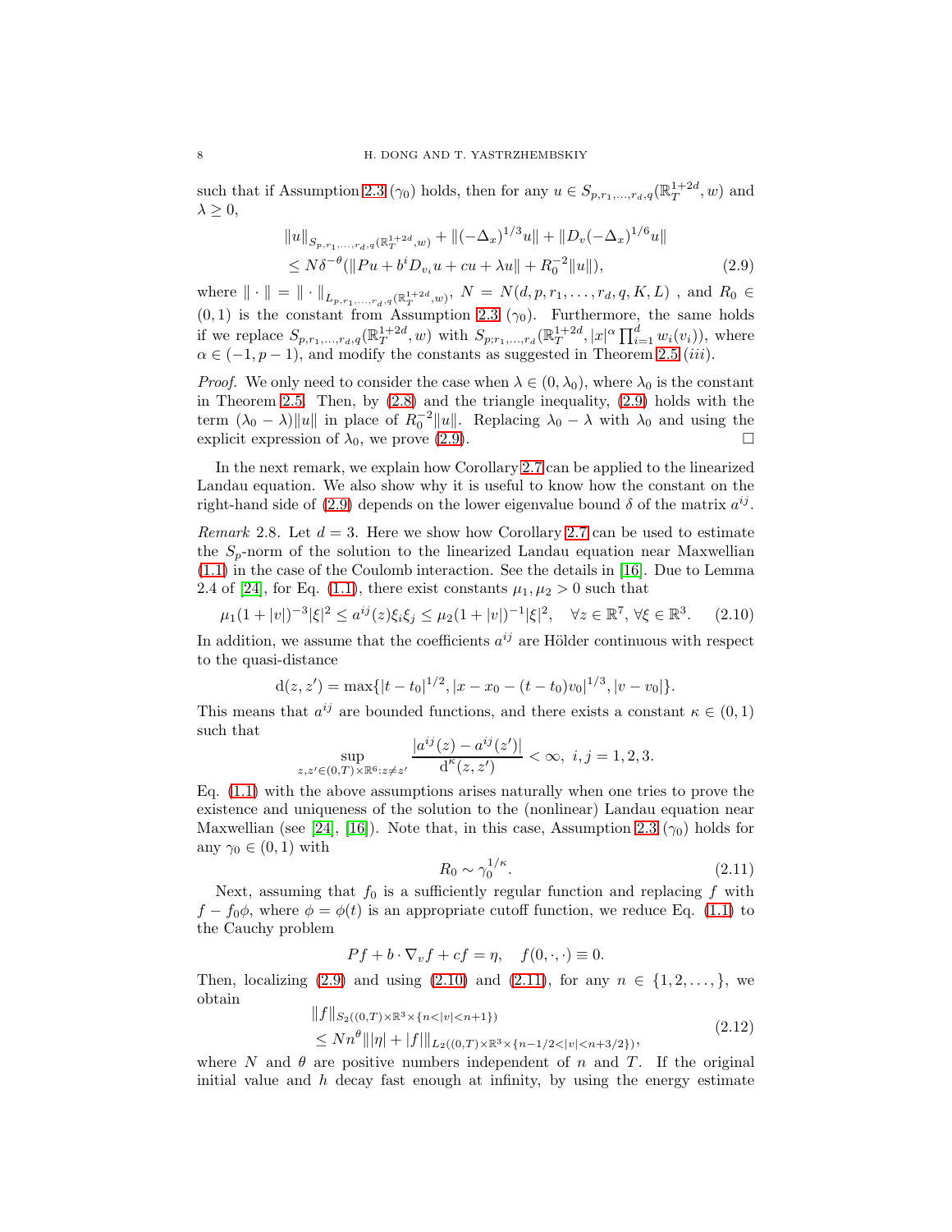such that if Assumption 2.3 $(\gamma_0)$ holds, then for any $u \in S_{p,r_1,\dots,r_d,q}(\mathbb{R}^{1+2d}_T, w)$ and $\lambda \geq 0$,

$$
\begin{aligned}
&\|u\|_{S_{p,r_1,\dots,r_d,q}(\mathbb{R}^{1+2d}_T,w)} + \|(-\Delta_x)^{1/3} u\| + \|D_v (-\Delta_x)^{1/6} u\| \\
&\leq N\delta^{-\theta}(\|Pu + b^i D_{v_i} u + cu + \lambda u\| + R_0^{-2}\|u\|),
\end{aligned}
\tag{2.9}
$$

where $\|\cdot\| = \|\cdot\|_{L_{p,r_1,\dots,r_d,q}(\mathbb{R}^{1+2d}_T,w)}$, $N = N(d,p,r_1,\dots,r_d,q,K,L)$ , and $R_0 \in (0,1)$ is the constant from Assumption 2.3 $(\gamma_0)$. Furthermore, the same holds if we replace $S_{p,r_1,\dots,r_d,q}(\mathbb{R}^{1+2d}_T, w)$ with $S_{p;r_1,\dots,r_d}(\mathbb{R}^{1+2d}_T, |x|^\alpha \prod_{i=1}^d w_i(v_i))$, where $\alpha \in (-1, p-1)$, and modify the constants as suggested in Theorem 2.5 $(iii)$.

*Proof.* We only need to consider the case when $\lambda \in (0, \lambda_0)$, where $\lambda_0$ is the constant in Theorem 2.5. Then, by (2.8) and the triangle inequality, (2.9) holds with the term $(\lambda_0 - \lambda)\|u\|$ in place of $R_0^{-2}\|u\|$. Replacing $\lambda_0 - \lambda$ with $\lambda_0$ and using the explicit expression of $\lambda_0$, we prove (2.9). □

In the next remark, we explain how Corollary 2.7 can be applied to the linearized Landau equation. We also show why it is useful to know how the constant on the right-hand side of (2.9) depends on the lower eigenvalue bound $\delta$ of the matrix $a^{ij}$.

*Remark* 2.8. Let $d = 3$. Here we show how Corollary 2.7 can be used to estimate the $S_p$-norm of the solution to the linearized Landau equation near Maxwellian (1.1) in the case of the Coulomb interaction. See the details in [16]. Due to Lemma 2.4 of [24], for Eq. (1.1), there exist constants $\mu_1, \mu_2 > 0$ such that

$$
\mu_1(1+|v|)^{-3}|\xi|^2 \leq a^{ij}(z)\xi_i\xi_j \leq \mu_2(1+|v|)^{-1}|\xi|^2, \quad \forall z \in \mathbb{R}^7, \forall \xi \in \mathbb{R}^3. \tag{2.10}
$$

In addition, we assume that the coefficients $a^{ij}$ are Hölder continuous with respect to the quasi-distance

$$
\mathrm{d}(z,z') = \max\{|t-t_0|^{1/2}, |x - x_0 - (t-t_0)v_0|^{1/3}, |v - v_0|\}.
$$

This means that $a^{ij}$ are bounded functions, and there exists a constant $\kappa \in (0,1)$ such that

$$
\sup_{z,z' \in (0,T)\times\mathbb{R}^6 : z \neq z'} \frac{|a^{ij}(z) - a^{ij}(z')|}{\mathrm{d}^\kappa(z,z')} < \infty, \ i,j = 1,2,3.
$$

Eq. (1.1) with the above assumptions arises naturally when one tries to prove the existence and uniqueness of the solution to the (nonlinear) Landau equation near Maxwellian (see [24], [16]). Note that, in this case, Assumption 2.3 $(\gamma_0)$ holds for any $\gamma_0 \in (0,1)$ with

$$
R_0 \sim \gamma_0^{1/\kappa}. \tag{2.11}
$$

Next, assuming that $f_0$ is a sufficiently regular function and replacing $f$ with $f - f_0\phi$, where $\phi = \phi(t)$ is an appropriate cutoff function, we reduce Eq. (1.1) to the Cauchy problem

$$
Pf + b \cdot \nabla_v f + cf = \eta, \quad f(0,\cdot,\cdot) \equiv 0.
$$

Then, localizing (2.9) and using (2.10) and (2.11), for any $n \in \{1,2,\dots,\}$, we obtain

$$
\begin{aligned}
&\|f\|_{S_2((0,T)\times\mathbb{R}^3\times\{n<|v|<n+1\})} \\
&\leq Nn^\theta \| |\eta| + |f| \|_{L_2((0,T)\times\mathbb{R}^3\times\{n-1/2<|v|<n+3/2\})},
\end{aligned}
\tag{2.12}
$$

where $N$ and $\theta$ are positive numbers independent of $n$ and $T$. If the original initial value and $h$ decay fast enough at infinity, by using the energy estimate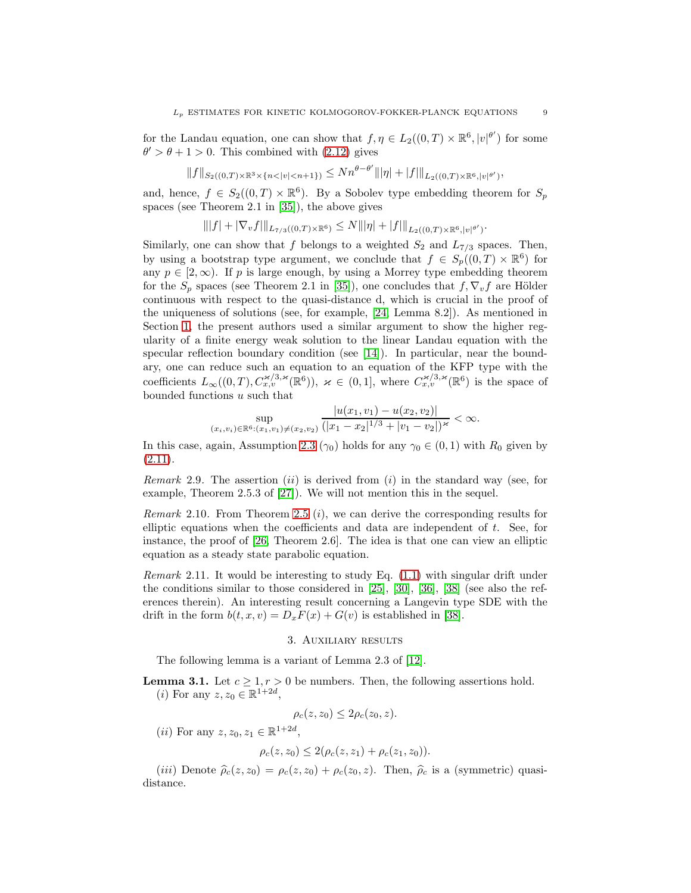for the Landau equation, one can show that $f, \eta \in L_2((0,T) \times \mathbb{R}^6, |v|^{\theta'})$ for some $\theta' > \theta + 1 > 0$. This combined with (2.12) gives

$$\|f\|_{S_2((0,T)\times\mathbb{R}^3\times\{n<|v|<n+1\})} \le N n^{\theta-\theta'} \||\eta| + |f|\|_{L_2((0,T)\times\mathbb{R}^6,|v|^{\theta'})},$$

and, hence, $f \in S_2((0,T) \times \mathbb{R}^6)$. By a Sobolev type embedding theorem for $S_p$ spaces (see Theorem 2.1 in [35]), the above gives

$$\||f| + |\nabla_v f|\|_{L_{7/3}((0,T)\times\mathbb{R}^6)} \le N \||\eta| + |f|\|_{L_2((0,T)\times\mathbb{R}^6,|v|^{\theta'})}.$$

Similarly, one can show that $f$ belongs to a weighted $S_2$ and $L_{7/3}$ spaces. Then, by using a bootstrap type argument, we conclude that $f \in S_p((0,T) \times \mathbb{R}^6)$ for any $p \in [2, \infty)$. If $p$ is large enough, by using a Morrey type embedding theorem for the $S_p$ spaces (see Theorem 2.1 in [35]), one concludes that $f, \nabla_v f$ are Hölder continuous with respect to the quasi-distance d, which is crucial in the proof of the uniqueness of solutions (see, for example, [24, Lemma 8.2]). As mentioned in Section 1, the present authors used a similar argument to show the higher regularity of a finite energy weak solution to the linear Landau equation with the specular reflection boundary condition (see [14]). In particular, near the boundary, one can reduce such an equation to an equation of the KFP type with the coefficients $L_\infty((0,T), C^{\varkappa/3,\varkappa}_{x,v}(\mathbb{R}^6))$, $\varkappa \in (0,1]$, where $C^{\varkappa/3,\varkappa}_{x,v}(\mathbb{R}^6)$ is the space of bounded functions $u$ such that

$$\sup_{(x_i,v_i)\in\mathbb{R}^6:(x_1,v_1)\neq(x_2,v_2)} \frac{|u(x_1,v_1) - u(x_2,v_2)|}{(|x_1 - x_2|^{1/3} + |v_1 - v_2|)^{\varkappa}} < \infty.$$

In this case, again, Assumption 2.3 $(\gamma_0)$ holds for any $\gamma_0 \in (0,1)$ with $R_0$ given by (2.11).

*Remark* 2.9. The assertion $(ii)$ is derived from $(i)$ in the standard way (see, for example, Theorem 2.5.3 of [27]). We will not mention this in the sequel.

*Remark* 2.10. From Theorem 2.5 $(i)$, we can derive the corresponding results for elliptic equations when the coefficients and data are independent of $t$. See, for instance, the proof of [26, Theorem 2.6]. The idea is that one can view an elliptic equation as a steady state parabolic equation.

*Remark* 2.11. It would be interesting to study Eq. (1.1) with singular drift under the conditions similar to those considered in [25], [30], [36], [38] (see also the references therein). An interesting result concerning a Langevin type SDE with the drift in the form $b(t,x,v) = D_x F(x) + G(v)$ is established in [38].

## 3. Auxiliary results

The following lemma is a variant of Lemma 2.3 of [12].

**Lemma 3.1.** *Let $c \ge 1, r > 0$ be numbers. Then, the following assertions hold.*

$(i)$ *For any $z, z_0 \in \mathbb{R}^{1+2d}$,*

$$\rho_c(z, z_0) \le 2\rho_c(z_0, z).$$

$(ii)$ *For any $z, z_0, z_1 \in \mathbb{R}^{1+2d}$,*

$$\rho_c(z, z_0) \le 2(\rho_c(z, z_1) + \rho_c(z_1, z_0)).$$

$(iii)$ *Denote $\widehat{\rho}_c(z, z_0) = \rho_c(z, z_0) + \rho_c(z_0, z)$. Then, $\widehat{\rho}_c$ is a (symmetric) quasi-distance.*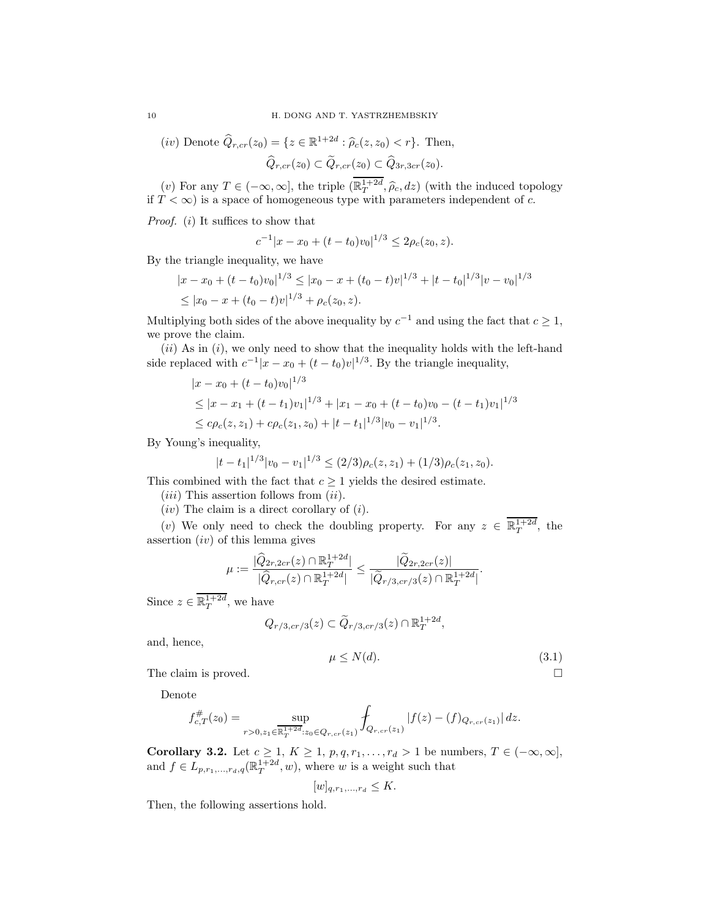$(iv)$ Denote $\widehat{Q}_{r,cr}(z_0) = \{z \in \mathbb{R}^{1+2d} : \widehat{\rho}_c(z, z_0) < r\}$. Then,

$$\widehat{Q}_{r,cr}(z_0) \subset \widetilde{Q}_{r,cr}(z_0) \subset \widehat{Q}_{3r,3cr}(z_0).$$

$(v)$ For any $T \in (-\infty, \infty]$, the triple $(\overline{\mathbb{R}^{1+2d}_T}, \widehat{\rho}_c, dz)$ (with the induced topology if $T < \infty$) is a space of homogeneous type with parameters independent of $c$.

*Proof.* $(i)$ It suffices to show that

$$c^{-1}|x - x_0 + (t - t_0)v_0|^{1/3} \le 2\rho_c(z_0, z).$$

By the triangle inequality, we have

$$\begin{aligned}
&|x - x_0 + (t - t_0)v_0|^{1/3} \le |x_0 - x + (t_0 - t)v|^{1/3} + |t - t_0|^{1/3}|v - v_0|^{1/3} \\
&\le |x_0 - x + (t_0 - t)v|^{1/3} + \rho_c(z_0, z).
\end{aligned}$$

Multiplying both sides of the above inequality by $c^{-1}$ and using the fact that $c \ge 1$, we prove the claim.

$(ii)$ As in $(i)$, we only need to show that the inequality holds with the left-hand side replaced with $c^{-1}|x - x_0 + (t - t_0)v|^{1/3}$. By the triangle inequality,

$$\begin{aligned}
&|x - x_0 + (t - t_0)v_0|^{1/3} \\
&\le |x - x_1 + (t - t_1)v_1|^{1/3} + |x_1 - x_0 + (t - t_0)v_0 - (t - t_1)v_1|^{1/3} \\
&\le c\rho_c(z, z_1) + c\rho_c(z_1, z_0) + |t - t_1|^{1/3}|v_0 - v_1|^{1/3}.
\end{aligned}$$

By Young's inequality,

$$|t - t_1|^{1/3}|v_0 - v_1|^{1/3} \le (2/3)\rho_c(z, z_1) + (1/3)\rho_c(z_1, z_0).$$

This combined with the fact that $c \ge 1$ yields the desired estimate.

$(iii)$ This assertion follows from $(ii)$.

$(iv)$ The claim is a direct corollary of $(i)$.

$(v)$ We only need to check the doubling property. For any $z \in \overline{\mathbb{R}^{1+2d}_T}$, the assertion $(iv)$ of this lemma gives

$$\mu := \frac{|\widehat{Q}_{2r,2cr}(z) \cap \mathbb{R}^{1+2d}_T|}{|\widehat{Q}_{r,cr}(z) \cap \mathbb{R}^{1+2d}_T|} \le \frac{|\widetilde{Q}_{2r,2cr}(z)|}{|\widetilde{Q}_{r/3,cr/3}(z) \cap \mathbb{R}^{1+2d}_T|}.$$

Since $z \in \overline{\mathbb{R}^{1+2d}_T}$, we have

$$Q_{r/3,cr/3}(z) \subset \widetilde{Q}_{r/3,cr/3}(z) \cap \mathbb{R}^{1+2d}_T,$$

and, hence,

$$\mu \le N(d). \tag{3.1}$$

The claim is proved. $\square$

Denote

$$f^{\#}_{c,T}(z_0) = \sup_{r>0, z_1 \in \overline{\mathbb{R}^{1+2d}_T}: z_0 \in Q_{r,cr}(z_1)} \fint_{Q_{r,cr}(z_1)} |f(z) - (f)_{Q_{r,cr}(z_1)}|\, dz.$$

**Corollary 3.2.** Let $c \ge 1$, $K \ge 1$, $p, q, r_1, \ldots, r_d > 1$ be numbers, $T \in (-\infty, \infty]$, and $f \in L_{p,r_1,\ldots,r_d,q}(\mathbb{R}^{1+2d}_T, w)$, where $w$ is a weight such that

$$[w]_{q,r_1,\ldots,r_d} \le K.$$

Then, the following assertions hold.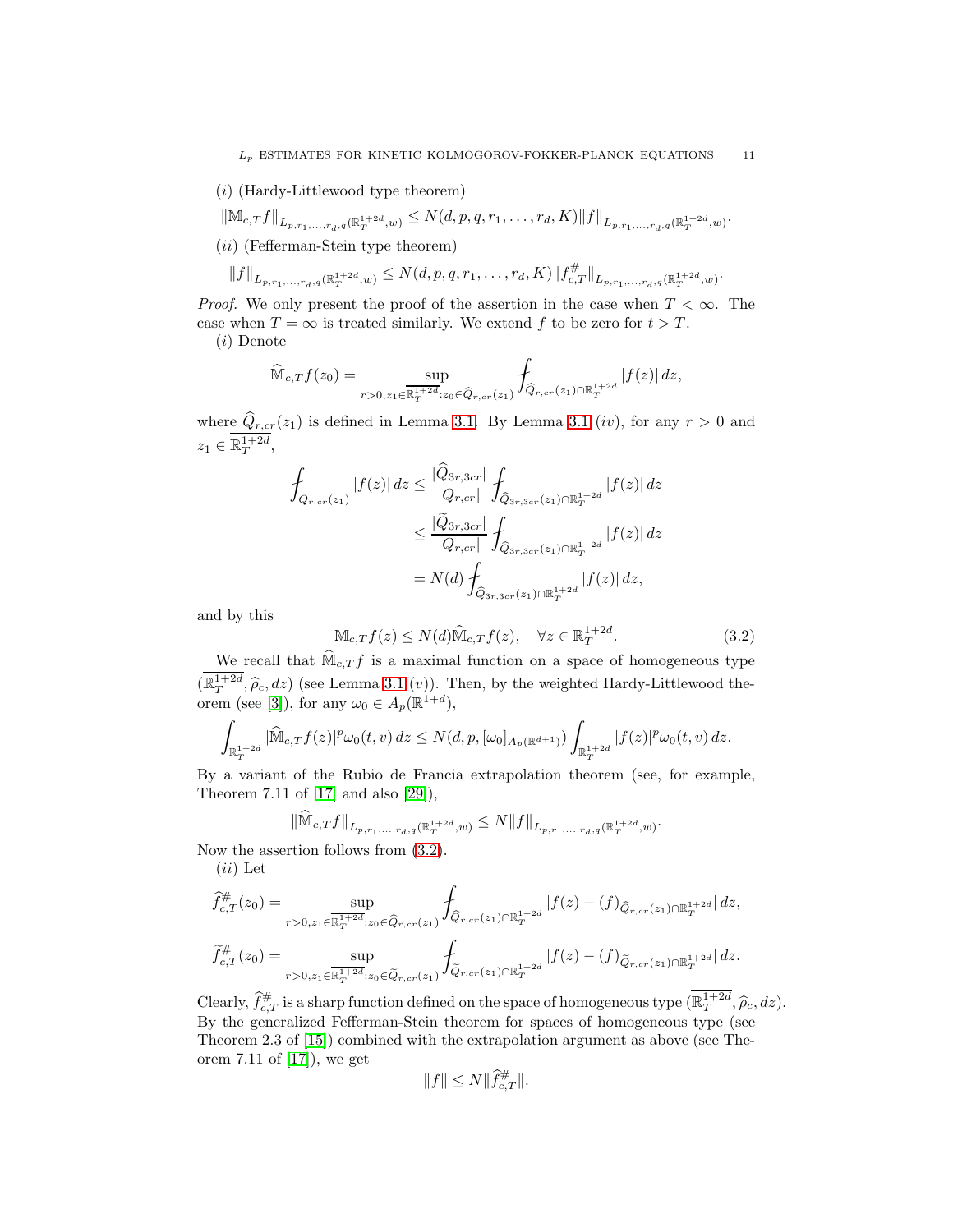$(i)$ (Hardy-Littlewood type theorem)

$$\|\mathbb{M}_{c,T} f\|_{L_{p,r_1,\ldots,r_d,q}(\mathbb{R}^{1+2d}_T,w)} \le N(d,p,q,r_1,\ldots,r_d,K)\|f\|_{L_{p,r_1,\ldots,r_d,q}(\mathbb{R}^{1+2d}_T,w)}.$$

$(ii)$ (Fefferman-Stein type theorem)

$$\|f\|_{L_{p,r_1,\ldots,r_d,q}(\mathbb{R}^{1+2d}_T,w)} \le N(d,p,q,r_1,\ldots,r_d,K)\|f^{\#}_{c,T}\|_{L_{p,r_1,\ldots,r_d,q}(\mathbb{R}^{1+2d}_T,w)}.$$

*Proof.* We only present the proof of the assertion in the case when $T < \infty$. The case when $T = \infty$ is treated similarly. We extend $f$ to be zero for $t > T$.

$(i)$ Denote

$$\widehat{\mathbb{M}}_{c,T} f(z_0) = \sup_{r>0, z_1 \in \overline{\mathbb{R}^{1+2d}_T} : z_0 \in \widehat{Q}_{r,cr}(z_1)} \fint_{\widehat{Q}_{r,cr}(z_1)\cap \mathbb{R}^{1+2d}_T} |f(z)|\, dz,$$

where $\widehat{Q}_{r,cr}(z_1)$ is defined in Lemma 3.1. By Lemma 3.1 $(iv)$, for any $r > 0$ and $z_1 \in \overline{\mathbb{R}^{1+2d}_T}$,

$$\begin{aligned}
\fint_{Q_{r,cr}(z_1)} |f(z)|\, dz &\le \frac{|\widehat{Q}_{3r,3cr}|}{|Q_{r,cr}|} \fint_{\widehat{Q}_{3r,3cr}(z_1)\cap \mathbb{R}^{1+2d}_T} |f(z)|\, dz \\
&\le \frac{|\widetilde{Q}_{3r,3cr}|}{|Q_{r,cr}|} \fint_{\widehat{Q}_{3r,3cr}(z_1)\cap \mathbb{R}^{1+2d}_T} |f(z)|\, dz \\
&= N(d) \fint_{\widehat{Q}_{3r,3cr}(z_1)\cap \mathbb{R}^{1+2d}_T} |f(z)|\, dz,
\end{aligned}$$

and by this

$$\mathbb{M}_{c,T} f(z) \le N(d)\widehat{\mathbb{M}}_{c,T} f(z), \quad \forall z \in \mathbb{R}^{1+2d}_T. \tag{3.2}$$

We recall that $\widehat{\mathbb{M}}_{c,T} f$ is a maximal function on a space of homogeneous type $(\overline{\mathbb{R}^{1+2d}_T}, \widehat{\rho}_c, dz)$ (see Lemma 3.1 $(v)$). Then, by the weighted Hardy-Littlewood theorem (see [3]), for any $\omega_0 \in A_p(\mathbb{R}^{1+d})$,

$$\int_{\mathbb{R}^{1+2d}_T} |\widehat{\mathbb{M}}_{c,T} f(z)|^p \omega_0(t,v)\, dz \le N(d,p,[\omega_0]_{A_p(\mathbb{R}^{d+1})}) \int_{\mathbb{R}^{1+2d}_T} |f(z)|^p \omega_0(t,v)\, dz.$$

By a variant of the Rubio de Francia extrapolation theorem (see, for example, Theorem 7.11 of [17] and also [29]),

$$\|\widehat{\mathbb{M}}_{c,T} f\|_{L_{p,r_1,\ldots,r_d,q}(\mathbb{R}^{1+2d}_T,w)} \le N\|f\|_{L_{p,r_1,\ldots,r_d,q}(\mathbb{R}^{1+2d}_T,w)}.$$

Now the assertion follows from (3.2).

$(ii)$ Let

$$\widehat{f}^{\#}_{c,T}(z_0) = \sup_{r>0, z_1 \in \overline{\mathbb{R}^{1+2d}_T} : z_0 \in \widehat{Q}_{r,cr}(z_1)} \fint_{\widehat{Q}_{r,cr}(z_1)\cap \mathbb{R}^{1+2d}_T} |f(z) - (f)_{\widehat{Q}_{r,cr}(z_1)\cap \mathbb{R}^{1+2d}_T}|\, dz,$$

$$\widetilde{f}^{\#}_{c,T}(z_0) = \sup_{r>0, z_1 \in \overline{\mathbb{R}^{1+2d}_T} : z_0 \in \widetilde{Q}_{r,cr}(z_1)} \fint_{\widetilde{Q}_{r,cr}(z_1)\cap \mathbb{R}^{1+2d}_T} |f(z) - (f)_{\widetilde{Q}_{r,cr}(z_1)\cap \mathbb{R}^{1+2d}_T}|\, dz.$$

Clearly, $\widehat{f}^{\#}_{c,T}$ is a sharp function defined on the space of homogeneous type $(\overline{\mathbb{R}^{1+2d}_T}, \widehat{\rho}_c, dz)$. By the generalized Fefferman-Stein theorem for spaces of homogeneous type (see Theorem 2.3 of [15]) combined with the extrapolation argument as above (see Theorem 7.11 of [17]), we get

$$\|f\| \le N\|\widehat{f}^{\#}_{c,T}\|.$$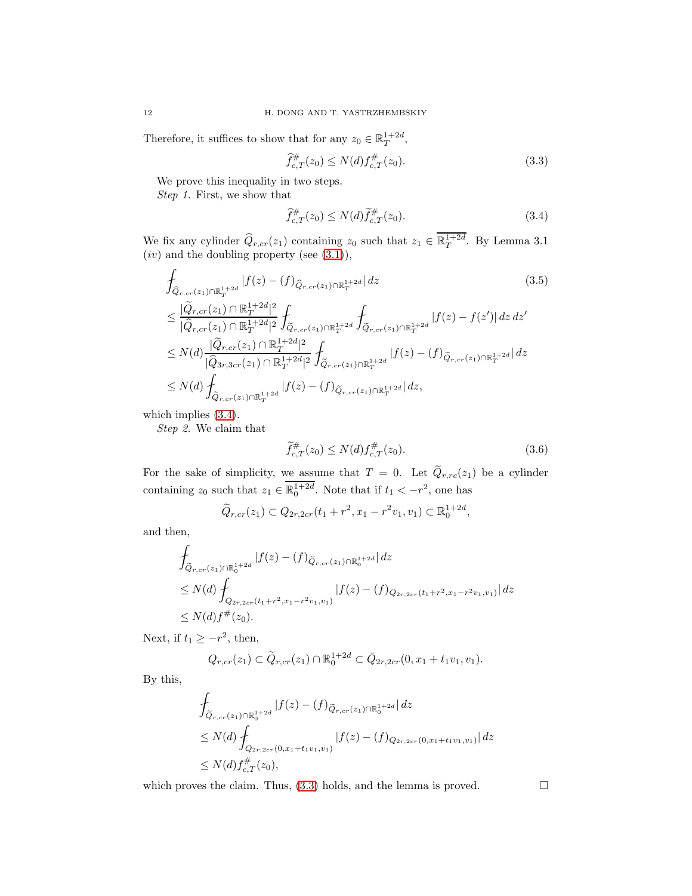Therefore, it suffices to show that for any $z_0 \in \mathbb{R}^{1+2d}_T$,

$$\widehat{f}^{\#}_{c,T}(z_0) \le N(d) f^{\#}_{c,T}(z_0). \tag{3.3}$$

We prove this inequality in two steps.

*Step 1.* First, we show that

$$\widehat{f}^{\#}_{c,T}(z_0) \le N(d) \widetilde{f}^{\#}_{c,T}(z_0). \tag{3.4}$$

We fix any cylinder $\widehat{Q}_{r,cr}(z_1)$ containing $z_0$ such that $z_1 \in \overline{\mathbb{R}^{1+2d}_T}$. By Lemma 3.1 $(iv)$ and the doubling property (see (3.1)),

$$\begin{aligned}
&\fint_{\widehat{Q}_{r,cr}(z_1)\cap \mathbb{R}^{1+2d}_T} |f(z) - (f)_{\widehat{Q}_{r,cr}(z_1)\cap\mathbb{R}^{1+2d}_T}|\, dz \qquad (3.5)\\
&\le \frac{|\widetilde{Q}_{r,cr}(z_1)\cap \mathbb{R}^{1+2d}_T|^2}{|\widehat{Q}_{r,cr}(z_1)\cap \mathbb{R}^{1+2d}_T|^2} \fint_{\widetilde{Q}_{r,cr}(z_1)\cap \mathbb{R}^{1+2d}_T} \fint_{\widetilde{Q}_{r,cr}(z_1)\cap \mathbb{R}^{1+2d}_T} |f(z) - f(z')|\, dz\, dz'\\
&\le N(d) \frac{|\widetilde{Q}_{r,cr}(z_1)\cap \mathbb{R}^{1+2d}_T|^2}{|\widehat{Q}_{3r,3cr}(z_1)\cap \mathbb{R}^{1+2d}_T|^2} \fint_{\widetilde{Q}_{r,cr}(z_1)\cap \mathbb{R}^{1+2d}_T} |f(z) - (f)_{\widetilde{Q}_{r,cr}(z_1)\cap\mathbb{R}^{1+2d}_T}|\, dz\\
&\le N(d) \fint_{\widetilde{Q}_{r,cr}(z_1)\cap \mathbb{R}^{1+2d}_T} |f(z) - (f)_{\widetilde{Q}_{r,cr}(z_1)\cap\mathbb{R}^{1+2d}_T}|\, dz,
\end{aligned}$$

which implies (3.4).

*Step 2.* We claim that

$$\widetilde{f}^{\#}_{c,T}(z_0) \le N(d) f^{\#}_{c,T}(z_0). \tag{3.6}$$

For the sake of simplicity, we assume that $T = 0$. Let $\widetilde{Q}_{r,rc}(z_1)$ be a cylinder containing $z_0$ such that $z_1 \in \overline{\mathbb{R}^{1+2d}_0}$. Note that if $t_1 < -r^2$, one has

$$\widetilde{Q}_{r,cr}(z_1) \subset Q_{2r,2cr}(t_1 + r^2, x_1 - r^2 v_1, v_1) \subset \mathbb{R}^{1+2d}_0,$$

and then,

$$\begin{aligned}
&\fint_{\widetilde{Q}_{r,cr}(z_1)\cap\mathbb{R}^{1+2d}_0} |f(z) - (f)_{\widetilde{Q}_{r,cr}(z_1)\cap\mathbb{R}^{1+2d}_0}|\, dz\\
&\le N(d) \fint_{Q_{2r,2cr}(t_1+r^2, x_1 - r^2 v_1, v_1)} |f(z) - (f)_{Q_{2r,2cr}(t_1+r^2,x_1-r^2v_1,v_1)}|\, dz\\
&\le N(d) f^{\#}(z_0).
\end{aligned}$$

Next, if $t_1 \ge -r^2$, then,

$$Q_{r,cr}(z_1) \subset \widetilde{Q}_{r,cr}(z_1) \cap \mathbb{R}^{1+2d}_0 \subset \bar{Q}_{2r,2cr}(0, x_1 + t_1 v_1, v_1).$$

By this,

$$\begin{aligned}
&\fint_{\widetilde{Q}_{r,cr}(z_1)\cap\mathbb{R}^{1+2d}_0} |f(z) - (f)_{\widetilde{Q}_{r,cr}(z_1)\cap\mathbb{R}^{1+2d}_0}|\, dz\\
&\le N(d) \fint_{Q_{2r,2cr}(0, x_1 + t_1 v_1, v_1)} |f(z) - (f)_{Q_{2r,2cr}(0,x_1+t_1v_1,v_1)}|\, dz\\
&\le N(d) f^{\#}_{c,T}(z_0),
\end{aligned}$$

which proves the claim. Thus, (3.3) holds, and the lemma is proved. $\square$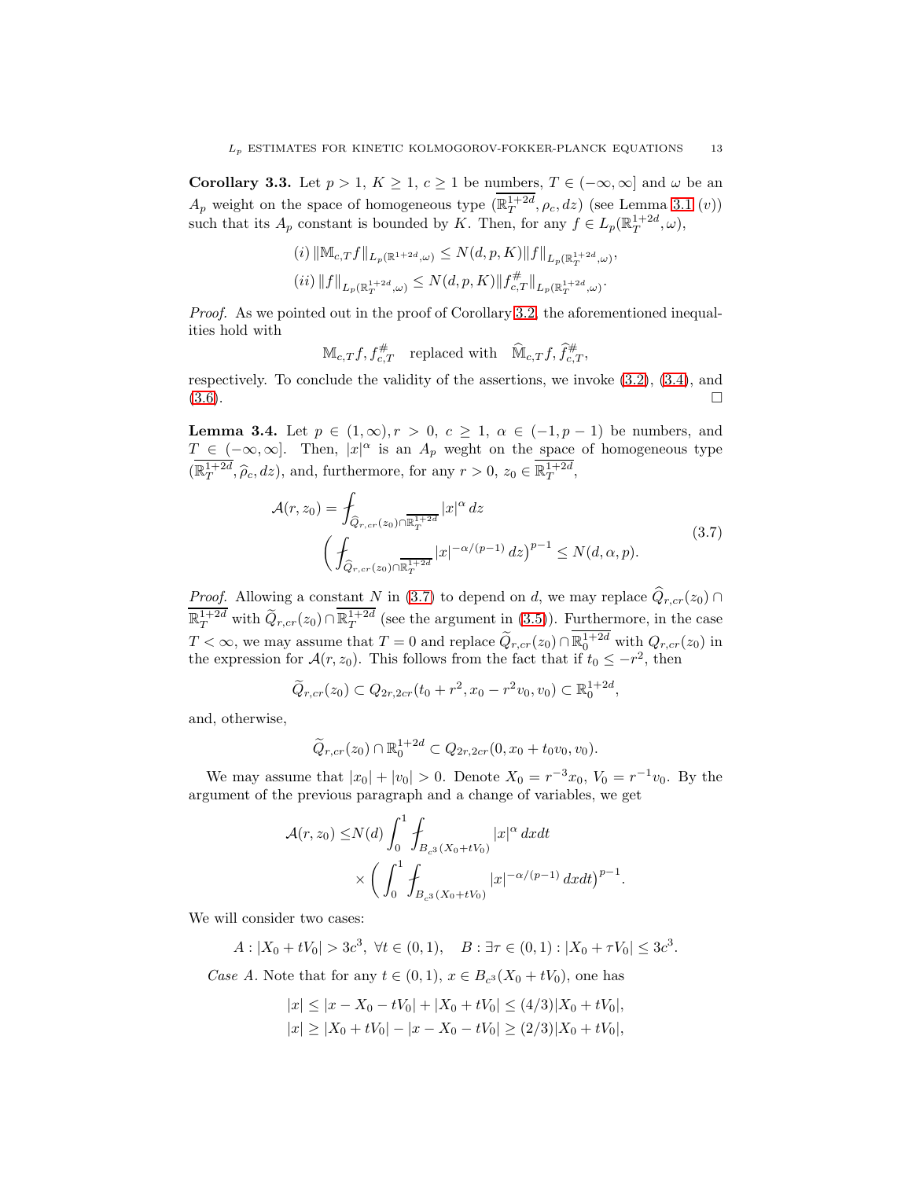**Corollary 3.3.** Let $p > 1$, $K \ge 1$, $c \ge 1$ be numbers, $T \in (-\infty, \infty]$ and $\omega$ be an $A_p$ weight on the space of homogeneous type $(\overline{\mathbb{R}^{1+2d}_T}, \rho_c, dz)$ (see Lemma 3.1 $(v)$) such that its $A_p$ constant is bounded by $K$. Then, for any $f \in L_p(\mathbb{R}^{1+2d}_T, \omega)$,

$$
\begin{aligned}
&(i)\ \|\mathbb{M}_{c,T} f\|_{L_p(\mathbb{R}^{1+2d}, \omega)} \le N(d,p,K) \|f\|_{L_p(\mathbb{R}^{1+2d}_T, \omega)},\\
&(ii)\ \|f\|_{L_p(\mathbb{R}^{1+2d}_T, \omega)} \le N(d,p,K) \|f^{\#}_{c,T}\|_{L_p(\mathbb{R}^{1+2d}_T, \omega)}.
\end{aligned}
$$

*Proof.* As we pointed out in the proof of Corollary 3.2, the aforementioned inequalities hold with

$$
\mathbb{M}_{c,T} f, f^{\#}_{c,T} \quad \text{replaced with} \quad \widehat{\mathbb{M}}_{c,T} f, \widehat{f}^{\#}_{c,T},
$$

respectively. To conclude the validity of the assertions, we invoke (3.2), (3.4), and (3.6). $\square$

**Lemma 3.4.** Let $p \in (1,\infty), r > 0$, $c \ge 1$, $\alpha \in (-1, p-1)$ be numbers, and $T \in (-\infty, \infty]$. Then, $|x|^\alpha$ is an $A_p$ weght on the space of homogeneous type $(\overline{\mathbb{R}^{1+2d}_T}, \widehat{\rho}_c, dz)$, and, furthermore, for any $r > 0$, $z_0 \in \overline{\mathbb{R}^{1+2d}_T}$,

$$
\begin{aligned}
\mathcal{A}(r, z_0) = &\fint_{\widehat{Q}_{r,cr}(z_0) \cap \overline{\mathbb{R}^{1+2d}_T}} |x|^\alpha \, dz \\
&\Big(\fint_{\widehat{Q}_{r,cr}(z_0) \cap \overline{\mathbb{R}^{1+2d}_T}} |x|^{-\alpha/(p-1)} \, dz\Big)^{p-1} \le N(d, \alpha, p).
\end{aligned}
\tag{3.7}
$$

*Proof.* Allowing a constant $N$ in (3.7) to depend on $d$, we may replace $\widehat{Q}_{r,cr}(z_0) \cap \overline{\mathbb{R}^{1+2d}_T}$ with $\widetilde{Q}_{r,cr}(z_0) \cap \overline{\mathbb{R}^{1+2d}_T}$ (see the argument in (3.5)). Furthermore, in the case $T < \infty$, we may assume that $T = 0$ and replace $\widetilde{Q}_{r,cr}(z_0) \cap \overline{\mathbb{R}^{1+2d}_0}$ with $Q_{r,cr}(z_0)$ in the expression for $\mathcal{A}(r, z_0)$. This follows from the fact that if $t_0 \le -r^2$, then

$$
\widetilde{Q}_{r,cr}(z_0) \subset Q_{2r,2cr}(t_0 + r^2, x_0 - r^2 v_0, v_0) \subset \mathbb{R}^{1+2d}_0,
$$

and, otherwise,

$$
\widetilde{Q}_{r,cr}(z_0) \cap \mathbb{R}^{1+2d}_0 \subset Q_{2r,2cr}(0, x_0 + t_0 v_0, v_0).
$$

We may assume that $|x_0| + |v_0| > 0$. Denote $X_0 = r^{-3} x_0$, $V_0 = r^{-1} v_0$. By the argument of the previous paragraph and a change of variables, we get

$$
\begin{aligned}
\mathcal{A}(r, z_0) \le &N(d) \int_0^1 \fint_{B_{c^3}(X_0 + tV_0)} |x|^\alpha \, dx dt \\
&\times \Big(\int_0^1 \fint_{B_{c^3}(X_0 + tV_0)} |x|^{-\alpha/(p-1)} \, dx dt\Big)^{p-1}.
\end{aligned}
$$

We will consider two cases:

$$
A : |X_0 + tV_0| > 3c^3, \ \forall t \in (0,1), \quad B : \exists \tau \in (0,1) : |X_0 + \tau V_0| \le 3c^3.
$$

*Case A.* Note that for any $t \in (0,1)$, $x \in B_{c^3}(X_0 + tV_0)$, one has

$$
\begin{aligned}
&|x| \le |x - X_0 - tV_0| + |X_0 + tV_0| \le (4/3)|X_0 + tV_0|,\\
&|x| \ge |X_0 + tV_0| - |x - X_0 - tV_0| \ge (2/3)|X_0 + tV_0|,
\end{aligned}
$$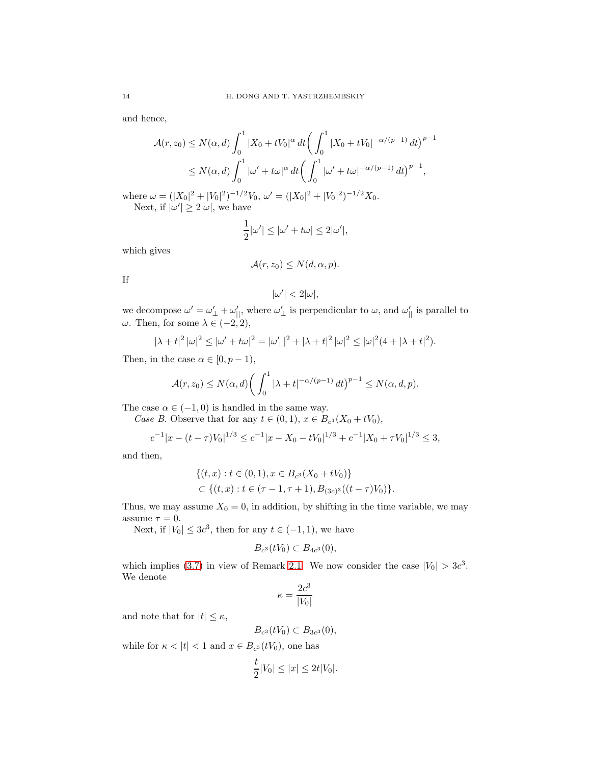and hence,

$$
\begin{aligned}
\mathcal{A}(r, z_0) &\le N(\alpha, d) \int_0^1 |X_0 + tV_0|^{\alpha} \, dt \Big( \int_0^1 |X_0 + tV_0|^{-\alpha/(p-1)} \, dt \Big)^{p-1} \\
&\le N(\alpha, d) \int_0^1 |\omega' + t\omega|^{\alpha} \, dt \Big( \int_0^1 |\omega' + t\omega|^{-\alpha/(p-1)} \, dt \Big)^{p-1},
\end{aligned}
$$

where $\omega = (|X_0|^2 + |V_0|^2)^{-1/2} V_0$, $\omega' = (|X_0|^2 + |V_0|^2)^{-1/2} X_0$.

Next, if $|\omega'| \ge 2|\omega|$, we have

$$
\frac{1}{2}|\omega'| \le |\omega' + t\omega| \le 2|\omega'|,
$$

which gives

$$
\mathcal{A}(r, z_0) \le N(d, \alpha, p).
$$

If

$$
|\omega'| < 2|\omega|,
$$

we decompose $\omega' = \omega'_{\perp} + \omega'_{||}$, where $\omega'_{\perp}$ is perpendicular to $\omega$, and $\omega'_{||}$ is parallel to $\omega$. Then, for some $\lambda \in (-2, 2)$,

$$
|\lambda + t|^2 \, |\omega|^2 \le |\omega' + t\omega|^2 = |\omega'_{\perp}|^2 + |\lambda + t|^2 \, |\omega|^2 \le |\omega|^2 (4 + |\lambda + t|^2).
$$

Then, in the case $\alpha \in [0, p-1)$,

$$
\mathcal{A}(r, z_0) \le N(\alpha, d) \Big( \int_0^1 |\lambda + t|^{-\alpha/(p-1)} \, dt \Big)^{p-1} \le N(\alpha, d, p).
$$

The case $\alpha \in (-1, 0)$ is handled in the same way.

*Case B.* Observe that for any $t \in (0, 1)$, $x \in B_{c^3}(X_0 + tV_0)$,

$$
c^{-1} |x - (t - \tau) V_0|^{1/3} \le c^{-1} |x - X_0 - tV_0|^{1/3} + c^{-1} |X_0 + \tau V_0|^{1/3} \le 3,
$$

and then,

$$
\begin{aligned}
&\{(t, x) : t \in (0, 1), x \in B_{c^3}(X_0 + tV_0)\} \\
&\subset \{(t, x) : t \in (\tau - 1, \tau + 1), B_{(3c)^3}((t - \tau) V_0)\}.
\end{aligned}
$$

Thus, we may assume $X_0 = 0$, in addition, by shifting in the time variable, we may assume $\tau = 0$.

Next, if $|V_0| \le 3c^3$, then for any $t \in (-1, 1)$, we have

$$
B_{c^3}(tV_0) \subset B_{4c^3}(0),
$$

which implies (3.7) in view of Remark 2.1. We now consider the case $|V_0| > 3c^3$. We denote

$$
\kappa = \frac{2c^3}{|V_0|}
$$

and note that for $|t| \le \kappa$,

$$
B_{c^3}(tV_0) \subset B_{3c^3}(0),
$$

while for $\kappa < |t| < 1$ and $x \in B_{c^3}(tV_0)$, one has

$$
\frac{t}{2}|V_0| \le |x| \le 2t|V_0|.
$$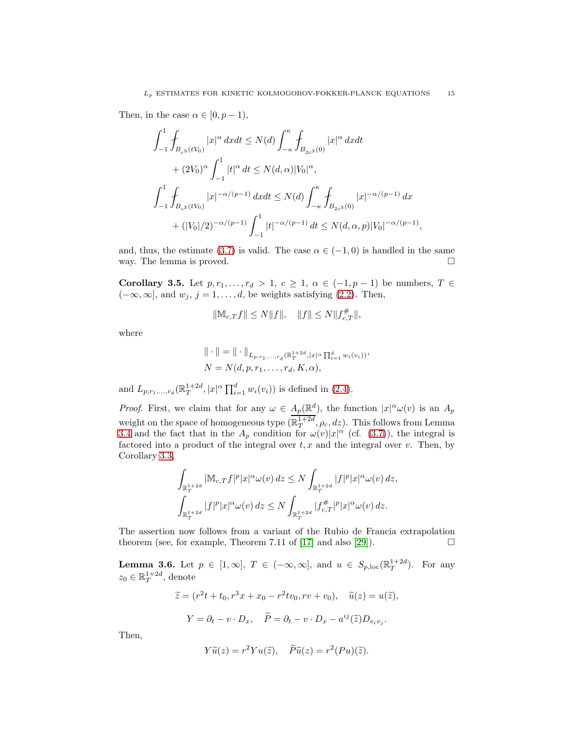Then, in the case $\alpha \in [0, p-1)$,

$$
\begin{aligned}
\int_{-1}^{1} \fint_{B_{c^3}(tV_0)} |x|^{\alpha} \, dx dt &\le N(d) \int_{-\kappa}^{\kappa} \fint_{B_{2c^3}(0)} |x|^{\alpha} \, dx dt \\
&+ (2V_0)^{\alpha} \int_{-1}^{1} |t|^{\alpha} \, dt \le N(d, \alpha) |V_0|^{\alpha}, \\
\int_{-1}^{1} \fint_{B_{c^3}(tV_0)} |x|^{-\alpha/(p-1)} \, dx dt &\le N(d) \int_{-\kappa}^{\kappa} \fint_{B_{2c^3}(0)} |x|^{-\alpha/(p-1)} \, dx \\
&+ (|V_0|/2)^{-\alpha/(p-1)} \int_{-1}^{1} |t|^{-\alpha/(p-1)} \, dt \le N(d, \alpha, p) |V_0|^{-\alpha/(p-1)},
\end{aligned}
$$

and, thus, the estimate (3.7) is valid. The case $\alpha \in (-1, 0)$ is handled in the same way. The lemma is proved. $\square$

**Corollary 3.5.** Let $p, r_1, \ldots, r_d > 1$, $c \ge 1$, $\alpha \in (-1, p-1)$ be numbers, $T \in (-\infty, \infty]$, and $w_j$, $j = 1, \ldots, d$, be weights satisfying (2.2). Then,

$$
\|\mathbb{M}_{c,T} f\| \le N \|f\|, \quad \|f\| \le N \|f^{\#}_{c,T}\|,
$$

where

$$
\begin{aligned}
&\| \cdot \| = \| \cdot \|_{L_{p;r_1,\ldots,r_d}(\mathbb{R}^{1+2d}_T, |x|^{\alpha} \prod_{i=1}^{d} w_i(v_i))}, \\
&N = N(d, p, r_1, \ldots, r_d, K, \alpha),
\end{aligned}
$$

and $L_{p;r_1,\ldots,r_d}(\mathbb{R}^{1+2d}_T, |x|^{\alpha} \prod_{i=1}^{d} w_i(v_i))$ is defined in (2.4).

*Proof.* First, we claim that for any $\omega \in A_p(\mathbb{R}^d)$, the function $|x|^{\alpha}\omega(v)$ is an $A_p$ weight on the space of homogeneous type $(\overline{\mathbb{R}^{1+2d}_T}, \rho_c, dz)$. This follows from Lemma 3.4 and the fact that in the $A_p$ condition for $\omega(v)|x|^{\alpha}$ (cf. (3.7)), the integral is factored into a product of the integral over $t, x$ and the integral over $v$. Then, by Corollary 3.3,

$$
\begin{aligned}
\int_{\mathbb{R}^{1+2d}_T} |\mathbb{M}_{c,T} f|^p |x|^{\alpha} \omega(v) \, dz &\le N \int_{\mathbb{R}^{1+2d}_T} |f|^p |x|^{\alpha} \omega(v) \, dz, \\
\int_{\mathbb{R}^{1+2d}_T} |f|^p |x|^{\alpha} \omega(v) \, dz &\le N \int_{\mathbb{R}^{1+2d}_T} |f^{\#}_{c,T}|^p |x|^{\alpha} \omega(v) \, dz.
\end{aligned}
$$

The assertion now follows from a variant of the Rubio de Francia extrapolation theorem (see, for example, Theorem 7.11 of [17] and also [29]). $\square$

**Lemma 3.6.** Let $p \in [1, \infty]$, $T \in (-\infty, \infty]$, and $u \in S_{p,\text{loc}}(\mathbb{R}^{1+2d}_T)$. For any $z_0 \in \mathbb{R}^{1+2d}_T$, denote

$$
\widetilde{z} = (r^2 t + t_0, r^3 x + x_0 - r^2 t v_0, r v + v_0), \quad \widetilde{u}(z) = u(\widetilde{z}),
$$

$$
Y = \partial_t - v \cdot D_x, \quad \widetilde{P} = \partial_t - v \cdot D_x - a^{ij}(\widetilde{z}) D_{v_i v_j}.
$$

Then,

$$
Y \widetilde{u}(z) = r^2 Y u(\widetilde{z}), \quad \widetilde{P} \widetilde{u}(z) = r^2 (P u)(\widetilde{z}).
$$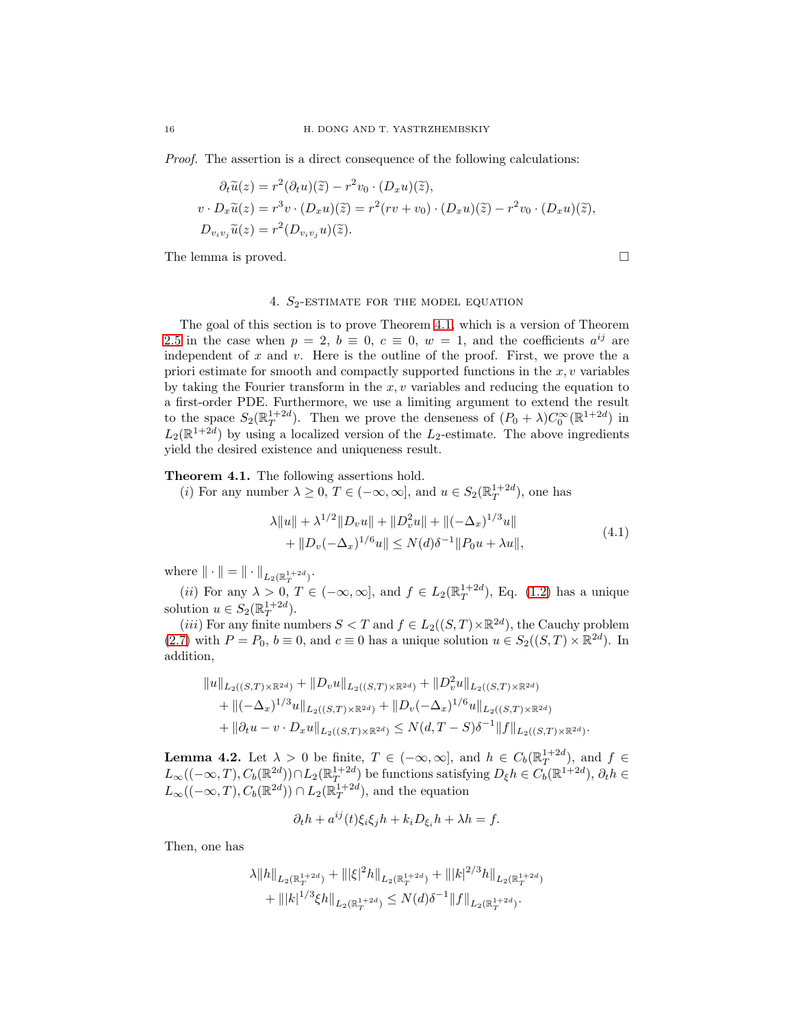*Proof.* The assertion is a direct consequence of the following calculations:

$$\partial_t \widetilde{u}(z) = r^2 (\partial_t u)(\widetilde{z}) - r^2 v_0 \cdot (D_x u)(\widetilde{z}),$$
$$v \cdot D_x \widetilde{u}(z) = r^3 v \cdot (D_x u)(\widetilde{z}) = r^2 (rv + v_0) \cdot (D_x u)(\widetilde{z}) - r^2 v_0 \cdot (D_x u)(\widetilde{z}),$$
$$D_{v_i v_j} \widetilde{u}(z) = r^2 (D_{v_i v_j} u)(\widetilde{z}).$$

The lemma is proved. □

## 4. $S_2$-estimate for the model equation

The goal of this section is to prove Theorem 4.1, which is a version of Theorem 2.5 in the case when $p = 2$, $b \equiv 0$, $c \equiv 0$, $w = 1$, and the coefficients $a^{ij}$ are independent of $x$ and $v$. Here is the outline of the proof. First, we prove the a priori estimate for smooth and compactly supported functions in the $x, v$ variables by taking the Fourier transform in the $x, v$ variables and reducing the equation to a first-order PDE. Furthermore, we use a limiting argument to extend the result to the space $S_2(\mathbb{R}^{1+2d}_T)$. Then we prove the denseness of $(P_0 + \lambda) C_0^\infty(\mathbb{R}^{1+2d})$ in $L_2(\mathbb{R}^{1+2d})$ by using a localized version of the $L_2$-estimate. The above ingredients yield the desired existence and uniqueness result.

**Theorem 4.1.** The following assertions hold.

(*i*) For any number $\lambda \geq 0$, $T \in (-\infty, \infty]$, and $u \in S_2(\mathbb{R}^{1+2d}_T)$, one has

$$\begin{aligned} &\lambda \|u\| + \lambda^{1/2} \|D_v u\| + \|D_v^2 u\| + \|(-\Delta_x)^{1/3} u\| \\ &\quad + \|D_v (-\Delta_x)^{1/6} u\| \leq N(d) \delta^{-1} \|P_0 u + \lambda u\|, \end{aligned} \tag{4.1}$$

where $\| \cdot \| = \| \cdot \|_{L_2(\mathbb{R}^{1+2d}_T)}$.

(*ii*) For any $\lambda > 0$, $T \in (-\infty, \infty]$, and $f \in L_2(\mathbb{R}^{1+2d}_T)$, Eq. (1.2) has a unique solution $u \in S_2(\mathbb{R}^{1+2d}_T)$.

(*iii*) For any finite numbers $S < T$ and $f \in L_2((S,T) \times \mathbb{R}^{2d})$, the Cauchy problem (2.7) with $P = P_0$, $b \equiv 0$, and $c \equiv 0$ has a unique solution $u \in S_2((S,T) \times \mathbb{R}^{2d})$. In addition,

$$\begin{aligned} &\|u\|_{L_2((S,T)\times\mathbb{R}^{2d})} + \|D_v u\|_{L_2((S,T)\times\mathbb{R}^{2d})} + \|D_v^2 u\|_{L_2((S,T)\times\mathbb{R}^{2d})} \\ &\quad + \|(-\Delta_x)^{1/3} u\|_{L_2((S,T)\times\mathbb{R}^{2d})} + \|D_v(-\Delta_x)^{1/6} u\|_{L_2((S,T)\times\mathbb{R}^{2d})} \\ &\quad + \|\partial_t u - v \cdot D_x u\|_{L_2((S,T)\times\mathbb{R}^{2d})} \leq N(d, T-S) \delta^{-1} \|f\|_{L_2((S,T)\times\mathbb{R}^{2d})}. \end{aligned}$$

**Lemma 4.2.** Let $\lambda > 0$ be finite, $T \in (-\infty, \infty]$, and $h \in C_b(\mathbb{R}^{1+2d}_T)$, and $f \in L_\infty((-\infty, T), C_b(\mathbb{R}^{2d})) \cap L_2(\mathbb{R}^{1+2d}_T)$ be functions satisfying $D_\xi h \in C_b(\mathbb{R}^{1+2d})$, $\partial_t h \in L_\infty((-\infty, T), C_b(\mathbb{R}^{2d})) \cap L_2(\mathbb{R}^{1+2d}_T)$, and the equation

$$\partial_t h + a^{ij}(t) \xi_i \xi_j h + k_i D_{\xi_i} h + \lambda h = f.$$

Then, one has

$$\begin{aligned} &\lambda \|h\|_{L_2(\mathbb{R}^{1+2d}_T)} + \||\xi|^2 h\|_{L_2(\mathbb{R}^{1+2d}_T)} + \||k|^{2/3} h\|_{L_2(\mathbb{R}^{1+2d}_T)} \\ &\quad + \||k|^{1/3} \xi h\|_{L_2(\mathbb{R}^{1+2d}_T)} \leq N(d) \delta^{-1} \|f\|_{L_2(\mathbb{R}^{1+2d}_T)}. \end{aligned}$$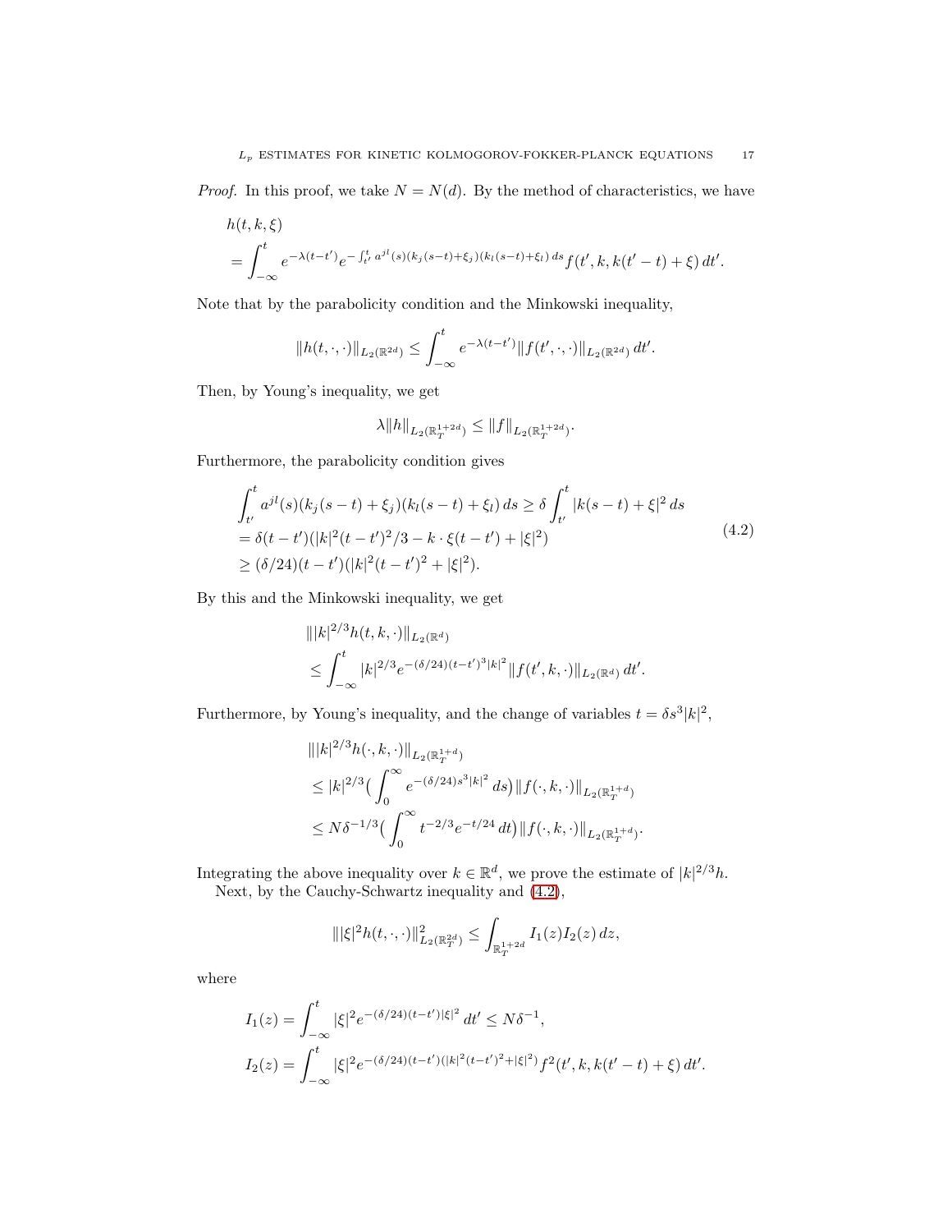*Proof.* In this proof, we take $N = N(d)$. By the method of characteristics, we have

$$
\begin{aligned}
&h(t, k, \xi) \\
&= \int_{-\infty}^{t} e^{-\lambda(t-t')} e^{-\int_{t'}^{t} a^{jl}(s)(k_j(s-t)+\xi_j)(k_l(s-t)+\xi_l)\,ds} f(t', k, k(t'-t)+\xi)\,dt'.
\end{aligned}
$$

Note that by the parabolicity condition and the Minkowski inequality,

$$
\|h(t,\cdot,\cdot)\|_{L_2(\mathbb{R}^{2d})} \le \int_{-\infty}^{t} e^{-\lambda(t-t')} \|f(t',\cdot,\cdot)\|_{L_2(\mathbb{R}^{2d})}\,dt'.
$$

Then, by Young's inequality, we get

$$
\lambda \|h\|_{L_2(\mathbb{R}^{1+2d}_T)} \le \|f\|_{L_2(\mathbb{R}^{1+2d}_T)}.
$$

Furthermore, the parabolicity condition gives

$$
\begin{aligned}
&\int_{t'}^{t} a^{jl}(s)(k_j(s-t)+\xi_j)(k_l(s-t)+\xi_l)\,ds \ge \delta \int_{t'}^{t} |k(s-t)+\xi|^2\,ds \\
&= \delta(t-t')(|k|^2(t-t')^2/3 - k\cdot\xi(t-t') + |\xi|^2) \\
&\ge (\delta/24)(t-t')(|k|^2(t-t')^2 + |\xi|^2).
\end{aligned}
\tag{4.2}
$$

By this and the Minkowski inequality, we get

$$
\begin{aligned}
&\||k|^{2/3} h(t,k,\cdot)\|_{L_2(\mathbb{R}^d)} \\
&\le \int_{-\infty}^{t} |k|^{2/3} e^{-(\delta/24)(t-t')^3|k|^2} \|f(t',k,\cdot)\|_{L_2(\mathbb{R}^d)}\,dt'.
\end{aligned}
$$

Furthermore, by Young's inequality, and the change of variables $t = \delta s^3 |k|^2$,

$$
\begin{aligned}
&\||k|^{2/3} h(\cdot,k,\cdot)\|_{L_2(\mathbb{R}^{1+d}_T)} \\
&\le |k|^{2/3} \big( \int_0^\infty e^{-(\delta/24)s^3|k|^2}\,ds \big) \|f(\cdot,k,\cdot)\|_{L_2(\mathbb{R}^{1+d}_T)} \\
&\le N\delta^{-1/3} \big( \int_0^\infty t^{-2/3} e^{-t/24}\,dt \big) \|f(\cdot,k,\cdot)\|_{L_2(\mathbb{R}^{1+d}_T)}.
\end{aligned}
$$

Integrating the above inequality over $k \in \mathbb{R}^d$, we prove the estimate of $|k|^{2/3}h$.

Next, by the Cauchy-Schwartz inequality and (4.2),

$$
\||\xi|^2 h(t,\cdot,\cdot)\|^2_{L_2(\mathbb{R}^{2d}_T)} \le \int_{\mathbb{R}^{1+2d}_T} I_1(z) I_2(z)\,dz,
$$

where

$$
\begin{aligned}
&I_1(z) = \int_{-\infty}^{t} |\xi|^2 e^{-(\delta/24)(t-t')|\xi|^2}\,dt' \le N\delta^{-1}, \\
&I_2(z) = \int_{-\infty}^{t} |\xi|^2 e^{-(\delta/24)(t-t')(|k|^2(t-t')^2+|\xi|^2)} f^2(t', k, k(t'-t)+\xi)\,dt'.
\end{aligned}
$$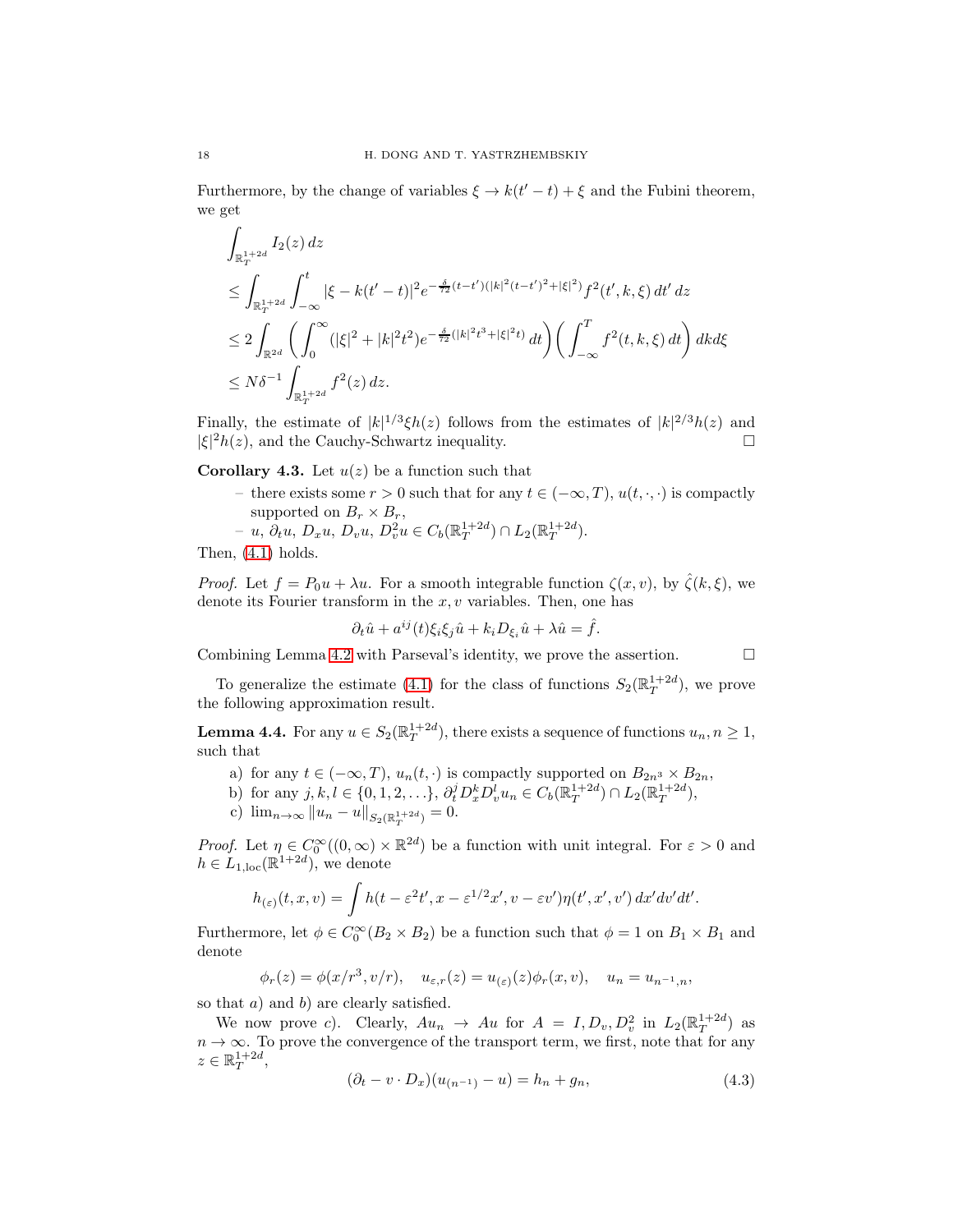Furthermore, by the change of variables $\xi \to k(t'-t) + \xi$ and the Fubini theorem, we get

$$
\begin{aligned}
&\int_{\mathbb{R}^{1+2d}_T} I_2(z)\, dz \\
&\le \int_{\mathbb{R}^{1+2d}_T} \int_{-\infty}^{t} |\xi - k(t'-t)|^2 e^{-\frac{\delta}{72}(t-t')(|k|^2(t-t')^2 + |\xi|^2)} f^2(t', k, \xi)\, dt'\, dz \\
&\le 2 \int_{\mathbb{R}^{2d}} \left( \int_0^\infty (|\xi|^2 + |k|^2 t^2) e^{-\frac{\delta}{72}(|k|^2 t^3 + |\xi|^2 t)}\, dt \right) \left( \int_{-\infty}^{T} f^2(t, k, \xi)\, dt \right) dk d\xi \\
&\le N\delta^{-1} \int_{\mathbb{R}^{1+2d}_T} f^2(z)\, dz.
\end{aligned}
$$

Finally, the estimate of $|k|^{1/3}\xi h(z)$ follows from the estimates of $|k|^{2/3}h(z)$ and $|\xi|^2 h(z)$, and the Cauchy-Schwartz inequality. $\square$

**Corollary 4.3.** Let $u(z)$ be a function such that

– there exists some $r > 0$ such that for any $t \in (-\infty, T)$, $u(t, \cdot, \cdot)$ is compactly supported on $B_r \times B_r$,

– $u$, $\partial_t u$, $D_x u$, $D_v u$, $D_v^2 u \in C_b(\mathbb{R}^{1+2d}_T) \cap L_2(\mathbb{R}^{1+2d}_T)$.

Then, (4.1) holds.

*Proof.* Let $f = P_0 u + \lambda u$. For a smooth integrable function $\zeta(x, v)$, by $\hat{\zeta}(k, \xi)$, we denote its Fourier transform in the $x, v$ variables. Then, one has

$$
\partial_t \hat{u} + a^{ij}(t)\xi_i \xi_j \hat{u} + k_i D_{\xi_i} \hat{u} + \lambda \hat{u} = \hat{f}.
$$

Combining Lemma 4.2 with Parseval's identity, we prove the assertion. $\square$

To generalize the estimate (4.1) for the class of functions $S_2(\mathbb{R}^{1+2d}_T)$, we prove the following approximation result.

**Lemma 4.4.** For any $u \in S_2(\mathbb{R}^{1+2d}_T)$, there exists a sequence of functions $u_n, n \ge 1$, such that

a) for any $t \in (-\infty, T)$, $u_n(t, \cdot)$ is compactly supported on $B_{2n^3} \times B_{2n}$,

b) for any $j, k, l \in \{0, 1, 2, \ldots\}$, $\partial_t^j D_x^k D_v^l u_n \in C_b(\mathbb{R}^{1+2d}_T) \cap L_2(\mathbb{R}^{1+2d}_T)$,

c) $\lim_{n \to \infty} \|u_n - u\|_{S_2(\mathbb{R}^{1+2d}_T)} = 0$.

*Proof.* Let $\eta \in C_0^\infty((0, \infty) \times \mathbb{R}^{2d})$ be a function with unit integral. For $\varepsilon > 0$ and $h \in L_{1,\text{loc}}(\mathbb{R}^{1+2d})$, we denote

$$
h_{(\varepsilon)}(t, x, v) = \int h(t - \varepsilon^2 t', x - \varepsilon^{1/2} x', v - \varepsilon v')\eta(t', x', v')\, dx' dv' dt'.
$$

Furthermore, let $\phi \in C_0^\infty(B_2 \times B_2)$ be a function such that $\phi = 1$ on $B_1 \times B_1$ and denote

$$
\phi_r(z) = \phi(x/r^3, v/r), \quad u_{\varepsilon, r}(z) = u_{(\varepsilon)}(z)\phi_r(x, v), \quad u_n = u_{n^{-1}, n},
$$

so that $a)$ and $b)$ are clearly satisfied.

We now prove $c)$. Clearly, $Au_n \to Au$ for $A = I, D_v, D_v^2$ in $L_2(\mathbb{R}^{1+2d}_T)$ as $n \to \infty$. To prove the convergence of the transport term, we first, note that for any $z \in \mathbb{R}^{1+2d}_T$,

$$
(\partial_t - v \cdot D_x)(u_{(n^{-1})} - u) = h_n + g_n, \tag{4.3}
$$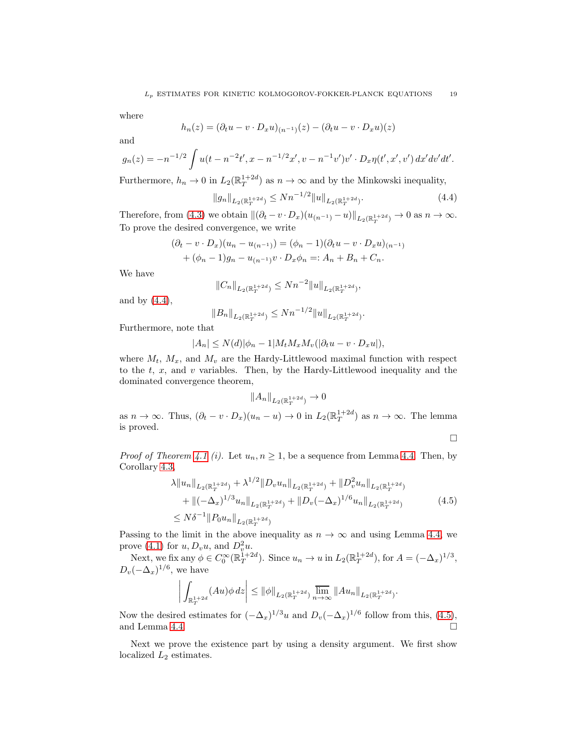where

$$h_n(z) = (\partial_t u - v \cdot D_x u)_{(n^{-1})}(z) - (\partial_t u - v \cdot D_x u)(z)$$

and

$$g_n(z) = -n^{-1/2} \int u(t - n^{-2}t', x - n^{-1/2}x', v - n^{-1}v') v' \cdot D_x \eta(t', x', v') \, dx' dv' dt'.$$

Furthermore, $h_n \to 0$ in $L_2(\mathbb{R}^{1+2d}_T)$ as $n \to \infty$ and by the Minkowski inequality,

$$\|g_n\|_{L_2(\mathbb{R}^{1+2d}_T)} \le N n^{-1/2} \|u\|_{L_2(\mathbb{R}^{1+2d}_T)}. \tag{4.4}$$

Therefore, from (4.3) we obtain $\|(\partial_t - v \cdot D_x)(u_{(n^{-1})} - u)\|_{L_2(\mathbb{R}^{1+2d}_T)} \to 0$ as $n \to \infty$. To prove the desired convergence, we write

$$\begin{aligned}
&(\partial_t - v \cdot D_x)(u_n - u_{(n^{-1})}) = (\phi_n - 1)(\partial_t u - v \cdot D_x u)_{(n^{-1})} \\
&\quad + (\phi_n - 1) g_n - u_{(n^{-1})} v \cdot D_x \phi_n =: A_n + B_n + C_n.
\end{aligned}$$

We have

$$\|C_n\|_{L_2(\mathbb{R}^{1+2d}_T)} \le N n^{-2} \|u\|_{L_2(\mathbb{R}^{1+2d}_T)},$$

and by (4.4),

$$\|B_n\|_{L_2(\mathbb{R}^{1+2d}_T)} \le N n^{-1/2} \|u\|_{L_2(\mathbb{R}^{1+2d}_T)}.$$

Furthermore, note that

$$|A_n| \le N(d) |\phi_n - 1| M_t M_x M_v (|\partial_t u - v \cdot D_x u|),$$

where $M_t$, $M_x$, and $M_v$ are the Hardy-Littlewood maximal function with respect to the $t$, $x$, and $v$ variables. Then, by the Hardy-Littlewood inequality and the dominated convergence theorem,

$$\|A_n\|_{L_2(\mathbb{R}^{1+2d}_T)} \to 0$$

as $n \to \infty$. Thus, $(\partial_t - v \cdot D_x)(u_n - u) \to 0$ in $L_2(\mathbb{R}^{1+2d}_T)$ as $n \to \infty$. The lemma is proved. □

*Proof of Theorem 4.1 (i).* Let $u_n, n \ge 1$, be a sequence from Lemma 4.4. Then, by Corollary 4.3,

$$\begin{aligned}
&\lambda \|u_n\|_{L_2(\mathbb{R}^{1+2d}_T)} + \lambda^{1/2} \|D_v u_n\|_{L_2(\mathbb{R}^{1+2d}_T)} + \|D_v^2 u_n\|_{L_2(\mathbb{R}^{1+2d}_T)} \\
&\quad + \|(-\Delta_x)^{1/3} u_n\|_{L_2(\mathbb{R}^{1+2d}_T)} + \|D_v (-\Delta_x)^{1/6} u_n\|_{L_2(\mathbb{R}^{1+2d}_T)} \\
&\le N \delta^{-1} \|P_0 u_n\|_{L_2(\mathbb{R}^{1+2d}_T)}
\end{aligned} \tag{4.5}$$

Passing to the limit in the above inequality as $n \to \infty$ and using Lemma 4.4, we prove (4.1) for $u, D_v u$, and $D_v^2 u$.

Next, we fix any $\phi \in C_0^\infty(\mathbb{R}^{1+2d}_T)$. Since $u_n \to u$ in $L_2(\mathbb{R}^{1+2d}_T)$, for $A = (-\Delta_x)^{1/3}$, $D_v(-\Delta_x)^{1/6}$, we have

$$\left| \int_{\mathbb{R}^{1+2d}_T} (Au) \phi \, dz \right| \le \|\phi\|_{L_2(\mathbb{R}^{1+2d}_T)} \varlimsup_{n \to \infty} \|A u_n\|_{L_2(\mathbb{R}^{1+2d}_T)}.$$

Now the desired estimates for $(-\Delta_x)^{1/3} u$ and $D_v(-\Delta_x)^{1/6}$ follow from this, (4.5), and Lemma 4.4. □

Next we prove the existence part by using a density argument. We first show localized $L_2$ estimates.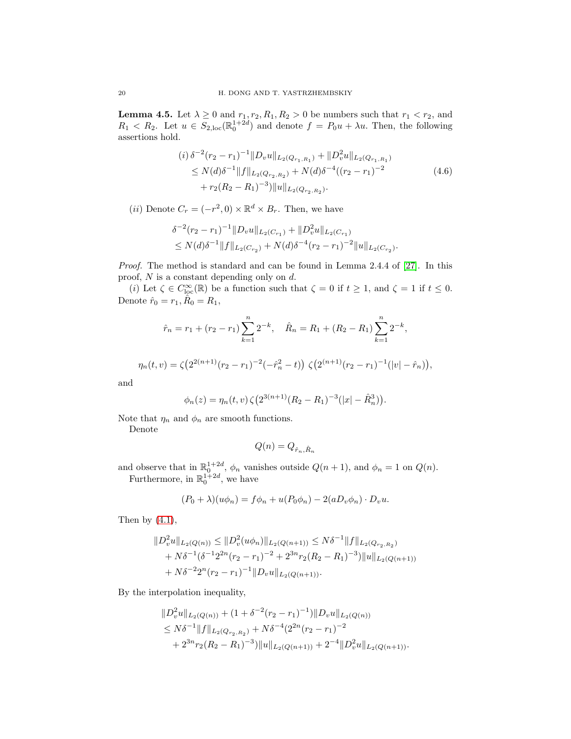**Lemma 4.5.** Let $\lambda \geq 0$ and $r_1, r_2, R_1, R_2 > 0$ be numbers such that $r_1 < r_2$, and $R_1 < R_2$. Let $u \in S_{2,\text{loc}}(\mathbb{R}^{1+2d}_0)$ and denote $f = P_0 u + \lambda u$. Then, the following assertions hold.

$$
\begin{aligned}
(i)\, &\delta^{-2}(r_2 - r_1)^{-1}\|D_v u\|_{L_2(Q_{r_1,R_1})} + \|D_v^2 u\|_{L_2(Q_{r_1,R_1})} \\
&\leq N(d)\delta^{-1}\|f\|_{L_2(Q_{r_2,R_2})} + N(d)\delta^{-4}((r_2 - r_1)^{-2} \\
&\quad + r_2(R_2 - R_1)^{-3})\|u\|_{L_2(Q_{r_2,R_2})}.
\end{aligned} \tag{4.6}
$$

$(ii)$ Denote $C_r = (-r^2, 0) \times \mathbb{R}^d \times B_r$. Then, we have

$$
\begin{aligned}
&\delta^{-2}(r_2 - r_1)^{-1}\|D_v u\|_{L_2(C_{r_1})} + \|D_v^2 u\|_{L_2(C_{r_1})} \\
&\leq N(d)\delta^{-1}\|f\|_{L_2(C_{r_2})} + N(d)\delta^{-4}(r_2 - r_1)^{-2}\|u\|_{L_2(C_{r_2})}.
\end{aligned}
$$

*Proof.* The method is standard and can be found in Lemma 2.4.4 of [27]. In this proof, $N$ is a constant depending only on $d$.

$(i)$ Let $\zeta \in C^\infty_{\text{loc}}(\mathbb{R})$ be a function such that $\zeta = 0$ if $t \geq 1$, and $\zeta = 1$ if $t \leq 0$. Denote $\hat{r}_0 = r_1, \hat{R}_0 = R_1$,

$$
\hat{r}_n = r_1 + (r_2 - r_1)\sum_{k=1}^{n} 2^{-k}, \quad \hat{R}_n = R_1 + (R_2 - R_1)\sum_{k=1}^{n} 2^{-k},
$$

$$
\eta_n(t, v) = \zeta\big(2^{2(n+1)}(r_2 - r_1)^{-2}(-\hat{r}_n^2 - t)\big)\, \zeta\big(2^{(n+1)}(r_2 - r_1)^{-1}(|v| - \hat{r}_n)\big),
$$

and

$$
\phi_n(z) = \eta_n(t, v)\, \zeta\big(2^{3(n+1)}(R_2 - R_1)^{-3}(|x| - \hat{R}_n^3)\big).
$$

Note that $\eta_n$ and $\phi_n$ are smooth functions.

Denote

$$
Q(n) = Q_{\hat{r}_n, \hat{R}_n}
$$

and observe that in $\mathbb{R}^{1+2d}_0$, $\phi_n$ vanishes outside $Q(n+1)$, and $\phi_n = 1$ on $Q(n)$.

Furthermore, in $\mathbb{R}^{1+2d}_0$, we have

$$
(P_0 + \lambda)(u\phi_n) = f\phi_n + u(P_0\phi_n) - 2(aD_v\phi_n) \cdot D_v u.
$$

Then by (4.1),

$$
\begin{aligned}
\|D_v^2 u\|_{L_2(Q(n))} &\leq \|D_v^2(u\phi_n)\|_{L_2(Q(n+1))} \leq N\delta^{-1}\|f\|_{L_2(Q_{r_2,R_2})} \\
&\quad + N\delta^{-1}(\delta^{-1}2^{2n}(r_2 - r_1)^{-2} + 2^{3n}r_2(R_2 - R_1)^{-3})\|u\|_{L_2(Q(n+1))} \\
&\quad + N\delta^{-2}2^n(r_2 - r_1)^{-1}\|D_v u\|_{L_2(Q(n+1))}.
\end{aligned}
$$

By the interpolation inequality,

$$
\begin{aligned}
&\|D_v^2 u\|_{L_2(Q(n))} + (1 + \delta^{-2}(r_2 - r_1)^{-1})\|D_v u\|_{L_2(Q(n))} \\
&\leq N\delta^{-1}\|f\|_{L_2(Q_{r_2,R_2})} + N\delta^{-4}(2^{2n}(r_2 - r_1)^{-2} \\
&\quad + 2^{3n}r_2(R_2 - R_1)^{-3})\|u\|_{L_2(Q(n+1))} + 2^{-4}\|D_v^2 u\|_{L_2(Q(n+1))}.
\end{aligned}
$$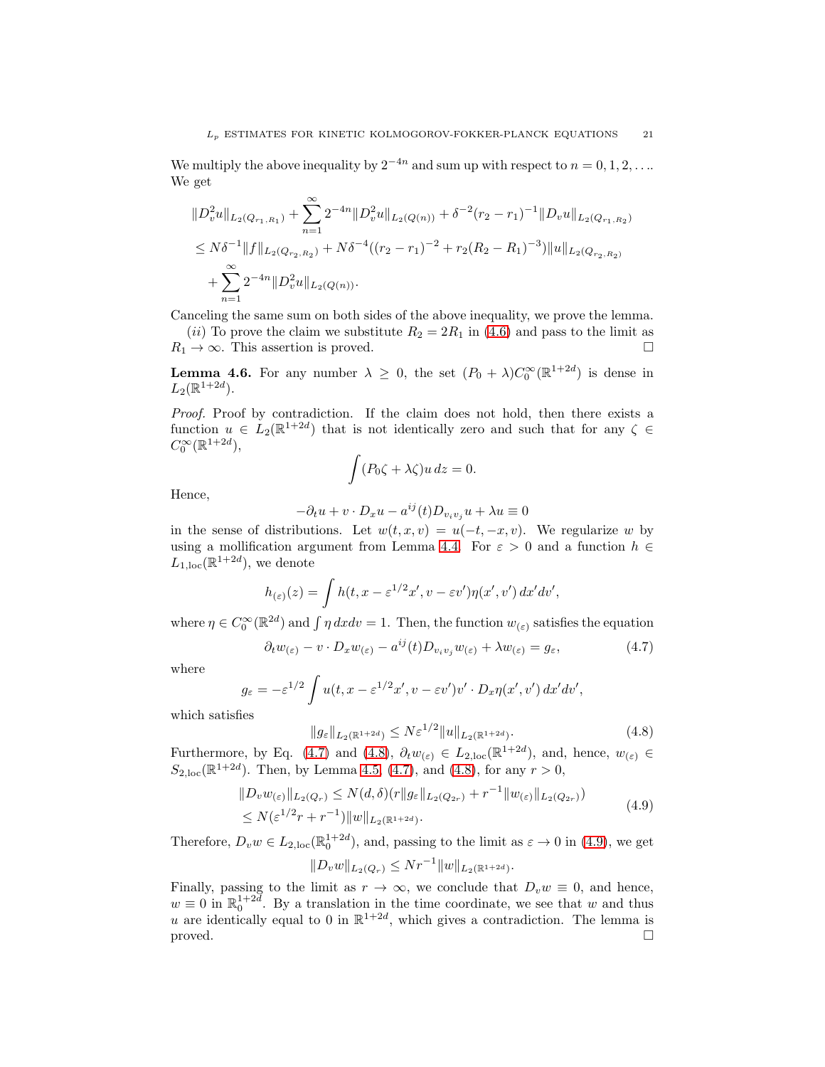We multiply the above inequality by $2^{-4n}$ and sum up with respect to $n = 0, 1, 2, \ldots$. We get

$$
\begin{aligned}
&\|D_v^2 u\|_{L_2(Q_{r_1,R_1})} + \sum_{n=1}^{\infty} 2^{-4n} \|D_v^2 u\|_{L_2(Q(n))} + \delta^{-2}(r_2 - r_1)^{-1} \|D_v u\|_{L_2(Q_{r_1,R_2})} \\
&\le N\delta^{-1} \|f\|_{L_2(Q_{r_2,R_2})} + N\delta^{-4}((r_2 - r_1)^{-2} + r_2(R_2 - R_1)^{-3}) \|u\|_{L_2(Q_{r_2,R_2})} \\
&\quad + \sum_{n=1}^{\infty} 2^{-4n} \|D_v^2 u\|_{L_2(Q(n))}.
\end{aligned}
$$

Canceling the same sum on both sides of the above inequality, we prove the lemma.

$(ii)$ To prove the claim we substitute $R_2 = 2R_1$ in (4.6) and pass to the limit as $R_1 \to \infty$. This assertion is proved. $\square$

**Lemma 4.6.** *For any number $\lambda \ge 0$, the set $(P_0 + \lambda) C_0^\infty(\mathbb{R}^{1+2d})$ is dense in $L_2(\mathbb{R}^{1+2d})$.*

*Proof.* Proof by contradiction. If the claim does not hold, then there exists a function $u \in L_2(\mathbb{R}^{1+2d})$ that is not identically zero and such that for any $\zeta \in C_0^\infty(\mathbb{R}^{1+2d})$,

$$
\int (P_0 \zeta + \lambda \zeta) u \, dz = 0.
$$

Hence,

$$
-\partial_t u + v \cdot D_x u - a^{ij}(t) D_{v_i v_j} u + \lambda u \equiv 0
$$

in the sense of distributions. Let $w(t, x, v) = u(-t, -x, v)$. We regularize $w$ by using a mollification argument from Lemma 4.4. For $\varepsilon > 0$ and a function $h \in L_{1,\text{loc}}(\mathbb{R}^{1+2d})$, we denote

$$
h_{(\varepsilon)}(z) = \int h(t, x - \varepsilon^{1/2} x', v - \varepsilon v') \eta(x', v') \, dx' dv',
$$

where $\eta \in C_0^\infty(\mathbb{R}^{2d})$ and $\int \eta \, dx dv = 1$. Then, the function $w_{(\varepsilon)}$ satisfies the equation

$$
\partial_t w_{(\varepsilon)} - v \cdot D_x w_{(\varepsilon)} - a^{ij}(t) D_{v_i v_j} w_{(\varepsilon)} + \lambda w_{(\varepsilon)} = g_\varepsilon, \tag{4.7}
$$

where

$$
g_\varepsilon = -\varepsilon^{1/2} \int u(t, x - \varepsilon^{1/2} x', v - \varepsilon v') v' \cdot D_x \eta(x', v') \, dx' dv',
$$

which satisfies

$$
\|g_\varepsilon\|_{L_2(\mathbb{R}^{1+2d})} \le N \varepsilon^{1/2} \|u\|_{L_2(\mathbb{R}^{1+2d})}. \tag{4.8}
$$

Furthermore, by Eq. (4.7) and (4.8), $\partial_t w_{(\varepsilon)} \in L_{2,\text{loc}}(\mathbb{R}^{1+2d})$, and, hence, $w_{(\varepsilon)} \in S_{2,\text{loc}}(\mathbb{R}^{1+2d})$. Then, by Lemma 4.5, (4.7), and (4.8), for any $r > 0$,

$$
\begin{aligned}
\|D_v w_{(\varepsilon)}\|_{L_2(Q_r)} &\le N(d, \delta)(r \|g_\varepsilon\|_{L_2(Q_{2r})} + r^{-1} \|w_{(\varepsilon)}\|_{L_2(Q_{2r})}) \\
&\le N(\varepsilon^{1/2} r + r^{-1}) \|w\|_{L_2(\mathbb{R}^{1+2d})}.
\end{aligned} \tag{4.9}
$$

Therefore, $D_v w \in L_{2,\text{loc}}(\mathbb{R}_0^{1+2d})$, and, passing to the limit as $\varepsilon \to 0$ in (4.9), we get

$$
\|D_v w\|_{L_2(Q_r)} \le N r^{-1} \|w\|_{L_2(\mathbb{R}^{1+2d})}.
$$

Finally, passing to the limit as $r \to \infty$, we conclude that $D_v w \equiv 0$, and hence, $w \equiv 0$ in $\mathbb{R}_0^{1+2d}$. By a translation in the time coordinate, we see that $w$ and thus $u$ are identically equal to 0 in $\mathbb{R}^{1+2d}$, which gives a contradiction. The lemma is proved. $\square$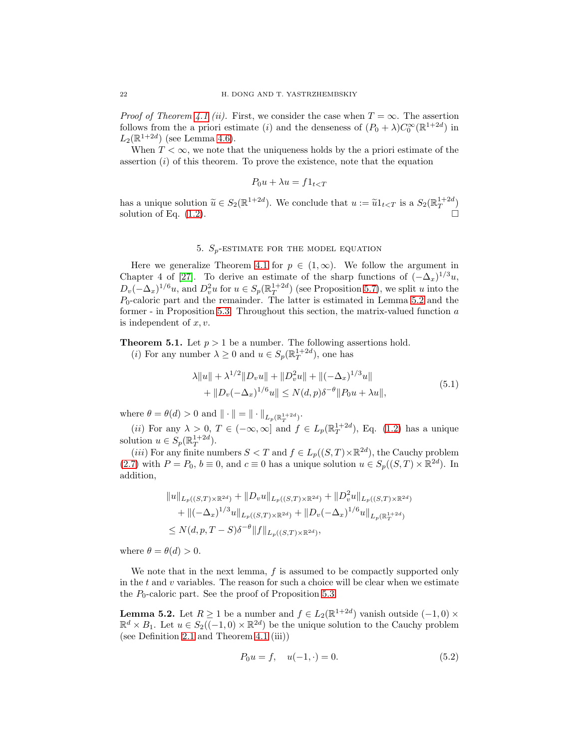*Proof of Theorem 4.1 (ii).* First, we consider the case when $T = \infty$. The assertion follows from the a priori estimate $(i)$ and the denseness of $(P_0 + \lambda)C_0^\infty(\mathbb{R}^{1+2d})$ in $L_2(\mathbb{R}^{1+2d})$ (see Lemma 4.6).

When $T < \infty$, we note that the uniqueness holds by the a priori estimate of the assertion $(i)$ of this theorem. To prove the existence, note that the equation

$$P_0 u + \lambda u = f 1_{t<T}$$

has a unique solution $\widetilde{u} \in S_2(\mathbb{R}^{1+2d})$. We conclude that $u := \widetilde{u} 1_{t<T}$ is a $S_2(\mathbb{R}^{1+2d}_T)$ solution of Eq. (1.2). $\square$

## 5. $S_p$-estimate for the model equation

Here we generalize Theorem 4.1 for $p \in (1, \infty)$. We follow the argument in Chapter 4 of [27]. To derive an estimate of the sharp functions of $(-\Delta_x)^{1/3} u$, $D_v (-\Delta_x)^{1/6} u$, and $D_v^2 u$ for $u \in S_p(\mathbb{R}^{1+2d}_T)$ (see Proposition 5.7), we split $u$ into the $P_0$-caloric part and the remainder. The latter is estimated in Lemma 5.2 and the former - in Proposition 5.3. Throughout this section, the matrix-valued function $a$ is independent of $x, v$.

**Theorem 5.1.** Let $p > 1$ be a number. The following assertions hold.

$(i)$ For any number $\lambda \geq 0$ and $u \in S_p(\mathbb{R}^{1+2d}_T)$, one has

$$\begin{aligned} &\lambda \|u\| + \lambda^{1/2} \|D_v u\| + \|D_v^2 u\| + \|(-\Delta_x)^{1/3} u\| \\ &\quad + \|D_v (-\Delta_x)^{1/6} u\| \leq N(d, p) \delta^{-\theta} \|P_0 u + \lambda u\|, \end{aligned} \tag{5.1}$$

where $\theta = \theta(d) > 0$ and $\| \cdot \| = \| \cdot \|_{L_p(\mathbb{R}^{1+2d}_T)}$.

$(ii)$ For any $\lambda > 0$, $T \in (-\infty, \infty]$ and $f \in L_p(\mathbb{R}^{1+2d}_T)$, Eq. (1.2) has a unique solution $u \in S_p(\mathbb{R}^{1+2d}_T)$.

$(iii)$ For any finite numbers $S < T$ and $f \in L_p((S,T) \times \mathbb{R}^{2d})$, the Cauchy problem (2.7) with $P = P_0$, $b \equiv 0$, and $c \equiv 0$ has a unique solution $u \in S_p((S,T) \times \mathbb{R}^{2d})$. In addition,

$$\begin{aligned} &\|u\|_{L_p((S,T)\times\mathbb{R}^{2d})} + \|D_v u\|_{L_p((S,T)\times\mathbb{R}^{2d})} + \|D_v^2 u\|_{L_p((S,T)\times\mathbb{R}^{2d})} \\ &\quad + \|(-\Delta_x)^{1/3} u\|_{L_p((S,T)\times\mathbb{R}^{2d})} + \|D_v (-\Delta_x)^{1/6} u\|_{L_p(\mathbb{R}^{1+2d}_T)} \\ &\leq N(d, p, T - S) \delta^{-\theta} \|f\|_{L_p((S,T)\times\mathbb{R}^{2d})}, \end{aligned}$$

where $\theta = \theta(d) > 0$.

We note that in the next lemma, $f$ is assumed to be compactly supported only in the $t$ and $v$ variables. The reason for such a choice will be clear when we estimate the $P_0$-caloric part. See the proof of Proposition 5.3.

**Lemma 5.2.** Let $R \geq 1$ be a number and $f \in L_2(\mathbb{R}^{1+2d})$ vanish outside $(-1, 0) \times \mathbb{R}^d \times B_1$. Let $u \in S_2((-1,0) \times \mathbb{R}^{2d})$ be the unique solution to the Cauchy problem (see Definition 2.1 and Theorem 4.1 (iii))

$$P_0 u = f, \quad u(-1, \cdot) = 0. \tag{5.2}$$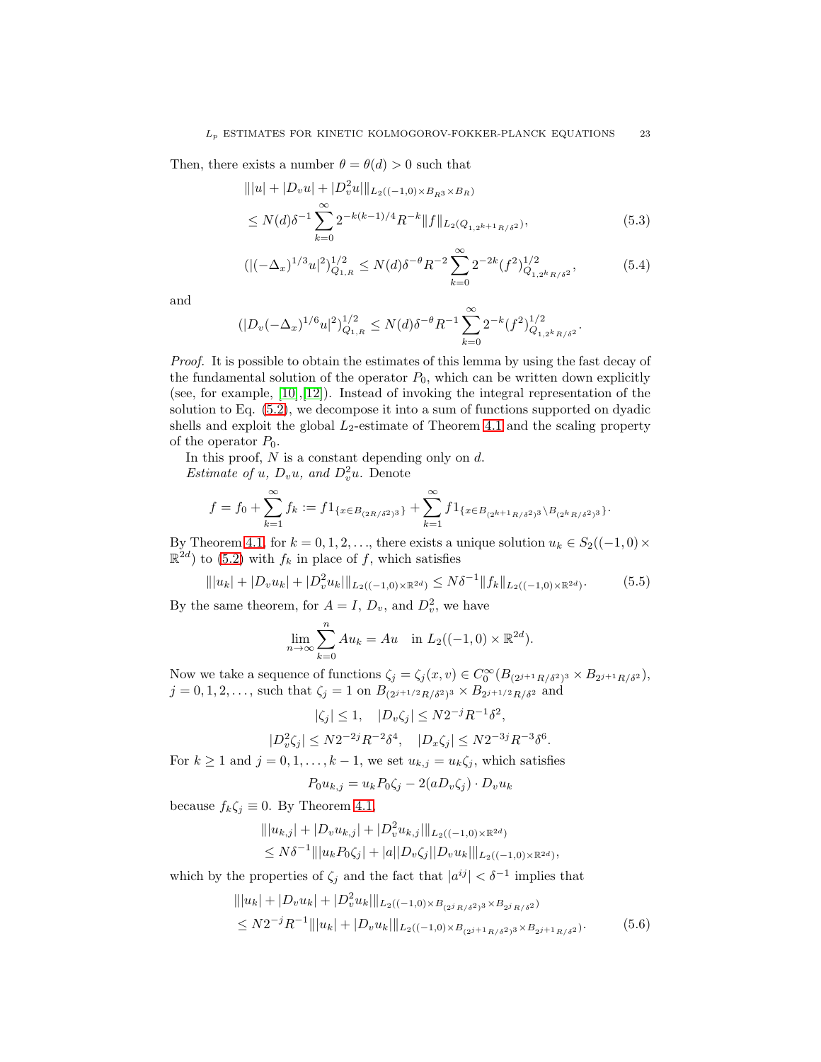Then, there exists a number $\theta = \theta(d) > 0$ such that

$$
\begin{aligned}
&\| |u| + |D_v u| + |D_v^2 u| \|_{L_2((-1,0)\times B_{R^3}\times B_R)} \\
&\leq N(d)\delta^{-1}\sum_{k=0}^{\infty} 2^{-k(k-1)/4} R^{-k} \|f\|_{L_2(Q_{1,2^{k+1}R/\delta^2})},
\end{aligned}
\tag{5.3}
$$

$$
(|(-\Delta_x)^{1/3} u|^2)^{1/2}_{Q_{1,R}} \leq N(d)\delta^{-\theta} R^{-2} \sum_{k=0}^{\infty} 2^{-2k} (f^2)^{1/2}_{Q_{1,2^k R/\delta^2}},
\tag{5.4}
$$

and

$$
(|D_v(-\Delta_x)^{1/6} u|^2)^{1/2}_{Q_{1,R}} \leq N(d)\delta^{-\theta} R^{-1} \sum_{k=0}^{\infty} 2^{-k} (f^2)^{1/2}_{Q_{1,2^k R/\delta^2}}.
$$

*Proof.* It is possible to obtain the estimates of this lemma by using the fast decay of the fundamental solution of the operator $P_0$, which can be written down explicitly (see, for example, [10],[12]). Instead of invoking the integral representation of the solution to Eq. (5.2), we decompose it into a sum of functions supported on dyadic shells and exploit the global $L_2$-estimate of Theorem 4.1 and the scaling property of the operator $P_0$.

In this proof, $N$ is a constant depending only on $d$.

*Estimate of $u$, $D_v u$, and $D_v^2 u$.* Denote

$$
f = f_0 + \sum_{k=1}^{\infty} f_k := f 1_{\{x \in B_{(2R/\delta^2)^3}\}} + \sum_{k=1}^{\infty} f 1_{\{x \in B_{(2^{k+1}R/\delta^2)^3} \setminus B_{(2^k R/\delta^2)^3}\}}.
$$

By Theorem 4.1, for $k = 0, 1, 2, \ldots$, there exists a unique solution $u_k \in S_2((-1,0)\times \mathbb{R}^{2d})$ to (5.2) with $f_k$ in place of $f$, which satisfies

$$
\| |u_k| + |D_v u_k| + |D_v^2 u_k| \|_{L_2((-1,0)\times\mathbb{R}^{2d})} \leq N\delta^{-1} \|f_k\|_{L_2((-1,0)\times\mathbb{R}^{2d})}.
\tag{5.5}
$$

By the same theorem, for $A = I$, $D_v$, and $D_v^2$, we have

$$
\lim_{n\to\infty} \sum_{k=0}^{n} A u_k = A u \quad \text{in } L_2((-1,0)\times\mathbb{R}^{2d}).
$$

Now we take a sequence of functions $\zeta_j = \zeta_j(x,v) \in C_0^\infty(B_{(2^{j+1}R/\delta^2)^3} \times B_{2^{j+1}R/\delta^2})$, $j = 0, 1, 2, \ldots$, such that $\zeta_j = 1$ on $B_{(2^{j+1/2}R/\delta^2)^3} \times B_{2^{j+1/2}R/\delta^2}$ and

$$
|\zeta_j| \leq 1, \quad |D_v \zeta_j| \leq N 2^{-j} R^{-1} \delta^2,
$$

$$
|D_v^2 \zeta_j| \leq N 2^{-2j} R^{-2} \delta^4, \quad |D_x \zeta_j| \leq N 2^{-3j} R^{-3} \delta^6.
$$

For $k \geq 1$ and $j = 0, 1, \ldots, k-1$, we set $u_{k,j} = u_k \zeta_j$, which satisfies

$$
P_0 u_{k,j} = u_k P_0 \zeta_j - 2(a D_v \zeta_j)\cdot D_v u_k
$$

because $f_k \zeta_j \equiv 0$. By Theorem 4.1,

$$
\begin{aligned}
&\| |u_{k,j}| + |D_v u_{k,j}| + |D_v^2 u_{k,j}| \|_{L_2((-1,0)\times\mathbb{R}^{2d})} \\
&\leq N\delta^{-1} \| |u_k P_0 \zeta_j| + |a||D_v \zeta_j||D_v u_k| \|_{L_2((-1,0)\times\mathbb{R}^{2d})},
\end{aligned}
$$

which by the properties of $\zeta_j$ and the fact that $|a^{ij}| < \delta^{-1}$ implies that

$$
\begin{aligned}
&\| |u_k| + |D_v u_k| + |D_v^2 u_k| \|_{L_2((-1,0)\times B_{(2^j R/\delta^2)^3}\times B_{2^j R/\delta^2})} \\
&\leq N 2^{-j} R^{-1} \| |u_k| + |D_v u_k| \|_{L_2((-1,0)\times B_{(2^{j+1}R/\delta^2)^3}\times B_{2^{j+1}R/\delta^2})}.
\end{aligned}
\tag{5.6}
$$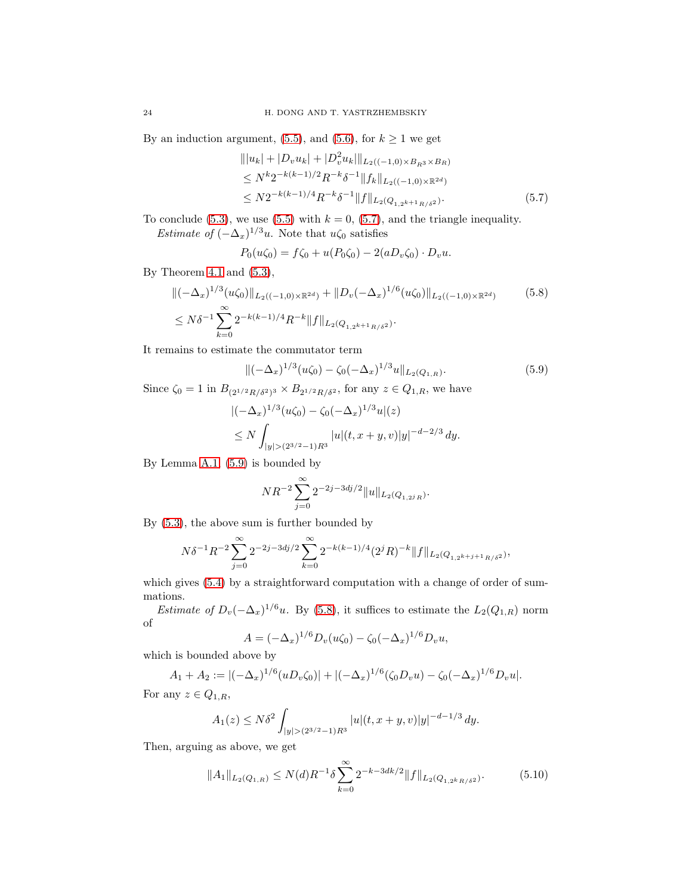By an induction argument, (5.5), and (5.6), for $k \geq 1$ we get

$$
\begin{aligned}
&\||u_k| + |D_v u_k| + |D_v^2 u_k|\|_{L_2((-1,0)\times B_{R^3}\times B_R)} \\
&\leq N^k 2^{-k(k-1)/2} R^{-k} \delta^{-1} \|f_k\|_{L_2((-1,0)\times\mathbb{R}^{2d})} \\
&\leq N 2^{-k(k-1)/4} R^{-k} \delta^{-1} \|f\|_{L_2(Q_{1,2^{k+1}R/\delta^2})}. 
\end{aligned} \tag{5.7}
$$

To conclude (5.3), we use (5.5) with $k = 0$, (5.7), and the triangle inequality.

*Estimate of* $(-\Delta_x)^{1/3} u$. Note that $u\zeta_0$ satisfies

$$
P_0(u\zeta_0) = f\zeta_0 + u(P_0\zeta_0) - 2(aD_v\zeta_0)\cdot D_v u.
$$

By Theorem 4.1 and (5.3),

$$
\begin{aligned}
&\|(-\Delta_x)^{1/3}(u\zeta_0)\|_{L_2((-1,0)\times\mathbb{R}^{2d})} + \|D_v(-\Delta_x)^{1/6}(u\zeta_0)\|_{L_2((-1,0)\times\mathbb{R}^{2d})} \\
&\leq N\delta^{-1}\sum_{k=0}^{\infty} 2^{-k(k-1)/4} R^{-k} \|f\|_{L_2(Q_{1,2^{k+1}R/\delta^2})}.
\end{aligned} \tag{5.8}
$$

It remains to estimate the commutator term

$$
\|(-\Delta_x)^{1/3}(u\zeta_0) - \zeta_0(-\Delta_x)^{1/3}u\|_{L_2(Q_{1,R})}. \tag{5.9}
$$

Since $\zeta_0 = 1$ in $B_{(2^{1/2}R/\delta^2)^3} \times B_{2^{1/2}R/\delta^2}$, for any $z \in Q_{1,R}$, we have

$$
\begin{aligned}
&|(-\Delta_x)^{1/3}(u\zeta_0) - \zeta_0(-\Delta_x)^{1/3}u|(z) \\
&\leq N\int_{|y|>(2^{3/2}-1)R^3} |u|(t, x+y, v)|y|^{-d-2/3}\, dy.
\end{aligned}
$$

By Lemma A.1, (5.9) is bounded by

$$
NR^{-2}\sum_{j=0}^{\infty} 2^{-2j-3dj/2}\|u\|_{L_2(Q_{1,2^jR})}.
$$

By (5.3), the above sum is further bounded by

$$
N\delta^{-1}R^{-2}\sum_{j=0}^{\infty} 2^{-2j-3dj/2}\sum_{k=0}^{\infty} 2^{-k(k-1)/4}(2^jR)^{-k}\|f\|_{L_2(Q_{1,2^{k+j+1}R/\delta^2})},
$$

which gives (5.4) by a straightforward computation with a change of order of summations.

*Estimate of* $D_v(-\Delta_x)^{1/6}u$. By (5.8), it suffices to estimate the $L_2(Q_{1,R})$ norm of

$$
A = (-\Delta_x)^{1/6}D_v(u\zeta_0) - \zeta_0(-\Delta_x)^{1/6}D_v u,
$$

which is bounded above by

$$
A_1 + A_2 := |(-\Delta_x)^{1/6}(uD_v\zeta_0)| + |(-\Delta_x)^{1/6}(\zeta_0 D_v u) - \zeta_0(-\Delta_x)^{1/6}D_v u|.
$$

For any $z \in Q_{1,R}$,

$$
A_1(z) \leq N\delta^2\int_{|y|>(2^{3/2}-1)R^3} |u|(t, x+y, v)|y|^{-d-1/3}\, dy.
$$

Then, arguing as above, we get

$$
\|A_1\|_{L_2(Q_{1,R})} \leq N(d)R^{-1}\delta\sum_{k=0}^{\infty} 2^{-k-3dk/2}\|f\|_{L_2(Q_{1,2^kR/\delta^2})}. \tag{5.10}
$$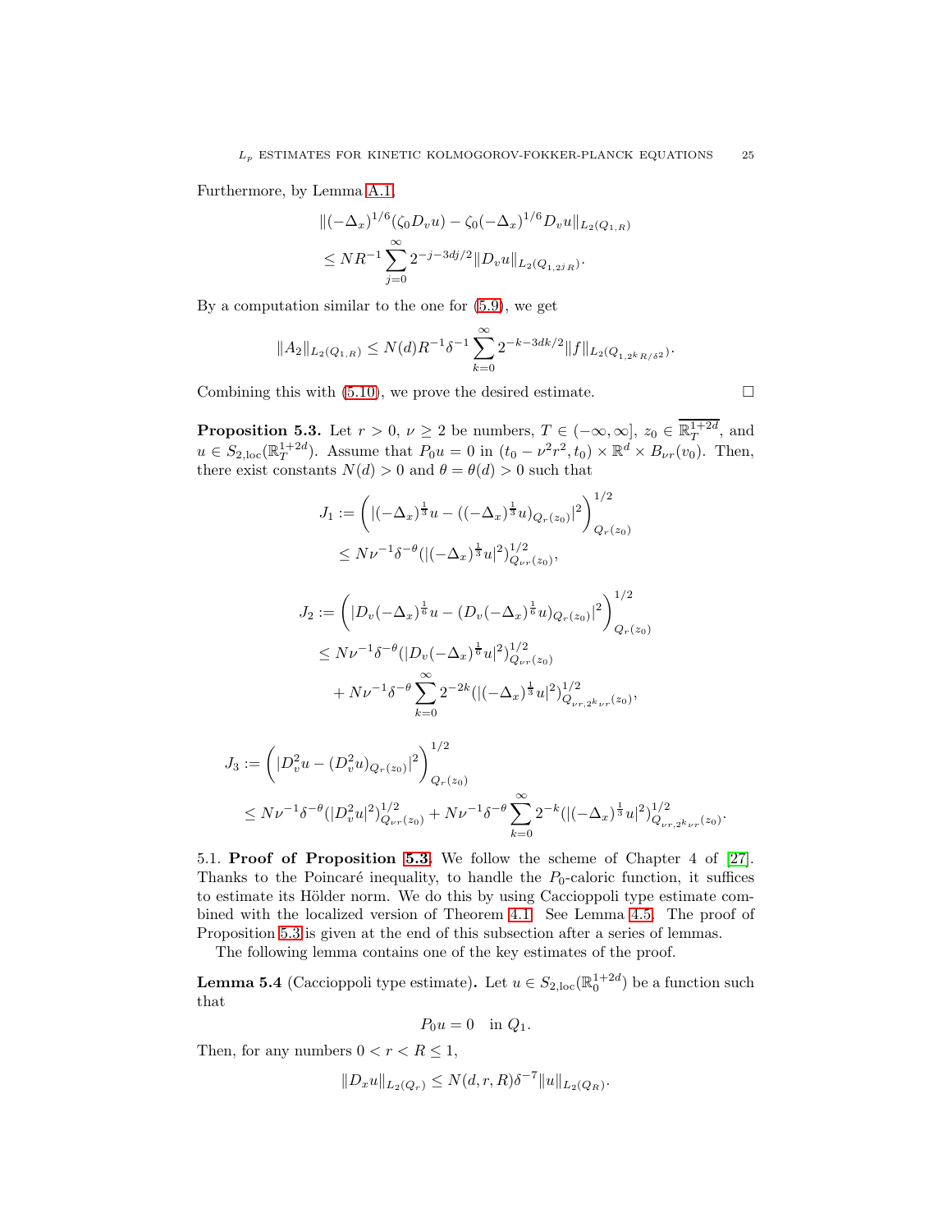Furthermore, by Lemma A.1,

$$
\begin{aligned}
&\|(-\Delta_x)^{1/6}(\zeta_0 D_v u) - \zeta_0(-\Delta_x)^{1/6} D_v u\|_{L_2(Q_{1,R})} \\
&\le N R^{-1} \sum_{j=0}^{\infty} 2^{-j-3dj/2} \|D_v u\|_{L_2(Q_{1,2^j R})}.
\end{aligned}
$$

By a computation similar to the one for (5.9), we get

$$
\|A_2\|_{L_2(Q_{1,R})} \le N(d) R^{-1} \delta^{-1} \sum_{k=0}^{\infty} 2^{-k-3dk/2} \|f\|_{L_2(Q_{1,2^k R/\delta^2})}.
$$

Combining this with (5.10), we prove the desired estimate. $\square$

**Proposition 5.3.** Let $r > 0$, $\nu \ge 2$ be numbers, $T \in (-\infty, \infty]$, $z_0 \in \overline{\mathbb{R}^{1+2d}_T}$, and $u \in S_{2,\mathrm{loc}}(\mathbb{R}^{1+2d}_T)$. Assume that $P_0 u = 0$ in $(t_0 - \nu^2 r^2, t_0) \times \mathbb{R}^d \times B_{\nu r}(v_0)$. Then, there exist constants $N(d) > 0$ and $\theta = \theta(d) > 0$ such that

$$
\begin{aligned}
J_1 &:= \left( |(-\Delta_x)^{\frac{1}{3}} u - ((-\Delta_x)^{\frac{1}{3}} u)_{Q_r(z_0)}|^2 \right)^{1/2}_{Q_r(z_0)} \\
&\le N \nu^{-1} \delta^{-\theta} (|(-\Delta_x)^{\frac{1}{3}} u|^2)^{1/2}_{Q_{\nu r}(z_0)},
\end{aligned}
$$

$$
\begin{aligned}
J_2 &:= \left( |D_v(-\Delta_x)^{\frac{1}{6}} u - (D_v(-\Delta_x)^{\frac{1}{6}} u)_{Q_r(z_0)}|^2 \right)^{1/2}_{Q_r(z_0)} \\
&\le N \nu^{-1} \delta^{-\theta} (|D_v(-\Delta_x)^{\frac{1}{6}} u|^2)^{1/2}_{Q_{\nu r}(z_0)} \\
&\quad + N \nu^{-1} \delta^{-\theta} \sum_{k=0}^{\infty} 2^{-2k} (|(-\Delta_x)^{\frac{1}{3}} u|^2)^{1/2}_{Q_{\nu r, 2^k \nu r}(z_0)},
\end{aligned}
$$

$$
\begin{aligned}
J_3 &:= \left( |D_v^2 u - (D_v^2 u)_{Q_r(z_0)}|^2 \right)^{1/2}_{Q_r(z_0)} \\
&\le N \nu^{-1} \delta^{-\theta} (|D_v^2 u|^2)^{1/2}_{Q_{\nu r}(z_0)} + N \nu^{-1} \delta^{-\theta} \sum_{k=0}^{\infty} 2^{-k} (|(-\Delta_x)^{\frac{1}{3}} u|^2)^{1/2}_{Q_{\nu r, 2^k \nu r}(z_0)}.
\end{aligned}
$$

5.1. **Proof of Proposition 5.3.** We follow the scheme of Chapter 4 of [27]. Thanks to the Poincaré inequality, to handle the $P_0$-caloric function, it suffices to estimate its Hölder norm. We do this by using Caccioppoli type estimate combined with the localized version of Theorem 4.1. See Lemma 4.5. The proof of Proposition 5.3 is given at the end of this subsection after a series of lemmas.

The following lemma contains one of the key estimates of the proof.

**Lemma 5.4** (Caccioppoli type estimate)**.** Let $u \in S_{2,\mathrm{loc}}(\mathbb{R}^{1+2d}_0)$ be a function such that

$$
P_0 u = 0 \quad \text{in } Q_1.
$$

Then, for any numbers $0 < r < R \le 1$,

$$
\|D_x u\|_{L_2(Q_r)} \le N(d, r, R) \delta^{-7} \|u\|_{L_2(Q_R)}.
$$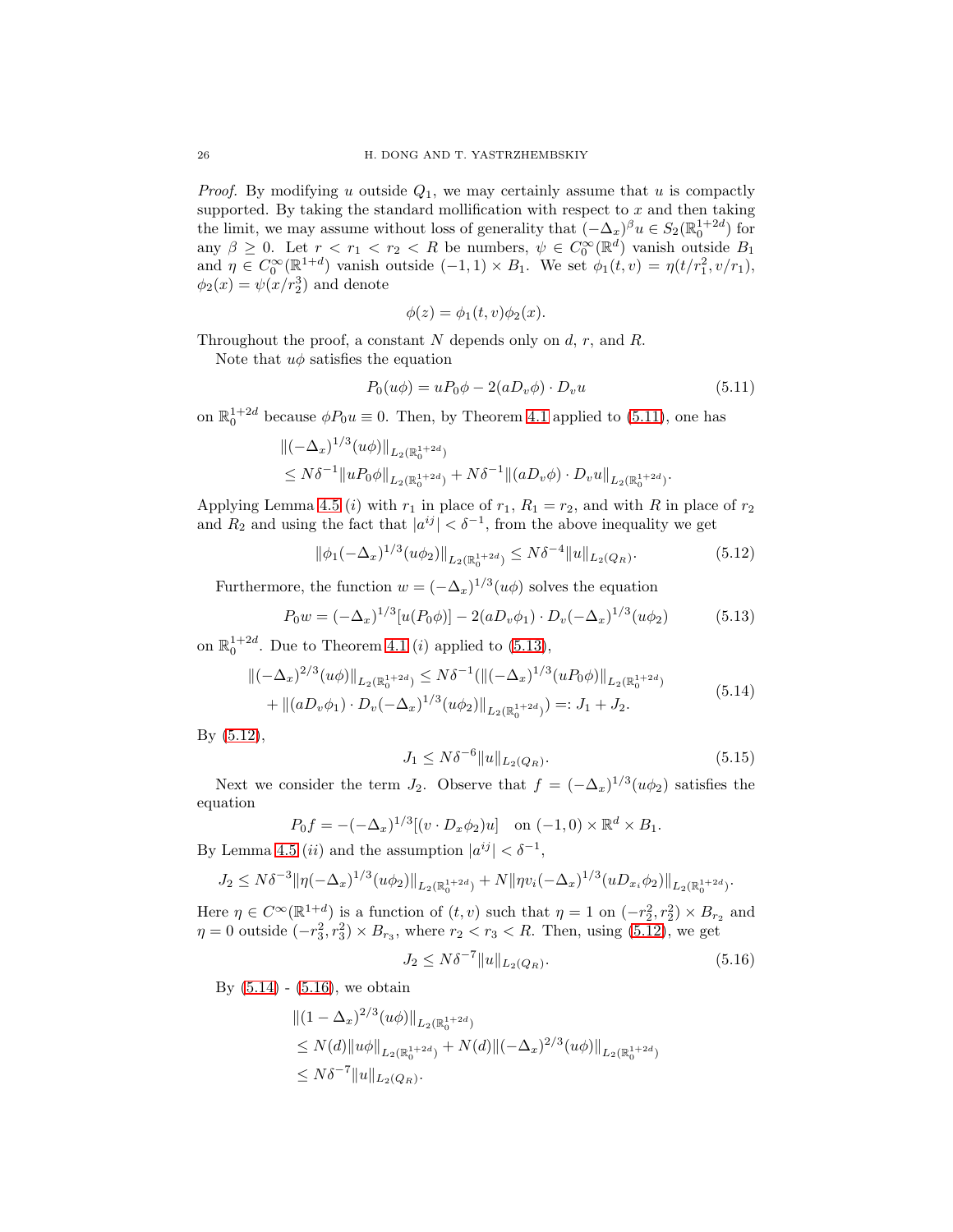*Proof.* By modifying $u$ outside $Q_1$, we may certainly assume that $u$ is compactly supported. By taking the standard mollification with respect to $x$ and then taking the limit, we may assume without loss of generality that $(-\Delta_x)^{\beta} u \in S_2(\mathbb{R}^{1+2d}_0)$ for any $\beta \geq 0$. Let $r < r_1 < r_2 < R$ be numbers, $\psi \in C_0^{\infty}(\mathbb{R}^d)$ vanish outside $B_1$ and $\eta \in C_0^{\infty}(\mathbb{R}^{1+d})$ vanish outside $(-1,1) \times B_1$. We set $\phi_1(t,v) = \eta(t/r_1^2, v/r_1)$, $\phi_2(x) = \psi(x/r_2^3)$ and denote

$$\phi(z) = \phi_1(t,v)\phi_2(x).$$

Throughout the proof, a constant $N$ depends only on $d$, $r$, and $R$.

Note that $u\phi$ satisfies the equation

$$P_0(u\phi) = uP_0\phi - 2(aD_v\phi) \cdot D_v u \tag{5.11}$$

on $\mathbb{R}^{1+2d}_0$ because $\phi P_0 u \equiv 0$. Then, by Theorem 4.1 applied to (5.11), one has

$$\begin{aligned}
&\|(-\Delta_x)^{1/3}(u\phi)\|_{L_2(\mathbb{R}^{1+2d}_0)} \\
&\leq N\delta^{-1}\|uP_0\phi\|_{L_2(\mathbb{R}^{1+2d}_0)} + N\delta^{-1}\|(aD_v\phi)\cdot D_v u\|_{L_2(\mathbb{R}^{1+2d}_0)}.
\end{aligned}$$

Applying Lemma 4.5 $(i)$ with $r_1$ in place of $r_1$, $R_1 = r_2$, and with $R$ in place of $r_2$ and $R_2$ and using the fact that $|a^{ij}| < \delta^{-1}$, from the above inequality we get

$$\|\phi_1(-\Delta_x)^{1/3}(u\phi_2)\|_{L_2(\mathbb{R}^{1+2d}_0)} \leq N\delta^{-4}\|u\|_{L_2(Q_R)}. \tag{5.12}$$

Furthermore, the function $w = (-\Delta_x)^{1/3}(u\phi)$ solves the equation

$$P_0 w = (-\Delta_x)^{1/3}[u(P_0\phi)] - 2(aD_v\phi_1)\cdot D_v(-\Delta_x)^{1/3}(u\phi_2) \tag{5.13}$$

on $\mathbb{R}^{1+2d}_0$. Due to Theorem 4.1 $(i)$ applied to (5.13),

$$\begin{aligned}
\|(-\Delta_x)^{2/3}(u\phi)\|_{L_2(\mathbb{R}^{1+2d}_0)} &\leq N\delta^{-1}(\|(-\Delta_x)^{1/3}(uP_0\phi)\|_{L_2(\mathbb{R}^{1+2d}_0)} \\
&\quad + \|(aD_v\phi_1)\cdot D_v(-\Delta_x)^{1/3}(u\phi_2)\|_{L_2(\mathbb{R}^{1+2d}_0)}) =: J_1 + J_2.
\end{aligned} \tag{5.14}$$

By (5.12),

$$J_1 \leq N\delta^{-6}\|u\|_{L_2(Q_R)}. \tag{5.15}$$

Next we consider the term $J_2$. Observe that $f = (-\Delta_x)^{1/3}(u\phi_2)$ satisfies the equation

$$P_0 f = -(-\Delta_x)^{1/3}[(v\cdot D_x\phi_2)u] \quad \text{on } (-1,0)\times\mathbb{R}^d\times B_1.$$

By Lemma 4.5 $(ii)$ and the assumption $|a^{ij}| < \delta^{-1}$,

$$J_2 \leq N\delta^{-3}\|\eta(-\Delta_x)^{1/3}(u\phi_2)\|_{L_2(\mathbb{R}^{1+2d}_0)} + N\|\eta v_i(-\Delta_x)^{1/3}(uD_{x_i}\phi_2)\|_{L_2(\mathbb{R}^{1+2d}_0)}.$$

Here $\eta \in C^{\infty}(\mathbb{R}^{1+d})$ is a function of $(t,v)$ such that $\eta = 1$ on $(-r_2^2, r_2^2)\times B_{r_2}$ and $\eta = 0$ outside $(-r_3^2, r_3^2)\times B_{r_3}$, where $r_2 < r_3 < R$. Then, using (5.12), we get

$$J_2 \leq N\delta^{-7}\|u\|_{L_2(Q_R)}. \tag{5.16}$$

By (5.14) - (5.16), we obtain

$$\begin{aligned}
&\|(1-\Delta_x)^{2/3}(u\phi)\|_{L_2(\mathbb{R}^{1+2d}_0)} \\
&\leq N(d)\|u\phi\|_{L_2(\mathbb{R}^{1+2d}_0)} + N(d)\|(-\Delta_x)^{2/3}(u\phi)\|_{L_2(\mathbb{R}^{1+2d}_0)} \\
&\leq N\delta^{-7}\|u\|_{L_2(Q_R)}.
\end{aligned}$$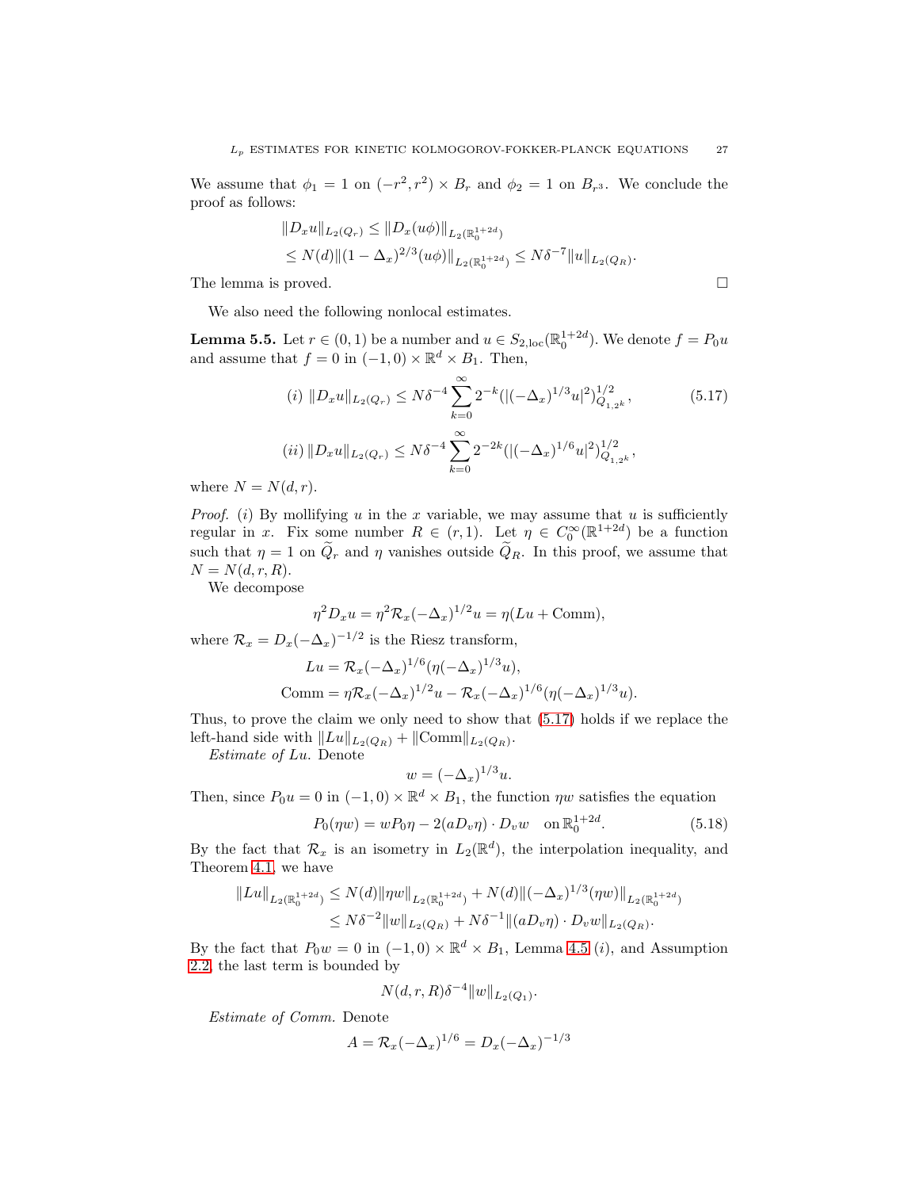We assume that $\phi_1 = 1$ on $(-r^2, r^2) \times B_r$ and $\phi_2 = 1$ on $B_{r^3}$. We conclude the proof as follows:

$$
\begin{aligned}
&\|D_x u\|_{L_2(Q_r)} \le \|D_x(u\phi)\|_{L_2(\mathbb{R}^{1+2d}_0)} \\
&\le N(d)\|(1-\Delta_x)^{2/3}(u\phi)\|_{L_2(\mathbb{R}^{1+2d}_0)} \le N\delta^{-7}\|u\|_{L_2(Q_R)}.
\end{aligned}
$$

The lemma is proved. $\square$

We also need the following nonlocal estimates.

**Lemma 5.5.** Let $r \in (0,1)$ be a number and $u \in S_{2,\text{loc}}(\mathbb{R}^{1+2d}_0)$. We denote $f = P_0 u$ and assume that $f = 0$ in $(-1,0) \times \mathbb{R}^d \times B_1$. Then,

$$
(i)\ \|D_x u\|_{L_2(Q_r)} \le N\delta^{-4}\sum_{k=0}^{\infty} 2^{-k}(|(-\Delta_x)^{1/3}u|^2)^{1/2}_{Q_{1,2^k}}, \tag{5.17}
$$

$$
(ii)\ \|D_x u\|_{L_2(Q_r)} \le N\delta^{-4}\sum_{k=0}^{\infty} 2^{-2k}(|(-\Delta_x)^{1/6}u|^2)^{1/2}_{Q_{1,2^k}},
$$

where $N = N(d,r)$.

*Proof.* $(i)$ By mollifying $u$ in the $x$ variable, we may assume that $u$ is sufficiently regular in $x$. Fix some number $R \in (r,1)$. Let $\eta \in C_0^\infty(\mathbb{R}^{1+2d})$ be a function such that $\eta = 1$ on $\widetilde{Q}_r$ and $\eta$ vanishes outside $\widetilde{Q}_R$. In this proof, we assume that $N = N(d,r,R)$.

We decompose

$$
\eta^2 D_x u = \eta^2 \mathcal{R}_x(-\Delta_x)^{1/2}u = \eta(Lu + \text{Comm}),
$$

where $\mathcal{R}_x = D_x(-\Delta_x)^{-1/2}$ is the Riesz transform,

$$
\begin{aligned}
Lu &= \mathcal{R}_x(-\Delta_x)^{1/6}(\eta(-\Delta_x)^{1/3}u),\\
\text{Comm} &= \eta\mathcal{R}_x(-\Delta_x)^{1/2}u - \mathcal{R}_x(-\Delta_x)^{1/6}(\eta(-\Delta_x)^{1/3}u).
\end{aligned}
$$

Thus, to prove the claim we only need to show that (5.17) holds if we replace the left-hand side with $\|Lu\|_{L_2(Q_R)} + \|\text{Comm}\|_{L_2(Q_R)}$.

*Estimate of $Lu$.* Denote

$$
w = (-\Delta_x)^{1/3}u.
$$

Then, since $P_0 u = 0$ in $(-1,0)\times\mathbb{R}^d\times B_1$, the function $\eta w$ satisfies the equation

$$
P_0(\eta w) = w P_0\eta - 2(aD_v\eta)\cdot D_v w \quad \text{on } \mathbb{R}^{1+2d}_0. \tag{5.18}
$$

By the fact that $\mathcal{R}_x$ is an isometry in $L_2(\mathbb{R}^d)$, the interpolation inequality, and Theorem 4.1, we have

$$
\begin{aligned}
\|Lu\|_{L_2(\mathbb{R}^{1+2d}_0)} &\le N(d)\|\eta w\|_{L_2(\mathbb{R}^{1+2d}_0)} + N(d)\|(-\Delta_x)^{1/3}(\eta w)\|_{L_2(\mathbb{R}^{1+2d}_0)}\\
&\le N\delta^{-2}\|w\|_{L_2(Q_R)} + N\delta^{-1}\|(aD_v\eta)\cdot D_v w\|_{L_2(Q_R)}.
\end{aligned}
$$

By the fact that $P_0 w = 0$ in $(-1,0)\times\mathbb{R}^d\times B_1$, Lemma 4.5 $(i)$, and Assumption 2.2, the last term is bounded by

$$
N(d,r,R)\delta^{-4}\|w\|_{L_2(Q_1)}.
$$

*Estimate of Comm.* Denote

$$
A = \mathcal{R}_x(-\Delta_x)^{1/6} = D_x(-\Delta_x)^{-1/3}
$$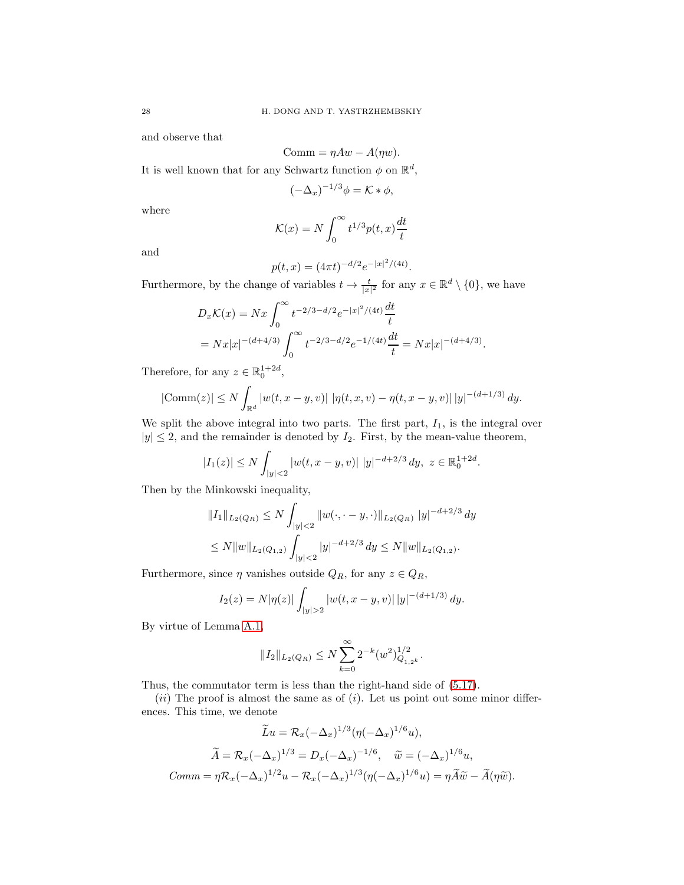and observe that

$$\text{Comm} = \eta A w - A(\eta w).$$

It is well known that for any Schwartz function $\phi$ on $\mathbb{R}^d$,

$$(-\Delta_x)^{-1/3}\phi = \mathcal{K} * \phi,$$

where

$$\mathcal{K}(x) = N \int_0^\infty t^{1/3} p(t,x) \frac{dt}{t}$$

and

$$p(t,x) = (4\pi t)^{-d/2} e^{-|x|^2/(4t)}.$$

Furthermore, by the change of variables $t \to \frac{t}{|x|^2}$ for any $x \in \mathbb{R}^d \setminus \{0\}$, we have

$$\begin{aligned}
D_x \mathcal{K}(x) &= N x \int_0^\infty t^{-2/3-d/2} e^{-|x|^2/(4t)} \frac{dt}{t} \\
&= N x |x|^{-(d+4/3)} \int_0^\infty t^{-2/3-d/2} e^{-1/(4t)} \frac{dt}{t} = N x |x|^{-(d+4/3)}.
\end{aligned}$$

Therefore, for any $z \in \mathbb{R}^{1+2d}_0$,

$$|\text{Comm}(z)| \le N \int_{\mathbb{R}^d} |w(t, x-y, v)| \, |\eta(t,x,v) - \eta(t, x-y, v)| \, |y|^{-(d+1/3)} \, dy.$$

We split the above integral into two parts. The first part, $I_1$, is the integral over $|y| \le 2$, and the remainder is denoted by $I_2$. First, by the mean-value theorem,

$$|I_1(z)| \le N \int_{|y|<2} |w(t, x-y, v)| \, |y|^{-d+2/3} \, dy, \ z \in \mathbb{R}^{1+2d}_0.$$

Then by the Minkowski inequality,

$$\begin{aligned}
\|I_1\|_{L_2(Q_R)} &\le N \int_{|y|<2} \|w(\cdot, \cdot - y, \cdot)\|_{L_2(Q_R)} \, |y|^{-d+2/3} \, dy \\
&\le N \|w\|_{L_2(Q_{1,2})} \int_{|y|<2} |y|^{-d+2/3} \, dy \le N \|w\|_{L_2(Q_{1,2})}.
\end{aligned}$$

Furthermore, since $\eta$ vanishes outside $Q_R$, for any $z \in Q_R$,

$$I_2(z) = N |\eta(z)| \int_{|y|>2} |w(t, x-y, v)| \, |y|^{-(d+1/3)} \, dy.$$

By virtue of Lemma A.1,

$$\|I_2\|_{L_2(Q_R)} \le N \sum_{k=0}^\infty 2^{-k} (w^2)^{1/2}_{Q_{1,2^k}}.$$

Thus, the commutator term is less than the right-hand side of (5.17).

$(ii)$ The proof is almost the same as of $(i)$. Let us point out some minor differences. This time, we denote

$$\widetilde{L} u = \mathcal{R}_x (-\Delta_x)^{1/3} (\eta (-\Delta_x)^{1/6} u),$$

$$\widetilde{A} = \mathcal{R}_x (-\Delta_x)^{1/3} = D_x (-\Delta_x)^{-1/6}, \quad \widetilde{w} = (-\Delta_x)^{1/6} u,$$

$$\mathit{Comm} = \eta \mathcal{R}_x (-\Delta_x)^{1/2} u - \mathcal{R}_x (-\Delta_x)^{1/3} (\eta (-\Delta_x)^{1/6} u) = \eta \widetilde{A} \widetilde{w} - \widetilde{A}(\eta \widetilde{w}).$$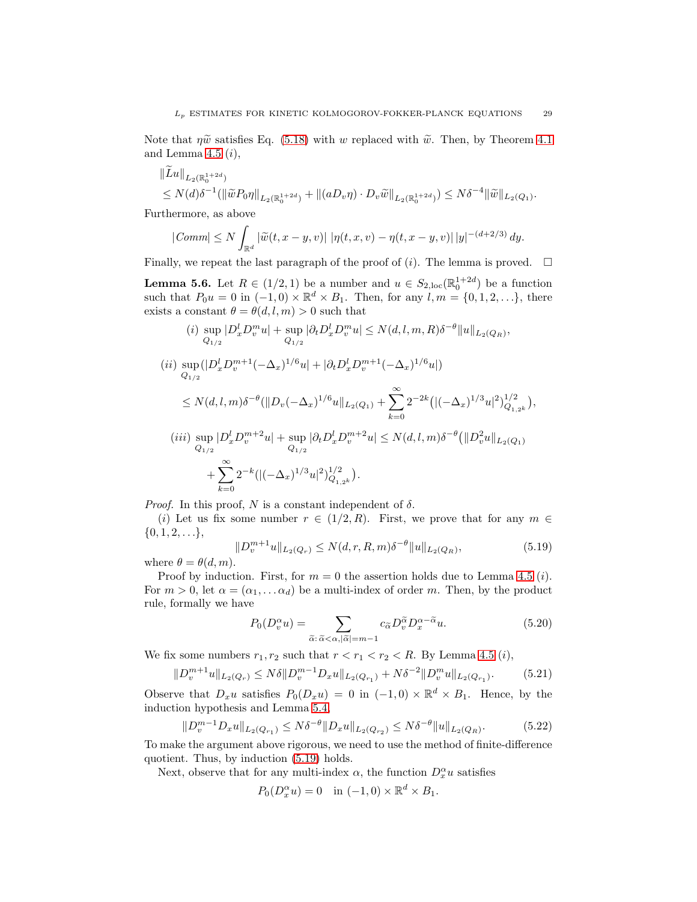Note that $\eta \widetilde{w}$ satisfies Eq. (5.18) with $w$ replaced with $\widetilde{w}$. Then, by Theorem 4.1 and Lemma 4.5 $(i)$,

$$
\begin{aligned}
&\|\widetilde{L} u\|_{L_2(\mathbb{R}^{1+2d}_0)} \\
&\leq N(d)\delta^{-1}(\|\widetilde{w} P_0 \eta\|_{L_2(\mathbb{R}^{1+2d}_0)} + \|(a D_v \eta) \cdot D_v \widetilde{w}\|_{L_2(\mathbb{R}^{1+2d}_0)}) \leq N\delta^{-4} \|\widetilde{w}\|_{L_2(Q_1)}.
\end{aligned}
$$

Furthermore, as above

$$
|Comm| \leq N \int_{\mathbb{R}^d} |\widetilde{w}(t, x-y, v)| \, |\eta(t,x,v) - \eta(t, x-y, v)| \, |y|^{-(d+2/3)} \, dy.
$$

Finally, we repeat the last paragraph of the proof of $(i)$. The lemma is proved. $\square$

**Lemma 5.6.** *Let $R \in (1/2, 1)$ be a number and $u \in S_{2,\text{loc}}(\mathbb{R}^{1+2d}_0)$ be a function such that $P_0 u = 0$ in $(-1,0) \times \mathbb{R}^d \times B_1$. Then, for any $l, m = \{0, 1, 2, \ldots\}$, there exists a constant $\theta = \theta(d, l, m) > 0$ such that*

$$
(i) \sup_{Q_{1/2}} |D^l_x D^m_v u| + \sup_{Q_{1/2}} |\partial_t D^l_x D^m_v u| \leq N(d, l, m, R)\delta^{-\theta} \|u\|_{L_2(Q_R)},
$$

$$
\begin{aligned}
(ii) \; &\sup_{Q_{1/2}} (|D^l_x D^{m+1}_v (-\Delta_x)^{1/6} u| + |\partial_t D^l_x D^{m+1}_v (-\Delta_x)^{1/6} u|) \\
&\leq N(d, l, m)\delta^{-\theta}(\|D_v (-\Delta_x)^{1/6} u\|_{L_2(Q_1)} + \sum_{k=0}^{\infty} 2^{-2k} \big(|(-\Delta_x)^{1/3} u|^2\big)^{1/2}_{Q_{1,2^k}}),
\end{aligned}
$$

$$
\begin{aligned}
(iii) \; &\sup_{Q_{1/2}} |D^l_x D^{m+2}_v u| + \sup_{Q_{1/2}} |\partial_t D^l_x D^{m+2}_v u| \leq N(d, l, m)\delta^{-\theta}\big(\|D^2_v u\|_{L_2(Q_1)} \\
&\quad + \sum_{k=0}^{\infty} 2^{-k} (|(-\Delta_x)^{1/3} u|^2)^{1/2}_{Q_{1,2^k}}\big).
\end{aligned}
$$

*Proof.* In this proof, $N$ is a constant independent of $\delta$.

$(i)$ Let us fix some number $r \in (1/2, R)$. First, we prove that for any $m \in \{0, 1, 2, \ldots\}$,

$$
\|D^{m+1}_v u\|_{L_2(Q_r)} \leq N(d, r, R, m)\delta^{-\theta} \|u\|_{L_2(Q_R)}, \tag{5.19}
$$

where $\theta = \theta(d, m)$.

Proof by induction. First, for $m = 0$ the assertion holds due to Lemma 4.5 $(i)$. For $m > 0$, let $\alpha = (\alpha_1, \ldots \alpha_d)$ be a multi-index of order $m$. Then, by the product rule, formally we have

$$
P_0(D^\alpha_v u) = \sum_{\widetilde{\alpha}: \, \widetilde{\alpha} < \alpha, |\widetilde{\alpha}| = m-1} c_{\widetilde{\alpha}} D^{\widetilde{\alpha}}_v D^{\alpha - \widetilde{\alpha}}_x u. \tag{5.20}
$$

We fix some numbers $r_1, r_2$ such that $r < r_1 < r_2 < R$. By Lemma 4.5 $(i)$,

$$
\|D^{m+1}_v u\|_{L_2(Q_r)} \leq N\delta \|D^{m-1}_v D_x u\|_{L_2(Q_{r_1})} + N\delta^{-2} \|D^m_v u\|_{L_2(Q_{r_1})}. \tag{5.21}
$$

Observe that $D_x u$ satisfies $P_0(D_x u) = 0$ in $(-1, 0) \times \mathbb{R}^d \times B_1$. Hence, by the induction hypothesis and Lemma 5.4,

$$
\|D^{m-1}_v D_x u\|_{L_2(Q_{r_1})} \leq N\delta^{-\theta} \|D_x u\|_{L_2(Q_{r_2})} \leq N\delta^{-\theta} \|u\|_{L_2(Q_R)}. \tag{5.22}
$$

To make the argument above rigorous, we need to use the method of finite-difference quotient. Thus, by induction (5.19) holds.

Next, observe that for any multi-index $\alpha$, the function $D^\alpha_x u$ satisfies

$$
P_0(D^\alpha_x u) = 0 \quad \text{in } (-1, 0) \times \mathbb{R}^d \times B_1.
$$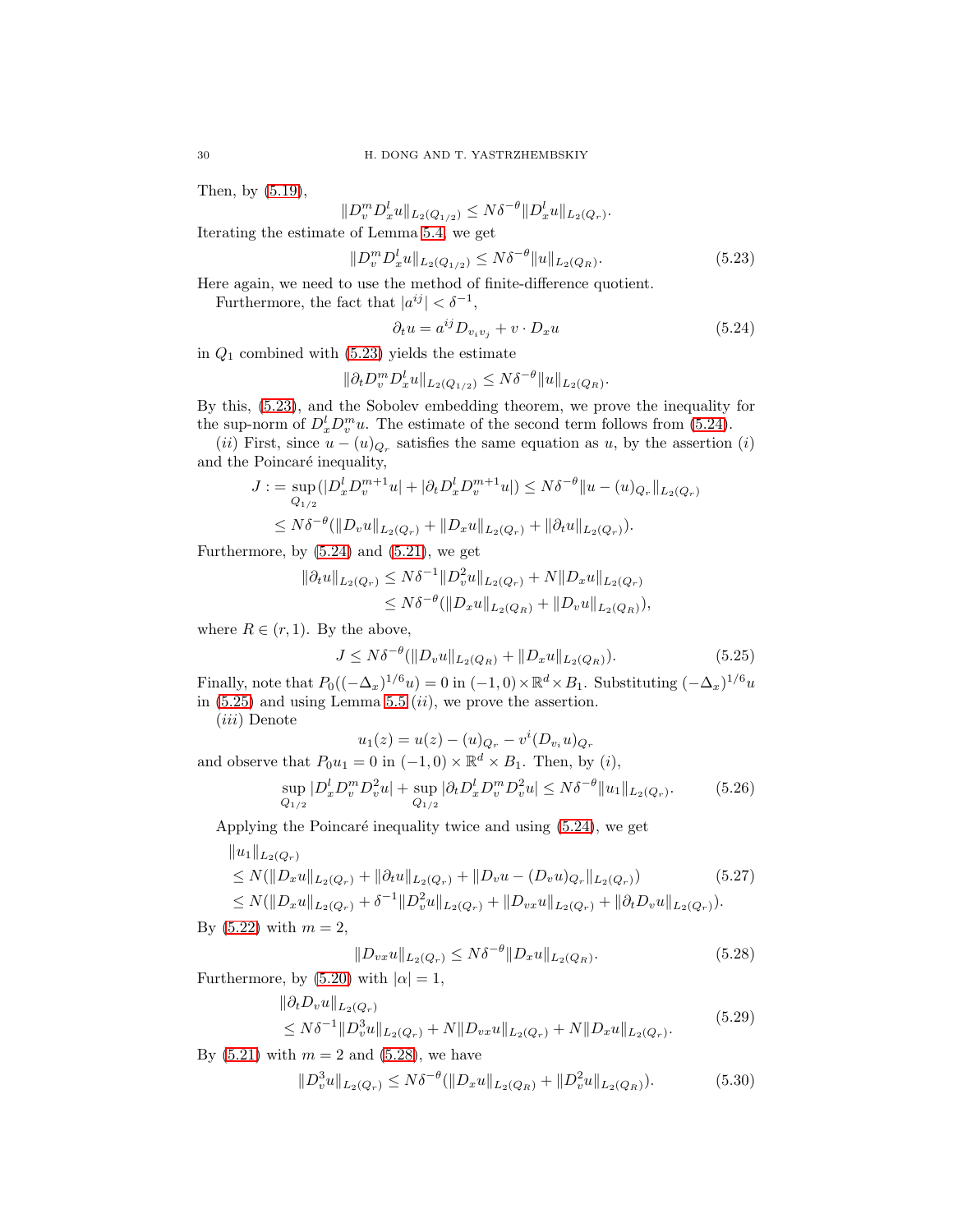Then, by (5.19),

$$\|D_v^m D_x^l u\|_{L_2(Q_{1/2})} \le N\delta^{-\theta}\|D_x^l u\|_{L_2(Q_r)}.$$

Iterating the estimate of Lemma 5.4, we get

$$\|D_v^m D_x^l u\|_{L_2(Q_{1/2})} \le N\delta^{-\theta}\|u\|_{L_2(Q_R)}. \tag{5.23}$$

Here again, we need to use the method of finite-difference quotient.

Furthermore, the fact that $|a^{ij}| < \delta^{-1}$,

$$\partial_t u = a^{ij} D_{v_i v_j} + v \cdot D_x u \tag{5.24}$$

in $Q_1$ combined with (5.23) yields the estimate

$$\|\partial_t D_v^m D_x^l u\|_{L_2(Q_{1/2})} \le N\delta^{-\theta}\|u\|_{L_2(Q_R)}.$$

By this, (5.23), and the Sobolev embedding theorem, we prove the inequality for the sup-norm of $D_x^l D_v^m u$. The estimate of the second term follows from (5.24).

$(ii)$ First, since $u - (u)_{Q_r}$ satisfies the same equation as $u$, by the assertion $(i)$ and the Poincaré inequality,

$$\begin{aligned}
J &:= \sup_{Q_{1/2}}(|D_x^l D_v^{m+1} u| + |\partial_t D_x^l D_v^{m+1} u|) \le N\delta^{-\theta}\|u - (u)_{Q_r}\|_{L_2(Q_r)} \\
&\le N\delta^{-\theta}(\|D_v u\|_{L_2(Q_r)} + \|D_x u\|_{L_2(Q_r)} + \|\partial_t u\|_{L_2(Q_r)}).
\end{aligned}$$

Furthermore, by (5.24) and (5.21), we get

$$\begin{aligned}
\|\partial_t u\|_{L_2(Q_r)} &\le N\delta^{-1}\|D_v^2 u\|_{L_2(Q_r)} + N\|D_x u\|_{L_2(Q_r)} \\
&\le N\delta^{-\theta}(\|D_x u\|_{L_2(Q_R)} + \|D_v u\|_{L_2(Q_R)}),
\end{aligned}$$

where $R \in (r, 1)$. By the above,

$$J \le N\delta^{-\theta}(\|D_v u\|_{L_2(Q_R)} + \|D_x u\|_{L_2(Q_R)}). \tag{5.25}$$

Finally, note that $P_0((-\Delta_x)^{1/6} u) = 0$ in $(-1, 0) \times \mathbb{R}^d \times B_1$. Substituting $(-\Delta_x)^{1/6} u$ in (5.25) and using Lemma 5.5 $(ii)$, we prove the assertion.

$(iii)$ Denote

$$u_1(z) = u(z) - (u)_{Q_r} - v^i (D_{v_i} u)_{Q_r}$$

and observe that $P_0 u_1 = 0$ in $(-1, 0) \times \mathbb{R}^d \times B_1$. Then, by $(i)$,

$$\sup_{Q_{1/2}} |D_x^l D_v^m D_v^2 u| + \sup_{Q_{1/2}} |\partial_t D_x^l D_v^m D_v^2 u| \le N\delta^{-\theta}\|u_1\|_{L_2(Q_r)}. \tag{5.26}$$

Applying the Poincaré inequality twice and using (5.24), we get

$$\begin{aligned}
&\|u_1\|_{L_2(Q_r)} \\
&\le N(\|D_x u\|_{L_2(Q_r)} + \|\partial_t u\|_{L_2(Q_r)} + \|D_v u - (D_v u)_{Q_r}\|_{L_2(Q_r)}) \\
&\le N(\|D_x u\|_{L_2(Q_r)} + \delta^{-1}\|D_v^2 u\|_{L_2(Q_r)} + \|D_{vx} u\|_{L_2(Q_r)} + \|\partial_t D_v u\|_{L_2(Q_r)}).
\end{aligned} \tag{5.27}$$

By (5.22) with $m = 2$,

$$\|D_{vx} u\|_{L_2(Q_r)} \le N\delta^{-\theta}\|D_x u\|_{L_2(Q_R)}. \tag{5.28}$$

Furthermore, by (5.20) with $|\alpha| = 1$,

$$\begin{aligned}
&\|\partial_t D_v u\|_{L_2(Q_r)} \\
&\le N\delta^{-1}\|D_v^3 u\|_{L_2(Q_r)} + N\|D_{vx} u\|_{L_2(Q_r)} + N\|D_x u\|_{L_2(Q_r)}.
\end{aligned} \tag{5.29}$$

By (5.21) with $m = 2$ and (5.28), we have

$$\|D_v^3 u\|_{L_2(Q_r)} \le N\delta^{-\theta}(\|D_x u\|_{L_2(Q_R)} + \|D_v^2 u\|_{L_2(Q_R)}). \tag{5.30}$$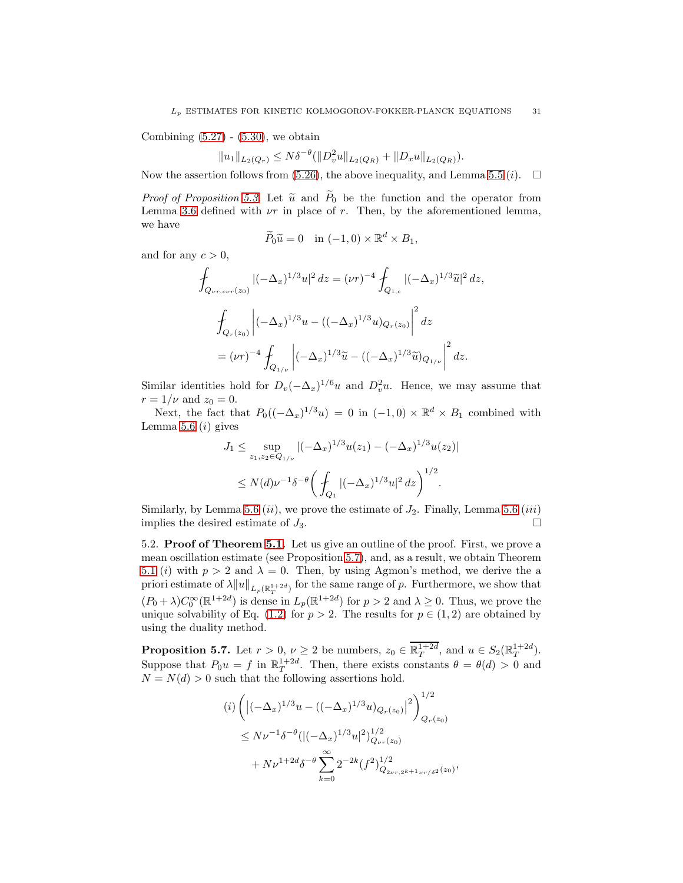Combining (5.27) - (5.30), we obtain

$$\|u_1\|_{L_2(Q_r)} \le N\delta^{-\theta}(\|D_v^2 u\|_{L_2(Q_R)} + \|D_x u\|_{L_2(Q_R)}).$$

Now the assertion follows from (5.26), the above inequality, and Lemma 5.5 $(i)$. $\square$

*Proof of Proposition 5.3.* Let $\widetilde{u}$ and $\widetilde{P}_0$ be the function and the operator from Lemma 3.6 defined with $\nu r$ in place of $r$. Then, by the aforementioned lemma, we have

$$\widetilde{P}_0 \widetilde{u} = 0 \quad \text{in } (-1,0)\times\mathbb{R}^d\times B_1,$$

and for any $c>0$,

$$\fint_{Q_{\nu r, c\nu r}(z_0)} |(-\Delta_x)^{1/3} u|^2\,dz = (\nu r)^{-4}\fint_{Q_{1,c}} |(-\Delta_x)^{1/3}\widetilde{u}|^2\,dz,$$

$$\fint_{Q_r(z_0)} \left|(-\Delta_x)^{1/3}u - ((-\Delta_x)^{1/3}u)_{Q_r(z_0)}\right|^2 dz$$
$$= (\nu r)^{-4}\fint_{Q_{1/\nu}} \left|(-\Delta_x)^{1/3}\widetilde{u} - ((-\Delta_x)^{1/3}\widetilde{u})_{Q_{1/\nu}}\right|^2 dz.$$

Similar identities hold for $D_v(-\Delta_x)^{1/6}u$ and $D_v^2 u$. Hence, we may assume that $r = 1/\nu$ and $z_0 = 0$.

Next, the fact that $P_0((-\Delta_x)^{1/3}u) = 0$ in $(-1,0)\times\mathbb{R}^d\times B_1$ combined with Lemma 5.6 $(i)$ gives

$$J_1 \le \sup_{z_1,z_2\in Q_{1/\nu}} |(-\Delta_x)^{1/3}u(z_1) - (-\Delta_x)^{1/3}u(z_2)|$$
$$\le N(d)\nu^{-1}\delta^{-\theta}\left(\fint_{Q_1} |(-\Delta_x)^{1/3}u|^2\,dz\right)^{1/2}.$$

Similarly, by Lemma 5.6 $(ii)$, we prove the estimate of $J_2$. Finally, Lemma 5.6 $(iii)$ implies the desired estimate of $J_3$. $\square$

5.2. **Proof of Theorem 5.1.** Let us give an outline of the proof. First, we prove a mean oscillation estimate (see Proposition 5.7), and, as a result, we obtain Theorem 5.1 $(i)$ with $p>2$ and $\lambda = 0$. Then, by using Agmon's method, we derive the a priori estimate of $\lambda\|u\|_{L_p(\mathbb{R}^{1+2d}_T)}$ for the same range of $p$. Furthermore, we show that $(P_0+\lambda)C_0^\infty(\mathbb{R}^{1+2d})$ is dense in $L_p(\mathbb{R}^{1+2d})$ for $p>2$ and $\lambda\ge 0$. Thus, we prove the unique solvability of Eq. (1.2) for $p>2$. The results for $p\in(1,2)$ are obtained by using the duality method.

**Proposition 5.7.** Let $r>0$, $\nu\ge 2$ be numbers, $z_0\in\overline{\mathbb{R}^{1+2d}_T}$, and $u\in S_2(\mathbb{R}^{1+2d}_T)$. Suppose that $P_0 u = f$ in $\mathbb{R}^{1+2d}_T$. Then, there exists constants $\theta = \theta(d)>0$ and $N = N(d)>0$ such that the following assertions hold.

$$(i)\ \left(\left|(-\Delta_x)^{1/3}u - ((-\Delta_x)^{1/3}u)_{Q_r(z_0)}\right|^2\right)^{1/2}_{Q_r(z_0)}$$
$$\le N\nu^{-1}\delta^{-\theta}(|(-\Delta_x)^{1/3}u|^2)^{1/2}_{Q_{\nu r}(z_0)}$$
$$+ N\nu^{1+2d}\delta^{-\theta}\sum_{k=0}^{\infty}2^{-2k}(f^2)^{1/2}_{Q_{2\nu r, 2^{k+1}\nu r/\delta^2}(z_0)},$$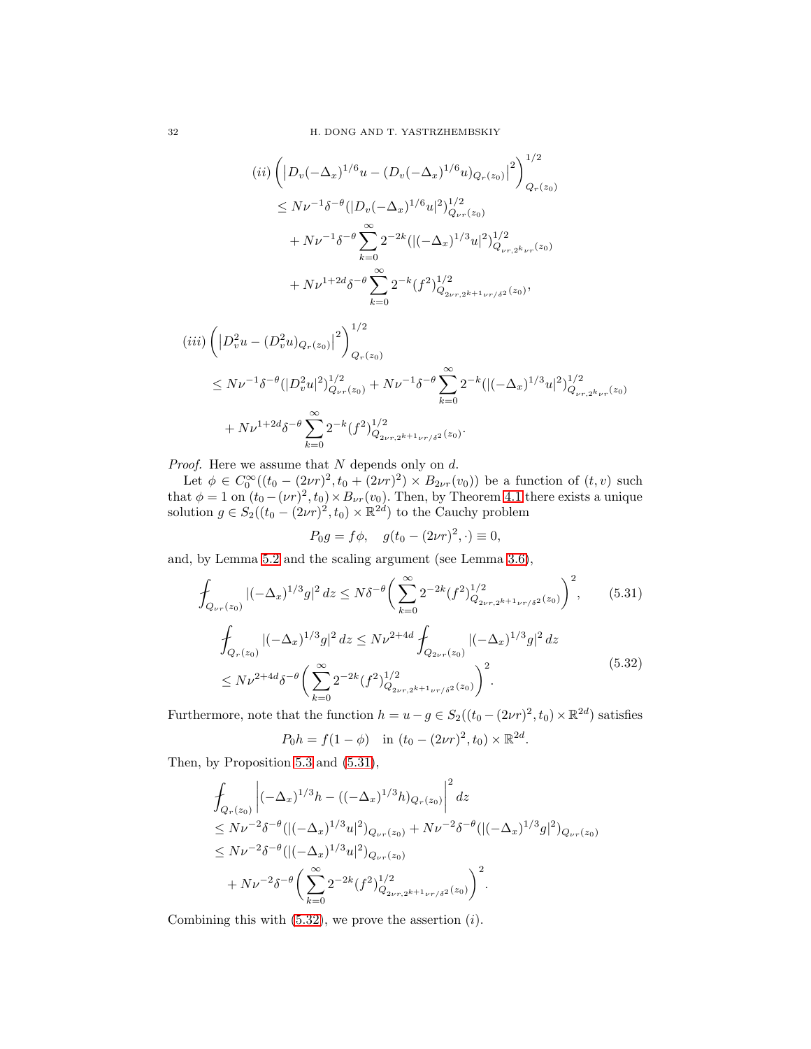$$(ii)\ \left(\left|D_v(-\Delta_x)^{1/6}u - (D_v(-\Delta_x)^{1/6}u)_{Q_r(z_0)}\right|^2\right)^{1/2}_{Q_r(z_0)}$$

$$\le N\nu^{-1}\delta^{-\theta}(|D_v(-\Delta_x)^{1/6}u|^2)^{1/2}_{Q_{\nu r}(z_0)}$$

$$+ N\nu^{-1}\delta^{-\theta}\sum_{k=0}^{\infty} 2^{-2k}(|(-\Delta_x)^{1/3}u|^2)^{1/2}_{Q_{\nu r, 2^k\nu r}(z_0)}$$

$$+ N\nu^{1+2d}\delta^{-\theta}\sum_{k=0}^{\infty} 2^{-k}(f^2)^{1/2}_{Q_{2\nu r, 2^{k+1}\nu r/\delta^2}(z_0)},$$

$$(iii)\ \left(\left|D_v^2 u - (D_v^2 u)_{Q_r(z_0)}\right|^2\right)^{1/2}_{Q_r(z_0)}$$

$$\le N\nu^{-1}\delta^{-\theta}(|D_v^2 u|^2)^{1/2}_{Q_{\nu r}(z_0)} + N\nu^{-1}\delta^{-\theta}\sum_{k=0}^{\infty} 2^{-k}(|(-\Delta_x)^{1/3}u|^2)^{1/2}_{Q_{\nu r, 2^k\nu r}(z_0)}$$

$$+ N\nu^{1+2d}\delta^{-\theta}\sum_{k=0}^{\infty} 2^{-k}(f^2)^{1/2}_{Q_{2\nu r, 2^{k+1}\nu r/\delta^2}(z_0)}.$$

*Proof.* Here we assume that $N$ depends only on $d$.

Let $\phi \in C_0^\infty((t_0 - (2\nu r)^2, t_0 + (2\nu r)^2) \times B_{2\nu r}(v_0))$ be a function of $(t, v)$ such that $\phi = 1$ on $(t_0 - (\nu r)^2, t_0) \times B_{\nu r}(v_0)$. Then, by Theorem 4.1 there exists a unique solution $g \in S_2((t_0 - (2\nu r)^2, t_0) \times \mathbb{R}^{2d})$ to the Cauchy problem

$$P_0 g = f\phi, \quad g(t_0 - (2\nu r)^2, \cdot) \equiv 0,$$

and, by Lemma 5.2 and the scaling argument (see Lemma 3.6),

$$\fint_{Q_{\nu r}(z_0)} |(-\Delta_x)^{1/3} g|^2\, dz \le N\delta^{-\theta}\left(\sum_{k=0}^{\infty} 2^{-2k}(f^2)^{1/2}_{Q_{2\nu r, 2^{k+1}\nu r/\delta^2}(z_0)}\right)^2, \tag{5.31}$$

$$\begin{aligned}
&\fint_{Q_r(z_0)} |(-\Delta_x)^{1/3} g|^2\, dz \le N\nu^{2+4d}\fint_{Q_{2\nu r}(z_0)} |(-\Delta_x)^{1/3} g|^2\, dz\\
&\le N\nu^{2+4d}\delta^{-\theta}\left(\sum_{k=0}^{\infty} 2^{-2k}(f^2)^{1/2}_{Q_{2\nu r, 2^{k+1}\nu r/\delta^2}(z_0)}\right)^2.
\end{aligned} \tag{5.32}$$

Furthermore, note that the function $h = u - g \in S_2((t_0 - (2\nu r)^2, t_0) \times \mathbb{R}^{2d})$ satisfies

$$P_0 h = f(1-\phi) \quad \text{in } (t_0 - (2\nu r)^2, t_0) \times \mathbb{R}^{2d}.$$

Then, by Proposition 5.3 and (5.31),

$$\begin{aligned}
&\fint_{Q_r(z_0)} \left|(-\Delta_x)^{1/3} h - ((-\Delta_x)^{1/3} h)_{Q_r(z_0)}\right|^2 dz\\
&\le N\nu^{-2}\delta^{-\theta}(|(-\Delta_x)^{1/3}u|^2)_{Q_{\nu r}(z_0)} + N\nu^{-2}\delta^{-\theta}(|(-\Delta_x)^{1/3}g|^2)_{Q_{\nu r}(z_0)}\\
&\le N\nu^{-2}\delta^{-\theta}(|(-\Delta_x)^{1/3}u|^2)_{Q_{\nu r}(z_0)}\\
&\quad + N\nu^{-2}\delta^{-\theta}\left(\sum_{k=0}^{\infty} 2^{-2k}(f^2)^{1/2}_{Q_{2\nu r, 2^{k+1}\nu r/\delta^2}(z_0)}\right)^2.
\end{aligned}$$

Combining this with (5.32), we prove the assertion $(i)$.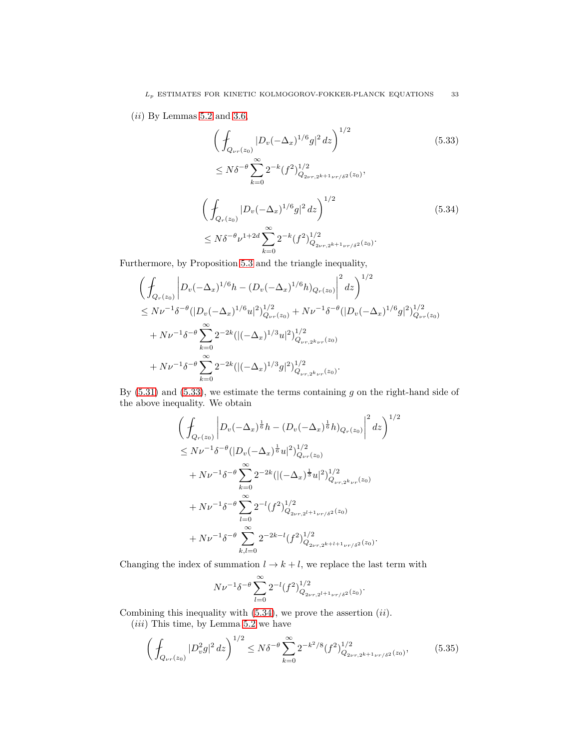$(ii)$ By Lemmas 5.2 and 3.6,

$$
\begin{aligned}
&\left( \fint_{Q_{\nu r}(z_0)} |D_v (-\Delta_x)^{1/6} g|^2 \, dz \right)^{1/2} \\
&\le N \delta^{-\theta} \sum_{k=0}^{\infty} 2^{-k} (f^2)^{1/2}_{Q_{2\nu r, 2^{k+1}\nu r/\delta^2}(z_0)},
\end{aligned}
\tag{5.33}
$$

$$
\begin{aligned}
&\left( \fint_{Q_{r}(z_0)} |D_v (-\Delta_x)^{1/6} g|^2 \, dz \right)^{1/2} \\
&\le N \delta^{-\theta} \nu^{1+2d} \sum_{k=0}^{\infty} 2^{-k} (f^2)^{1/2}_{Q_{2\nu r, 2^{k+1}\nu r/\delta^2}(z_0)}.
\end{aligned}
\tag{5.34}
$$

Furthermore, by Proposition 5.3 and the triangle inequality,

$$
\begin{aligned}
&\left( \fint_{Q_{r}(z_0)} \left| D_v (-\Delta_x)^{1/6} h - (D_v (-\Delta_x)^{1/6} h)_{Q_r(z_0)} \right|^2 dz \right)^{1/2} \\
&\le N \nu^{-1} \delta^{-\theta} (|D_v (-\Delta_x)^{1/6} u|^2)^{1/2}_{Q_{\nu r}(z_0)} + N \nu^{-1} \delta^{-\theta} (|D_v (-\Delta_x)^{1/6} g|^2)^{1/2}_{Q_{\nu r}(z_0)} \\
&\quad + N \nu^{-1} \delta^{-\theta} \sum_{k=0}^{\infty} 2^{-2k} (|(-\Delta_x)^{1/3} u|^2)^{1/2}_{Q_{\nu r, 2^k \nu r}(z_0)} \\
&\quad + N \nu^{-1} \delta^{-\theta} \sum_{k=0}^{\infty} 2^{-2k} (|(-\Delta_x)^{1/3} g|^2)^{1/2}_{Q_{\nu r, 2^k \nu r}(z_0)}.
\end{aligned}
$$

By (5.31) and (5.33), we estimate the terms containing $g$ on the right-hand side of the above inequality. We obtain

$$
\begin{aligned}
&\left( \fint_{Q_{r}(z_0)} \left| D_v (-\Delta_x)^{\frac{1}{6}} h - (D_v (-\Delta_x)^{\frac{1}{6}} h)_{Q_r(z_0)} \right|^2 dz \right)^{1/2} \\
&\le N \nu^{-1} \delta^{-\theta} (|D_v (-\Delta_x)^{\frac{1}{6}} u|^2)^{1/2}_{Q_{\nu r}(z_0)} \\
&\quad + N \nu^{-1} \delta^{-\theta} \sum_{k=0}^{\infty} 2^{-2k} (|(-\Delta_x)^{\frac{1}{3}} u|^2)^{1/2}_{Q_{\nu r, 2^k \nu r}(z_0)} \\
&\quad + N \nu^{-1} \delta^{-\theta} \sum_{l=0}^{\infty} 2^{-l} (f^2)^{1/2}_{Q_{2\nu r, 2^{l+1}\nu r/\delta^2}(z_0)} \\
&\quad + N \nu^{-1} \delta^{-\theta} \sum_{k,l=0}^{\infty} 2^{-2k-l} (f^2)^{1/2}_{Q_{2\nu r, 2^{k+l+1}\nu r/\delta^2}(z_0)}.
\end{aligned}
$$

Changing the index of summation $l \to k + l$, we replace the last term with

$$
N \nu^{-1} \delta^{-\theta} \sum_{l=0}^{\infty} 2^{-l} (f^2)^{1/2}_{Q_{2\nu r, 2^{l+1}\nu r/\delta^2}(z_0)}.
$$

Combining this inequality with (5.34), we prove the assertion $(ii)$.

$(iii)$ This time, by Lemma 5.2 we have

$$
\left( \fint_{Q_{\nu r}(z_0)} |D_v^2 g|^2 \, dz \right)^{1/2} \le N \delta^{-\theta} \sum_{k=0}^{\infty} 2^{-k^2/8} (f^2)^{1/2}_{Q_{2\nu r, 2^{k+1}\nu r/\delta^2}(z_0)}, \tag{5.35}
$$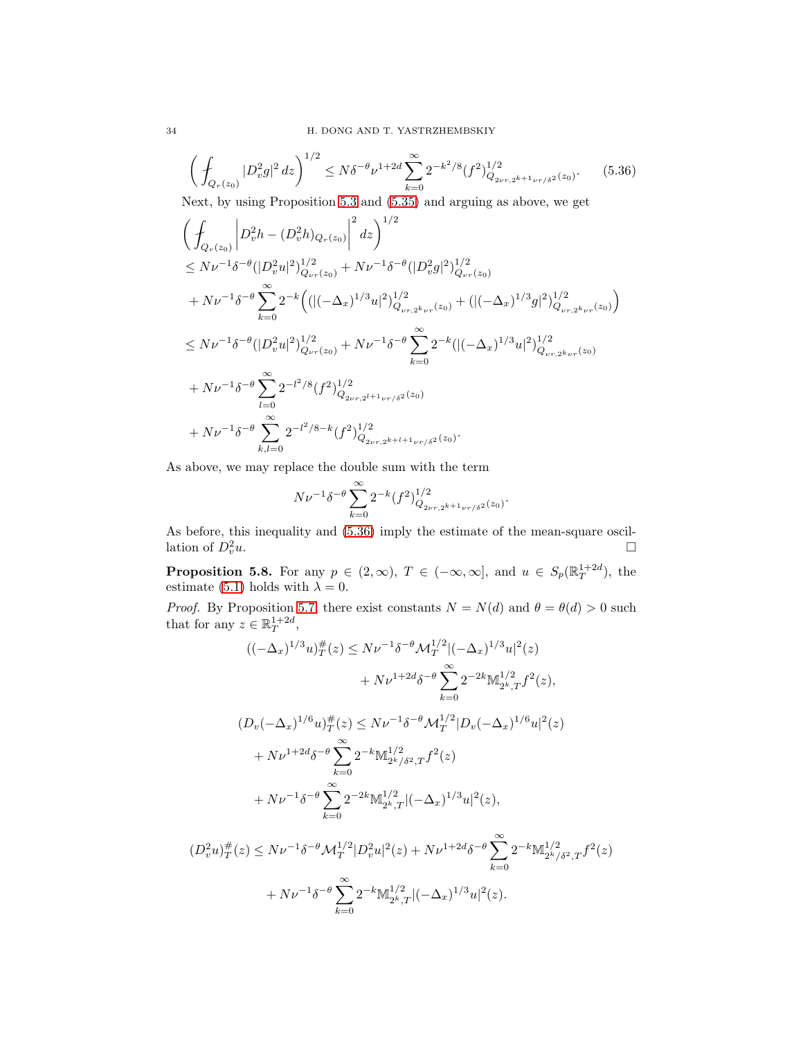$$\left( \fint_{Q_r(z_0)} |D_v^2 g|^2 \, dz \right)^{1/2} \le N \delta^{-\theta} \nu^{1+2d} \sum_{k=0}^{\infty} 2^{-k^2/8} (f^2)^{1/2}_{Q_{2\nu r, 2^{k+1}\nu r/\delta^2}(z_0)}. \tag{5.36}$$

Next, by using Proposition 5.3 and (5.35) and arguing as above, we get

$$\begin{aligned}
&\left( \fint_{Q_r(z_0)} \left| D_v^2 h - (D_v^2 h)_{Q_r(z_0)} \right|^2 dz \right)^{1/2} \\
&\le N \nu^{-1} \delta^{-\theta} (|D_v^2 u|^2)^{1/2}_{Q_{\nu r}(z_0)} + N \nu^{-1} \delta^{-\theta} (|D_v^2 g|^2)^{1/2}_{Q_{\nu r}(z_0)} \\
&+ N \nu^{-1} \delta^{-\theta} \sum_{k=0}^{\infty} 2^{-k} \Big( (|(-\Delta_x)^{1/3} u|^2)^{1/2}_{Q_{\nu r, 2^k \nu r}(z_0)} + (|(-\Delta_x)^{1/3} g|^2)^{1/2}_{Q_{\nu r, 2^k \nu r}(z_0)} \Big) \\
&\le N \nu^{-1} \delta^{-\theta} (|D_v^2 u|^2)^{1/2}_{Q_{\nu r}(z_0)} + N \nu^{-1} \delta^{-\theta} \sum_{k=0}^{\infty} 2^{-k} (|(-\Delta_x)^{1/3} u|^2)^{1/2}_{Q_{\nu r, 2^k \nu r}(z_0)} \\
&+ N \nu^{-1} \delta^{-\theta} \sum_{l=0}^{\infty} 2^{-l^2/8} (f^2)^{1/2}_{Q_{2\nu r, 2^{l+1}\nu r/\delta^2}(z_0)} \\
&+ N \nu^{-1} \delta^{-\theta} \sum_{k,l=0}^{\infty} 2^{-l^2/8 - k} (f^2)^{1/2}_{Q_{2\nu r, 2^{k+l+1}\nu r/\delta^2}(z_0)}.
\end{aligned}$$

As above, we may replace the double sum with the term

$$N \nu^{-1} \delta^{-\theta} \sum_{k=0}^{\infty} 2^{-k} (f^2)^{1/2}_{Q_{2\nu r, 2^{k+1}\nu r/\delta^2}(z_0)}.$$

As before, this inequality and (5.36) imply the estimate of the mean-square oscillation of $D_v^2 u$. $\square$

**Proposition 5.8.** For any $p \in (2, \infty)$, $T \in (-\infty, \infty]$, and $u \in S_p(\mathbb{R}^{1+2d}_T)$, the estimate (5.1) holds with $\lambda = 0$.

*Proof.* By Proposition 5.7, there exist constants $N = N(d)$ and $\theta = \theta(d) > 0$ such that for any $z \in \mathbb{R}^{1+2d}_T$,

$$\begin{aligned}
((-\Delta_x)^{1/3} u)^{\#}_T(z) &\le N \nu^{-1} \delta^{-\theta} \mathcal{M}_T^{1/2} |(-\Delta_x)^{1/3} u|^2(z) \\
&\quad + N \nu^{1+2d} \delta^{-\theta} \sum_{k=0}^{\infty} 2^{-2k} \mathbb{M}^{1/2}_{2^k, T} f^2(z),
\end{aligned}$$

$$\begin{aligned}
(D_v(-\Delta_x)^{1/6} u)^{\#}_T(z) &\le N \nu^{-1} \delta^{-\theta} \mathcal{M}_T^{1/2} |D_v(-\Delta_x)^{1/6} u|^2(z) \\
&+ N \nu^{1+2d} \delta^{-\theta} \sum_{k=0}^{\infty} 2^{-k} \mathbb{M}^{1/2}_{2^k/\delta^2, T} f^2(z) \\
&+ N \nu^{-1} \delta^{-\theta} \sum_{k=0}^{\infty} 2^{-2k} \mathbb{M}^{1/2}_{2^k, T} |(-\Delta_x)^{1/3} u|^2(z),
\end{aligned}$$

$$\begin{aligned}
(D_v^2 u)^{\#}_T(z) &\le N \nu^{-1} \delta^{-\theta} \mathcal{M}_T^{1/2} |D_v^2 u|^2(z) + N \nu^{1+2d} \delta^{-\theta} \sum_{k=0}^{\infty} 2^{-k} \mathbb{M}^{1/2}_{2^k/\delta^2, T} f^2(z) \\
&\quad + N \nu^{-1} \delta^{-\theta} \sum_{k=0}^{\infty} 2^{-k} \mathbb{M}^{1/2}_{2^k, T} |(-\Delta_x)^{1/3} u|^2(z).
\end{aligned}$$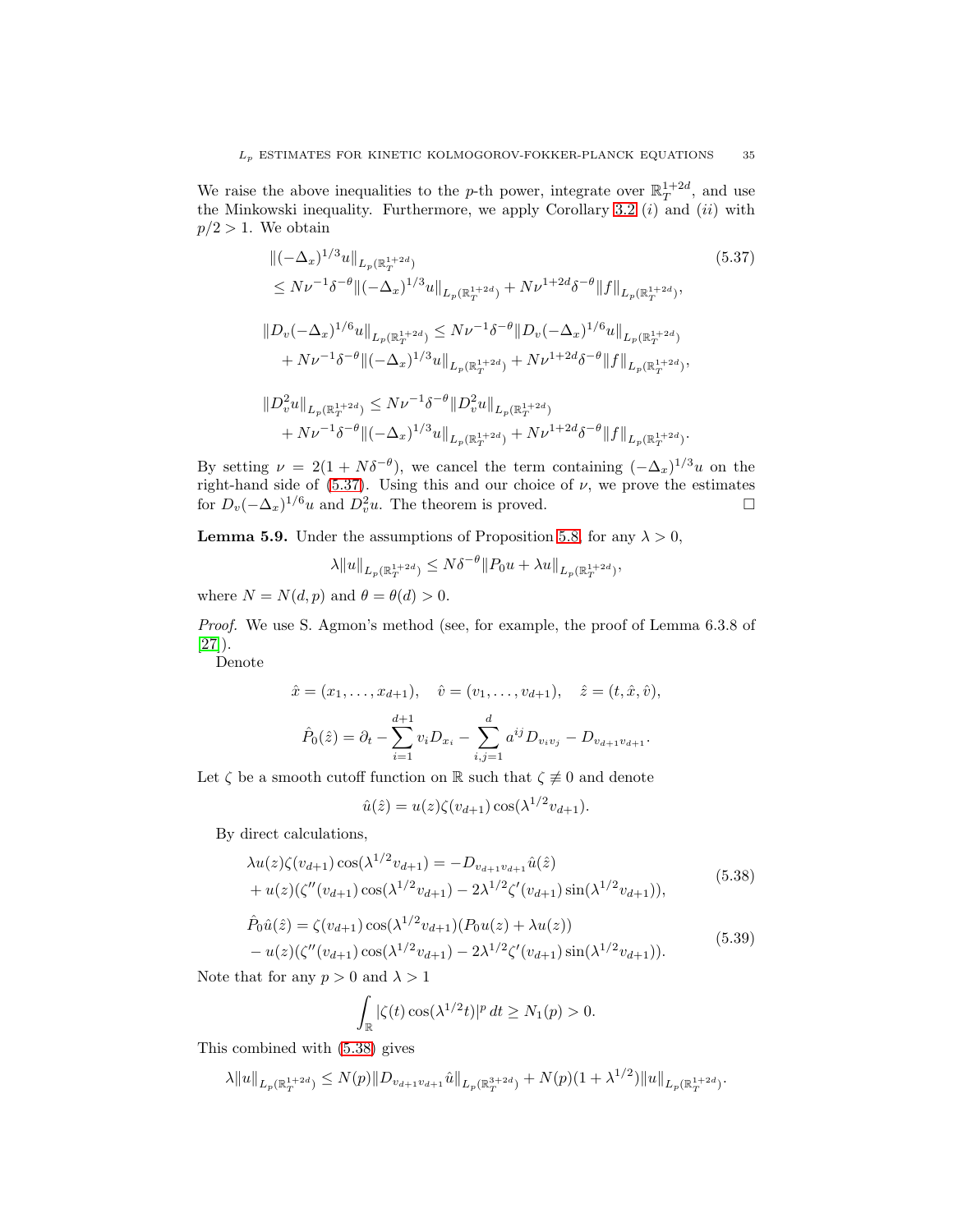We raise the above inequalities to the $p$-th power, integrate over $\mathbb{R}^{1+2d}_T$, and use the Minkowski inequality. Furthermore, we apply Corollary 3.2 $(i)$ and $(ii)$ with $p/2 > 1$. We obtain

$$
\begin{aligned}
&\|(-\Delta_x)^{1/3} u\|_{L_p(\mathbb{R}^{1+2d}_T)} \\
&\le N\nu^{-1}\delta^{-\theta}\|(-\Delta_x)^{1/3} u\|_{L_p(\mathbb{R}^{1+2d}_T)} + N\nu^{1+2d}\delta^{-\theta}\|f\|_{L_p(\mathbb{R}^{1+2d}_T)},
\end{aligned}
\tag{5.37}
$$

$$
\begin{aligned}
\|D_v(-\Delta_x)^{1/6} u\|_{L_p(\mathbb{R}^{1+2d}_T)} &\le N\nu^{-1}\delta^{-\theta}\|D_v(-\Delta_x)^{1/6} u\|_{L_p(\mathbb{R}^{1+2d}_T)} \\
&+ N\nu^{-1}\delta^{-\theta}\|(-\Delta_x)^{1/3} u\|_{L_p(\mathbb{R}^{1+2d}_T)} + N\nu^{1+2d}\delta^{-\theta}\|f\|_{L_p(\mathbb{R}^{1+2d}_T)},
\end{aligned}
$$

$$
\begin{aligned}
\|D_v^2 u\|_{L_p(\mathbb{R}^{1+2d}_T)} &\le N\nu^{-1}\delta^{-\theta}\|D_v^2 u\|_{L_p(\mathbb{R}^{1+2d}_T)} \\
&+ N\nu^{-1}\delta^{-\theta}\|(-\Delta_x)^{1/3} u\|_{L_p(\mathbb{R}^{1+2d}_T)} + N\nu^{1+2d}\delta^{-\theta}\|f\|_{L_p(\mathbb{R}^{1+2d}_T)}.
\end{aligned}
$$

By setting $\nu = 2(1 + N\delta^{-\theta})$, we cancel the term containing $(-\Delta_x)^{1/3} u$ on the right-hand side of (5.37). Using this and our choice of $\nu$, we prove the estimates for $D_v(-\Delta_x)^{1/6} u$ and $D_v^2 u$. The theorem is proved. ☐

**Lemma 5.9.** Under the assumptions of Proposition 5.8, for any $\lambda > 0$,

$$
\lambda\|u\|_{L_p(\mathbb{R}^{1+2d}_T)} \le N\delta^{-\theta}\|P_0 u + \lambda u\|_{L_p(\mathbb{R}^{1+2d}_T)},
$$

where $N = N(d, p)$ and $\theta = \theta(d) > 0$.

*Proof.* We use S. Agmon's method (see, for example, the proof of Lemma 6.3.8 of [27]).

Denote

$$
\hat{x} = (x_1, \dots, x_{d+1}), \quad \hat{v} = (v_1, \dots, v_{d+1}), \quad \hat{z} = (t, \hat{x}, \hat{v}),
$$

$$
\hat{P}_0(\hat{z}) = \partial_t - \sum_{i=1}^{d+1} v_i D_{x_i} - \sum_{i,j=1}^{d} a^{ij} D_{v_i v_j} - D_{v_{d+1} v_{d+1}}.
$$

Let $\zeta$ be a smooth cutoff function on $\mathbb{R}$ such that $\zeta \not\equiv 0$ and denote

$$
\hat{u}(\hat{z}) = u(z)\zeta(v_{d+1})\cos(\lambda^{1/2} v_{d+1}).
$$

By direct calculations,

$$
\begin{aligned}
&\lambda u(z)\zeta(v_{d+1})\cos(\lambda^{1/2} v_{d+1}) = -D_{v_{d+1} v_{d+1}}\hat{u}(\hat{z}) \\
&+ u(z)(\zeta''(v_{d+1})\cos(\lambda^{1/2} v_{d+1}) - 2\lambda^{1/2}\zeta'(v_{d+1})\sin(\lambda^{1/2} v_{d+1})),
\end{aligned}
\tag{5.38}
$$

$$
\begin{aligned}
&\hat{P}_0\hat{u}(\hat{z}) = \zeta(v_{d+1})\cos(\lambda^{1/2} v_{d+1})(P_0 u(z) + \lambda u(z)) \\
&- u(z)(\zeta''(v_{d+1})\cos(\lambda^{1/2} v_{d+1}) - 2\lambda^{1/2}\zeta'(v_{d+1})\sin(\lambda^{1/2} v_{d+1})).
\end{aligned}
\tag{5.39}
$$

Note that for any $p > 0$ and $\lambda > 1$

$$
\int_{\mathbb{R}} |\zeta(t)\cos(\lambda^{1/2} t)|^p \, dt \ge N_1(p) > 0.
$$

This combined with (5.38) gives

$$
\lambda\|u\|_{L_p(\mathbb{R}^{1+2d}_T)} \le N(p)\|D_{v_{d+1} v_{d+1}}\hat{u}\|_{L_p(\mathbb{R}^{3+2d}_T)} + N(p)(1 + \lambda^{1/2})\|u\|_{L_p(\mathbb{R}^{1+2d}_T)}.
$$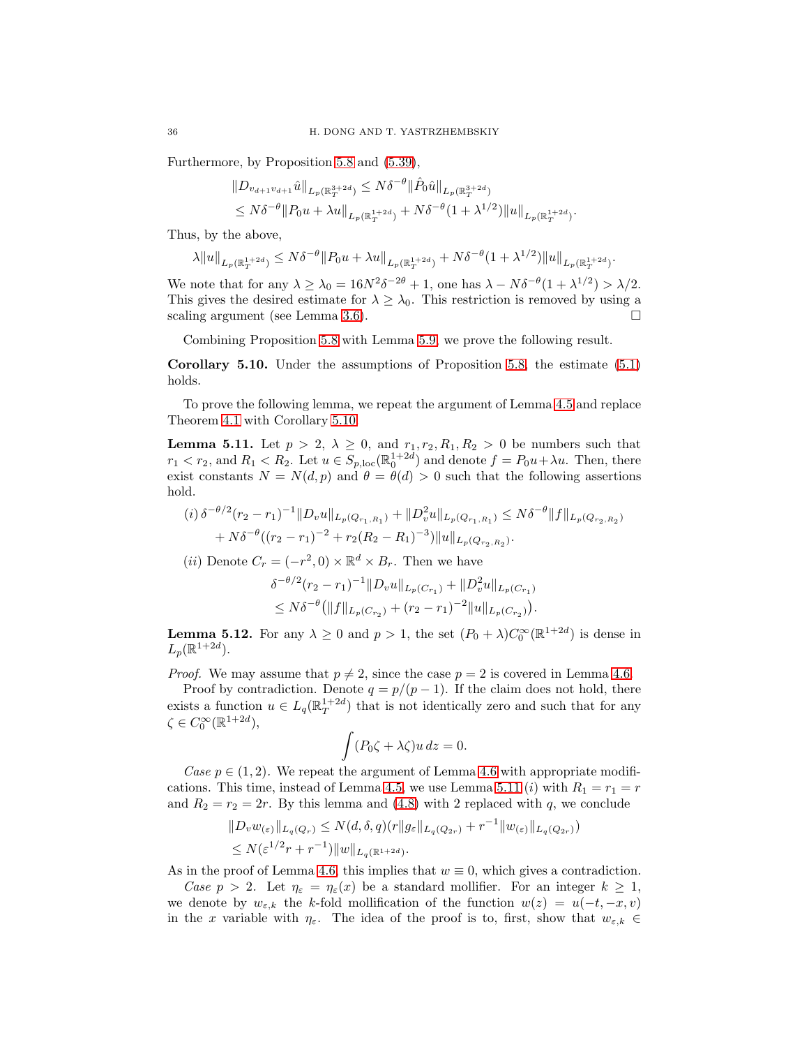Furthermore, by Proposition 5.8 and (5.39),

$$\|D_{v_{d+1}v_{d+1}}\hat{u}\|_{L_p(\mathbb{R}^{3+2d}_T)} \le N\delta^{-\theta}\|\hat{P}_0\hat{u}\|_{L_p(\mathbb{R}^{3+2d}_T)}$$
$$\le N\delta^{-\theta}\|P_0 u + \lambda u\|_{L_p(\mathbb{R}^{1+2d}_T)} + N\delta^{-\theta}(1+\lambda^{1/2})\|u\|_{L_p(\mathbb{R}^{1+2d}_T)}.$$

Thus, by the above,

$$\lambda\|u\|_{L_p(\mathbb{R}^{1+2d}_T)} \le N\delta^{-\theta}\|P_0 u + \lambda u\|_{L_p(\mathbb{R}^{1+2d}_T)} + N\delta^{-\theta}(1+\lambda^{1/2})\|u\|_{L_p(\mathbb{R}^{1+2d}_T)}.$$

We note that for any $\lambda \ge \lambda_0 = 16N^2\delta^{-2\theta} + 1$, one has $\lambda - N\delta^{-\theta}(1+\lambda^{1/2}) > \lambda/2$. This gives the desired estimate for $\lambda \ge \lambda_0$. This restriction is removed by using a scaling argument (see Lemma 3.6). $\square$

Combining Proposition 5.8 with Lemma 5.9, we prove the following result.

**Corollary 5.10.** Under the assumptions of Proposition 5.8, the estimate (5.1) holds.

To prove the following lemma, we repeat the argument of Lemma 4.5 and replace Theorem 4.1 with Corollary 5.10.

**Lemma 5.11.** Let $p > 2$, $\lambda \ge 0$, and $r_1, r_2, R_1, R_2 > 0$ be numbers such that $r_1 < r_2$, and $R_1 < R_2$. Let $u \in S_{p,\text{loc}}(\mathbb{R}^{1+2d}_0)$ and denote $f = P_0 u + \lambda u$. Then, there exist constants $N = N(d,p)$ and $\theta = \theta(d) > 0$ such that the following assertions hold.

$(i)$ $\delta^{-\theta/2}(r_2 - r_1)^{-1}\|D_v u\|_{L_p(Q_{r_1,R_1})} + \|D^2_v u\|_{L_p(Q_{r_1,R_1})} \le N\delta^{-\theta}\|f\|_{L_p(Q_{r_2,R_2})}$
$\quad + N\delta^{-\theta}((r_2 - r_1)^{-2} + r_2(R_2 - R_1)^{-3})\|u\|_{L_p(Q_{r_2,R_2})}$.

$(ii)$ Denote $C_r = (-r^2, 0) \times \mathbb{R}^d \times B_r$. Then we have

$$\delta^{-\theta/2}(r_2 - r_1)^{-1}\|D_v u\|_{L_p(C_{r_1})} + \|D^2_v u\|_{L_p(C_{r_1})}$$
$$\le N\delta^{-\theta}\big(\|f\|_{L_p(C_{r_2})} + (r_2 - r_1)^{-2}\|u\|_{L_p(C_{r_2})}\big).$$

**Lemma 5.12.** For any $\lambda \ge 0$ and $p > 1$, the set $(P_0 + \lambda)C_0^\infty(\mathbb{R}^{1+2d})$ is dense in $L_p(\mathbb{R}^{1+2d})$.

*Proof.* We may assume that $p \neq 2$, since the case $p = 2$ is covered in Lemma 4.6.

Proof by contradiction. Denote $q = p/(p-1)$. If the claim does not hold, there exists a function $u \in L_q(\mathbb{R}^{1+2d}_T)$ that is not identically zero and such that for any $\zeta \in C_0^\infty(\mathbb{R}^{1+2d})$,

$$\int (P_0\zeta + \lambda\zeta)u\,dz = 0.$$

*Case* $p \in (1,2)$. We repeat the argument of Lemma 4.6 with appropriate modifications. This time, instead of Lemma 4.5, we use Lemma 5.11 $(i)$ with $R_1 = r_1 = r$ and $R_2 = r_2 = 2r$. By this lemma and (4.8) with 2 replaced with $q$, we conclude

$$\|D_v w_{(\varepsilon)}\|_{L_q(Q_r)} \le N(d,\delta,q)(r\|g_\varepsilon\|_{L_q(Q_{2r})} + r^{-1}\|w_{(\varepsilon)}\|_{L_q(Q_{2r})})$$
$$\le N(\varepsilon^{1/2}r + r^{-1})\|w\|_{L_q(\mathbb{R}^{1+2d})}.$$

As in the proof of Lemma 4.6, this implies that $w \equiv 0$, which gives a contradiction.

*Case* $p > 2$. Let $\eta_\varepsilon = \eta_\varepsilon(x)$ be a standard mollifier. For an integer $k \ge 1$, we denote by $w_{\varepsilon,k}$ the $k$-fold mollification of the function $w(z) = u(-t,-x,v)$ in the $x$ variable with $\eta_\varepsilon$. The idea of the proof is to, first, show that $w_{\varepsilon,k} \in$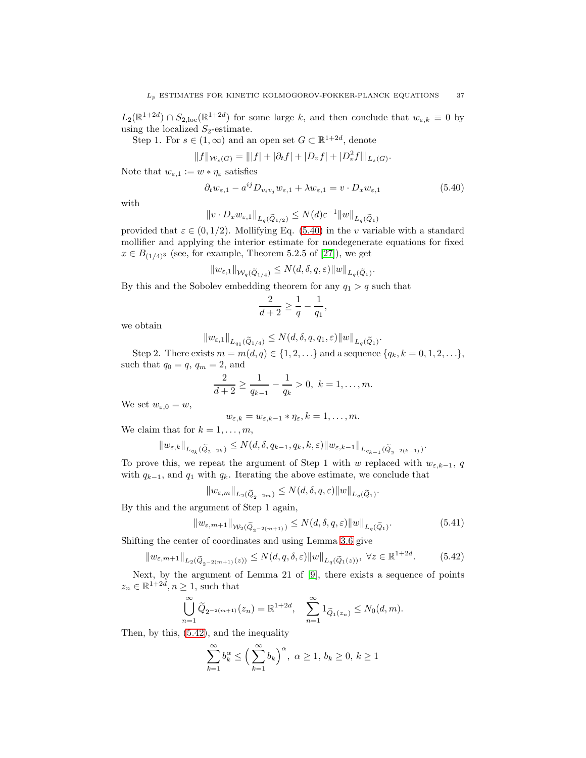$L_2(\mathbb{R}^{1+2d}) \cap S_{2,\text{loc}}(\mathbb{R}^{1+2d})$ for some large $k$, and then conclude that $w_{\varepsilon,k} \equiv 0$ by using the localized $S_2$-estimate.

Step 1. For $s \in (1, \infty)$ and an open set $G \subset \mathbb{R}^{1+2d}$, denote

$$\|f\|_{\mathcal{W}_s(G)} = \| |f| + |\partial_t f| + |D_v f| + |D_v^2 f| \|_{L_s(G)}.$$

Note that $w_{\varepsilon,1} := w * \eta_\varepsilon$ satisfies

$$\partial_t w_{\varepsilon,1} - a^{ij} D_{v_i v_j} w_{\varepsilon,1} + \lambda w_{\varepsilon,1} = v \cdot D_x w_{\varepsilon,1} \tag{5.40}$$

with

$$\|v \cdot D_x w_{\varepsilon,1}\|_{L_q(\widetilde{Q}_{1/2})} \le N(d)\varepsilon^{-1} \|w\|_{L_q(\widetilde{Q}_1)}$$

provided that $\varepsilon \in (0, 1/2)$. Mollifying Eq. (5.40) in the $v$ variable with a standard mollifier and applying the interior estimate for nondegenerate equations for fixed $x \in B_{(1/4)^3}$ (see, for example, Theorem 5.2.5 of [27]), we get

$$\|w_{\varepsilon,1}\|_{\mathcal{W}_q(\widetilde{Q}_{1/4})} \le N(d, \delta, q, \varepsilon) \|w\|_{L_q(\widetilde{Q}_1)}.$$

By this and the Sobolev embedding theorem for any $q_1 > q$ such that

$$\frac{2}{d+2} \ge \frac{1}{q} - \frac{1}{q_1},$$

we obtain

$$\|w_{\varepsilon,1}\|_{L_{q_1}(\widetilde{Q}_{1/4})} \le N(d, \delta, q, q_1, \varepsilon) \|w\|_{L_q(\widetilde{Q}_1)}.$$

Step 2. There exists $m = m(d, q) \in \{1, 2, \ldots\}$ and a sequence $\{q_k, k = 0, 1, 2, \ldots\}$, such that $q_0 = q$, $q_m = 2$, and

$$\frac{2}{d+2} \ge \frac{1}{q_{k-1}} - \frac{1}{q_k} > 0, \ k = 1, \ldots, m.$$

We set $w_{\varepsilon,0} = w$,

$$w_{\varepsilon,k} = w_{\varepsilon,k-1} * \eta_\varepsilon, k = 1, \ldots, m.$$

We claim that for $k = 1, \ldots, m$,

$$\|w_{\varepsilon,k}\|_{L_{q_k}(\widetilde{Q}_{2^{-2k}})} \le N(d, \delta, q_{k-1}, q_k, k, \varepsilon) \|w_{\varepsilon,k-1}\|_{L_{q_{k-1}}(\widetilde{Q}_{2^{-2(k-1)}})}.$$

To prove this, we repeat the argument of Step 1 with $w$ replaced with $w_{\varepsilon,k-1}$, $q$ with $q_{k-1}$, and $q_1$ with $q_k$. Iterating the above estimate, we conclude that

$$\|w_{\varepsilon,m}\|_{L_2(\widetilde{Q}_{2^{-2m}})} \le N(d, \delta, q, \varepsilon) \|w\|_{L_q(\widetilde{Q}_1)}.$$

By this and the argument of Step 1 again,

$$\|w_{\varepsilon,m+1}\|_{\mathcal{W}_2(\widetilde{Q}_{2^{-2(m+1)}})} \le N(d, \delta, q, \varepsilon) \|w\|_{L_q(\widetilde{Q}_1)}. \tag{5.41}$$

Shifting the center of coordinates and using Lemma 3.6 give

$$\|w_{\varepsilon,m+1}\|_{L_2(\widetilde{Q}_{2^{-2(m+1)}}(z))} \le N(d, q, \delta, \varepsilon) \|w\|_{L_q(\widetilde{Q}_1(z))}, \ \forall z \in \mathbb{R}^{1+2d}. \tag{5.42}$$

Next, by the argument of Lemma 21 of [9], there exists a sequence of points $z_n \in \mathbb{R}^{1+2d}, n \ge 1$, such that

$$\bigcup_{n=1}^{\infty} \widetilde{Q}_{2^{-2(m+1)}}(z_n) = \mathbb{R}^{1+2d}, \quad \sum_{n=1}^{\infty} 1_{\widetilde{Q}_1(z_n)} \le N_0(d, m).$$

Then, by this, (5.42), and the inequality

$$\sum_{k=1}^{\infty} b_k^\alpha \le \Big(\sum_{k=1}^{\infty} b_k\Big)^\alpha, \ \alpha \ge 1, \, b_k \ge 0, \, k \ge 1$$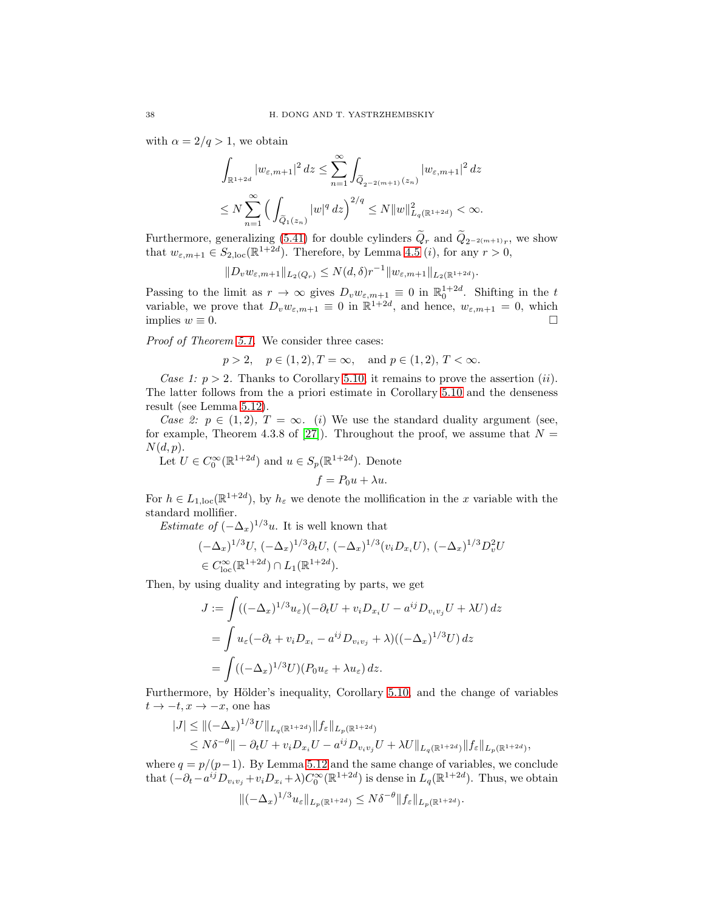with $\alpha = 2/q > 1$, we obtain

$$\int_{\mathbb{R}^{1+2d}} |w_{\varepsilon,m+1}|^2\, dz \le \sum_{n=1}^{\infty} \int_{\widetilde{Q}_{2^{-2(m+1)}}(z_n)} |w_{\varepsilon,m+1}|^2\, dz$$

$$\le N \sum_{n=1}^{\infty} \Big( \int_{\widetilde{Q}_1(z_n)} |w|^q\, dz\Big)^{2/q} \le N \|w\|^2_{L_q(\mathbb{R}^{1+2d})} < \infty.$$

Furthermore, generalizing (5.41) for double cylinders $\widetilde{Q}_r$ and $\widetilde{Q}_{2^{-2(m+1)}r}$, we show that $w_{\varepsilon,m+1} \in S_{2,\text{loc}}(\mathbb{R}^{1+2d})$. Therefore, by Lemma 4.5 $(i)$, for any $r > 0$,

$$\|D_v w_{\varepsilon,m+1}\|_{L_2(Q_r)} \le N(d,\delta) r^{-1} \|w_{\varepsilon,m+1}\|_{L_2(\mathbb{R}^{1+2d})}.$$

Passing to the limit as $r \to \infty$ gives $D_v w_{\varepsilon,m+1} \equiv 0$ in $\mathbb{R}^{1+2d}_0$. Shifting in the $t$ variable, we prove that $D_v w_{\varepsilon,m+1} \equiv 0$ in $\mathbb{R}^{1+2d}$, and hence, $w_{\varepsilon,m+1} = 0$, which implies $w \equiv 0$. $\square$

*Proof of Theorem 5.1.* We consider three cases:

$$p > 2, \quad p \in (1,2), T = \infty, \quad \text{and } p \in (1,2),\ T < \infty.$$

*Case 1:* $p > 2$. Thanks to Corollary 5.10, it remains to prove the assertion $(ii)$. The latter follows from the a priori estimate in Corollary 5.10 and the denseness result (see Lemma 5.12).

*Case 2:* $p \in (1,2)$, $T = \infty$. $(i)$ We use the standard duality argument (see, for example, Theorem 4.3.8 of [27]). Throughout the proof, we assume that $N = N(d,p)$.

Let $U \in C_0^\infty(\mathbb{R}^{1+2d})$ and $u \in S_p(\mathbb{R}^{1+2d})$. Denote

$$f = P_0 u + \lambda u.$$

For $h \in L_{1,\text{loc}}(\mathbb{R}^{1+2d})$, by $h_\varepsilon$ we denote the mollification in the $x$ variable with the standard mollifier.

*Estimate of* $(-\Delta_x)^{1/3} u$. It is well known that

$$(-\Delta_x)^{1/3} U,\ (-\Delta_x)^{1/3} \partial_t U,\ (-\Delta_x)^{1/3} (v_i D_{x_i} U),\ (-\Delta_x)^{1/3} D_v^2 U$$
$$\in C^\infty_{\text{loc}}(\mathbb{R}^{1+2d}) \cap L_1(\mathbb{R}^{1+2d}).$$

Then, by using duality and integrating by parts, we get

$$J := \int ((-\Delta_x)^{1/3} u_\varepsilon)(-\partial_t U + v_i D_{x_i} U - a^{ij} D_{v_i v_j} U + \lambda U)\, dz$$
$$= \int u_\varepsilon (-\partial_t + v_i D_{x_i} - a^{ij} D_{v_i v_j} + \lambda)((-\Delta_x)^{1/3} U)\, dz$$
$$= \int ((-\Delta_x)^{1/3} U)(P_0 u_\varepsilon + \lambda u_\varepsilon)\, dz.$$

Furthermore, by Hölder's inequality, Corollary 5.10, and the change of variables $t \to -t, x \to -x$, one has

$$|J| \le \|(-\Delta_x)^{1/3} U\|_{L_q(\mathbb{R}^{1+2d})} \|f_\varepsilon\|_{L_p(\mathbb{R}^{1+2d})}$$
$$\le N \delta^{-\theta} \| -\partial_t U + v_i D_{x_i} U - a^{ij} D_{v_i v_j} U + \lambda U\|_{L_q(\mathbb{R}^{1+2d})} \|f_\varepsilon\|_{L_p(\mathbb{R}^{1+2d})},$$

where $q = p/(p-1)$. By Lemma 5.12 and the same change of variables, we conclude that $(-\partial_t - a^{ij} D_{v_i v_j} + v_i D_{x_i} + \lambda) C_0^\infty(\mathbb{R}^{1+2d})$ is dense in $L_q(\mathbb{R}^{1+2d})$. Thus, we obtain

$$\|(-\Delta_x)^{1/3} u_\varepsilon\|_{L_p(\mathbb{R}^{1+2d})} \le N \delta^{-\theta} \|f_\varepsilon\|_{L_p(\mathbb{R}^{1+2d})}.$$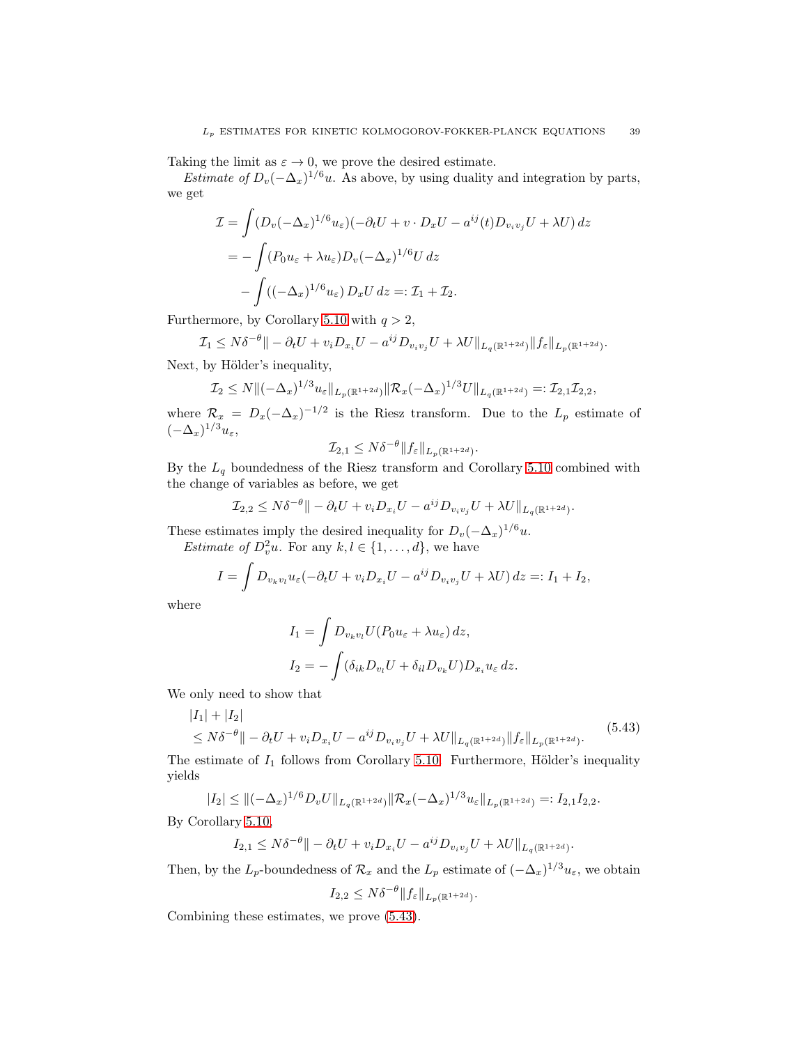Taking the limit as $\varepsilon \to 0$, we prove the desired estimate.

*Estimate of* $D_v(-\Delta_x)^{1/6}u$. As above, by using duality and integration by parts, we get

$$
\begin{aligned}
\mathcal{I} &= \int (D_v(-\Delta_x)^{1/6}u_\varepsilon)(-\partial_t U + v \cdot D_x U - a^{ij}(t) D_{v_i v_j} U + \lambda U)\, dz \\
&= -\int (P_0 u_\varepsilon + \lambda u_\varepsilon) D_v(-\Delta_x)^{1/6} U \, dz \\
&\quad - \int ((-\Delta_x)^{1/6} u_\varepsilon)\, D_x U \, dz =: \mathcal{I}_1 + \mathcal{I}_2.
\end{aligned}
$$

Furthermore, by Corollary 5.10 with $q > 2$,

$$
\mathcal{I}_1 \le N\delta^{-\theta} \| - \partial_t U + v_i D_{x_i} U - a^{ij} D_{v_i v_j} U + \lambda U\|_{L_q(\mathbb{R}^{1+2d})} \|f_\varepsilon\|_{L_p(\mathbb{R}^{1+2d})}.
$$

Next, by Hölder's inequality,

$$
\mathcal{I}_2 \le N \|(-\Delta_x)^{1/3} u_\varepsilon\|_{L_p(\mathbb{R}^{1+2d})} \|\mathcal{R}_x (-\Delta_x)^{1/3} U\|_{L_q(\mathbb{R}^{1+2d})} =: \mathcal{I}_{2,1}\mathcal{I}_{2,2},
$$

where $\mathcal{R}_x = D_x(-\Delta_x)^{-1/2}$ is the Riesz transform. Due to the $L_p$ estimate of $(-\Delta_x)^{1/3}u_\varepsilon$,

$$
\mathcal{I}_{2,1} \le N\delta^{-\theta} \|f_\varepsilon\|_{L_p(\mathbb{R}^{1+2d})}.
$$

By the $L_q$ boundedness of the Riesz transform and Corollary 5.10 combined with the change of variables as before, we get

$$
\mathcal{I}_{2,2} \le N\delta^{-\theta} \| - \partial_t U + v_i D_{x_i} U - a^{ij} D_{v_i v_j} U + \lambda U\|_{L_q(\mathbb{R}^{1+2d})}.
$$

These estimates imply the desired inequality for $D_v(-\Delta_x)^{1/6}u$.

*Estimate of* $D_v^2 u$. For any $k, l \in \{1, \dots, d\}$, we have

$$
I = \int D_{v_k v_l} u_\varepsilon (-\partial_t U + v_i D_{x_i} U - a^{ij} D_{v_i v_j} U + \lambda U)\, dz =: I_1 + I_2,
$$

where

$$
\begin{aligned}
I_1 &= \int D_{v_k v_l} U (P_0 u_\varepsilon + \lambda u_\varepsilon)\, dz, \\
I_2 &= -\int (\delta_{ik} D_{v_l} U + \delta_{il} D_{v_k} U) D_{x_i} u_\varepsilon \, dz.
\end{aligned}
$$

We only need to show that

$$
\begin{aligned}
&|I_1| + |I_2| \\
&\le N\delta^{-\theta} \| - \partial_t U + v_i D_{x_i} U - a^{ij} D_{v_i v_j} U + \lambda U\|_{L_q(\mathbb{R}^{1+2d})} \|f_\varepsilon\|_{L_p(\mathbb{R}^{1+2d})}.
\end{aligned}
\tag{5.43}
$$

The estimate of $I_1$ follows from Corollary 5.10. Furthermore, Hölder's inequality yields

$$
|I_2| \le \|(-\Delta_x)^{1/6} D_v U\|_{L_q(\mathbb{R}^{1+2d})} \|\mathcal{R}_x (-\Delta_x)^{1/3} u_\varepsilon\|_{L_p(\mathbb{R}^{1+2d})} =: I_{2,1} I_{2,2}.
$$

By Corollary 5.10,

$$
I_{2,1} \le N\delta^{-\theta} \| - \partial_t U + v_i D_{x_i} U - a^{ij} D_{v_i v_j} U + \lambda U\|_{L_q(\mathbb{R}^{1+2d})}.
$$

Then, by the $L_p$-boundedness of $\mathcal{R}_x$ and the $L_p$ estimate of $(-\Delta_x)^{1/3}u_\varepsilon$, we obtain

$$
I_{2,2} \le N\delta^{-\theta} \|f_\varepsilon\|_{L_p(\mathbb{R}^{1+2d})}.
$$

Combining these estimates, we prove (5.43).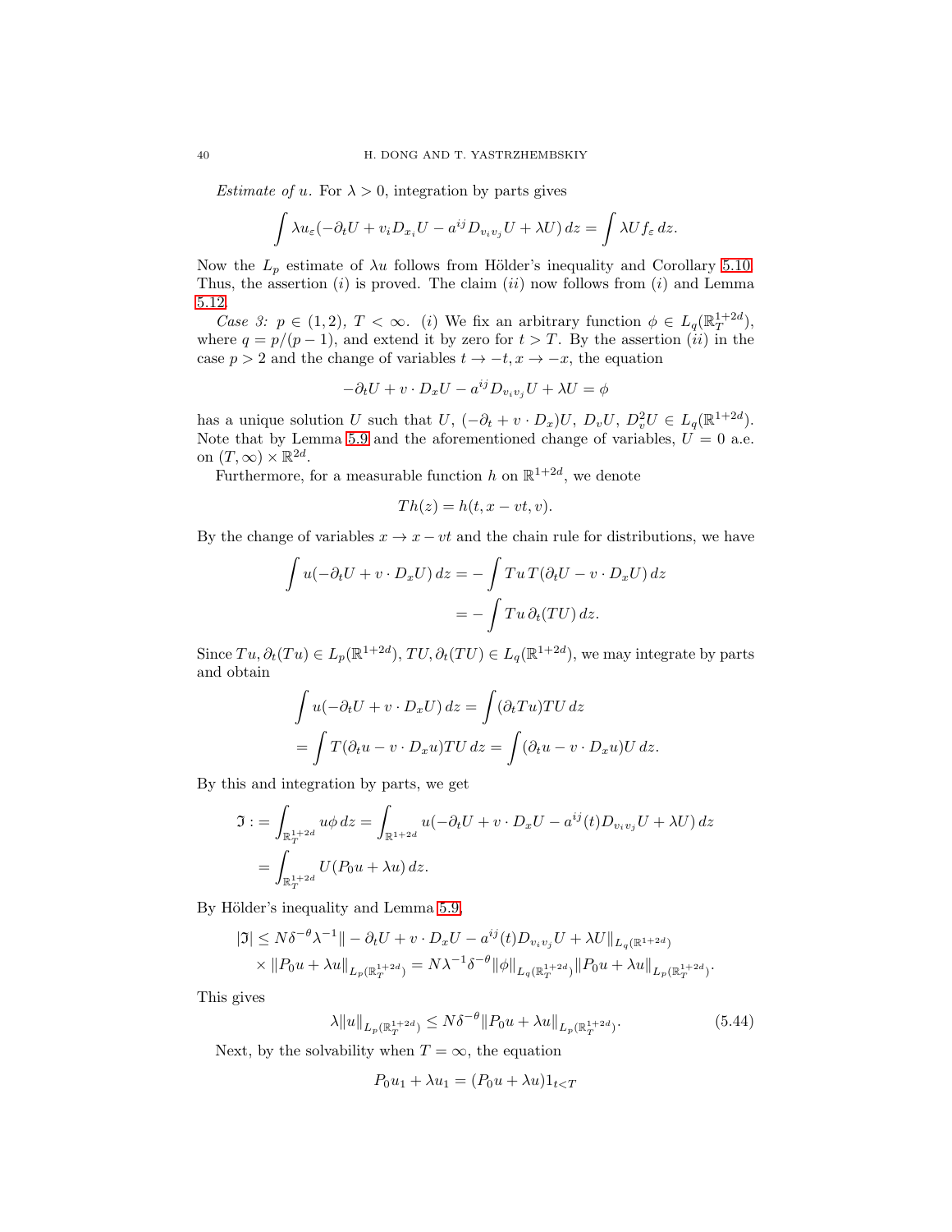*Estimate of u.* For $\lambda > 0$, integration by parts gives

$$\int \lambda u_\varepsilon(-\partial_t U + v_i D_{x_i} U - a^{ij} D_{v_i v_j} U + \lambda U)\, dz = \int \lambda U f_\varepsilon\, dz.$$

Now the $L_p$ estimate of $\lambda u$ follows from Hölder's inequality and Corollary 5.10. Thus, the assertion $(i)$ is proved. The claim $(ii)$ now follows from $(i)$ and Lemma 5.12.

*Case 3: $p \in (1,2)$, $T < \infty$.* $(i)$ We fix an arbitrary function $\phi \in L_q(\mathbb{R}^{1+2d}_T)$, where $q = p/(p-1)$, and extend it by zero for $t > T$. By the assertion $(ii)$ in the case $p > 2$ and the change of variables $t \to -t, x \to -x$, the equation

$$-\partial_t U + v \cdot D_x U - a^{ij} D_{v_i v_j} U + \lambda U = \phi$$

has a unique solution $U$ such that $U$, $(-\partial_t + v \cdot D_x)U$, $D_v U$, $D_v^2 U \in L_q(\mathbb{R}^{1+2d})$. Note that by Lemma 5.9 and the aforementioned change of variables, $U = 0$ a.e. on $(T, \infty) \times \mathbb{R}^{2d}$.

Furthermore, for a measurable function $h$ on $\mathbb{R}^{1+2d}$, we denote

$$Th(z) = h(t, x - vt, v).$$

By the change of variables $x \to x - vt$ and the chain rule for distributions, we have

$$\begin{aligned}\int u(-\partial_t U + v \cdot D_x U)\, dz &= -\int Tu\, T(\partial_t U - v \cdot D_x U)\, dz \\ &= -\int Tu\, \partial_t(TU)\, dz.\end{aligned}$$

Since $Tu, \partial_t(Tu) \in L_p(\mathbb{R}^{1+2d})$, $TU, \partial_t(TU) \in L_q(\mathbb{R}^{1+2d})$, we may integrate by parts and obtain

$$\begin{aligned}&\int u(-\partial_t U + v \cdot D_x U)\, dz = \int (\partial_t Tu) TU\, dz \\ &= \int T(\partial_t u - v \cdot D_x u) TU\, dz = \int (\partial_t u - v \cdot D_x u) U\, dz.\end{aligned}$$

By this and integration by parts, we get

$$\begin{aligned}\mathfrak{I} &:= \int_{\mathbb{R}^{1+2d}_T} u\phi\, dz = \int_{\mathbb{R}^{1+2d}} u(-\partial_t U + v \cdot D_x U - a^{ij}(t) D_{v_i v_j} U + \lambda U)\, dz \\ &= \int_{\mathbb{R}^{1+2d}_T} U(P_0 u + \lambda u)\, dz.\end{aligned}$$

By Hölder's inequality and Lemma 5.9,

$$\begin{aligned}|\mathfrak{I}| &\le N\delta^{-\theta}\lambda^{-1}\| - \partial_t U + v \cdot D_x U - a^{ij}(t) D_{v_i v_j} U + \lambda U\|_{L_q(\mathbb{R}^{1+2d})} \\ &\quad \times \|P_0 u + \lambda u\|_{L_p(\mathbb{R}^{1+2d}_T)} = N\lambda^{-1}\delta^{-\theta}\|\phi\|_{L_q(\mathbb{R}^{1+2d}_T)}\|P_0 u + \lambda u\|_{L_p(\mathbb{R}^{1+2d}_T)}.\end{aligned}$$

This gives

$$\lambda\|u\|_{L_p(\mathbb{R}^{1+2d}_T)} \le N\delta^{-\theta}\|P_0 u + \lambda u\|_{L_p(\mathbb{R}^{1+2d}_T)}. \tag{5.44}$$

Next, by the solvability when $T = \infty$, the equation

$$P_0 u_1 + \lambda u_1 = (P_0 u + \lambda u) 1_{t<T}$$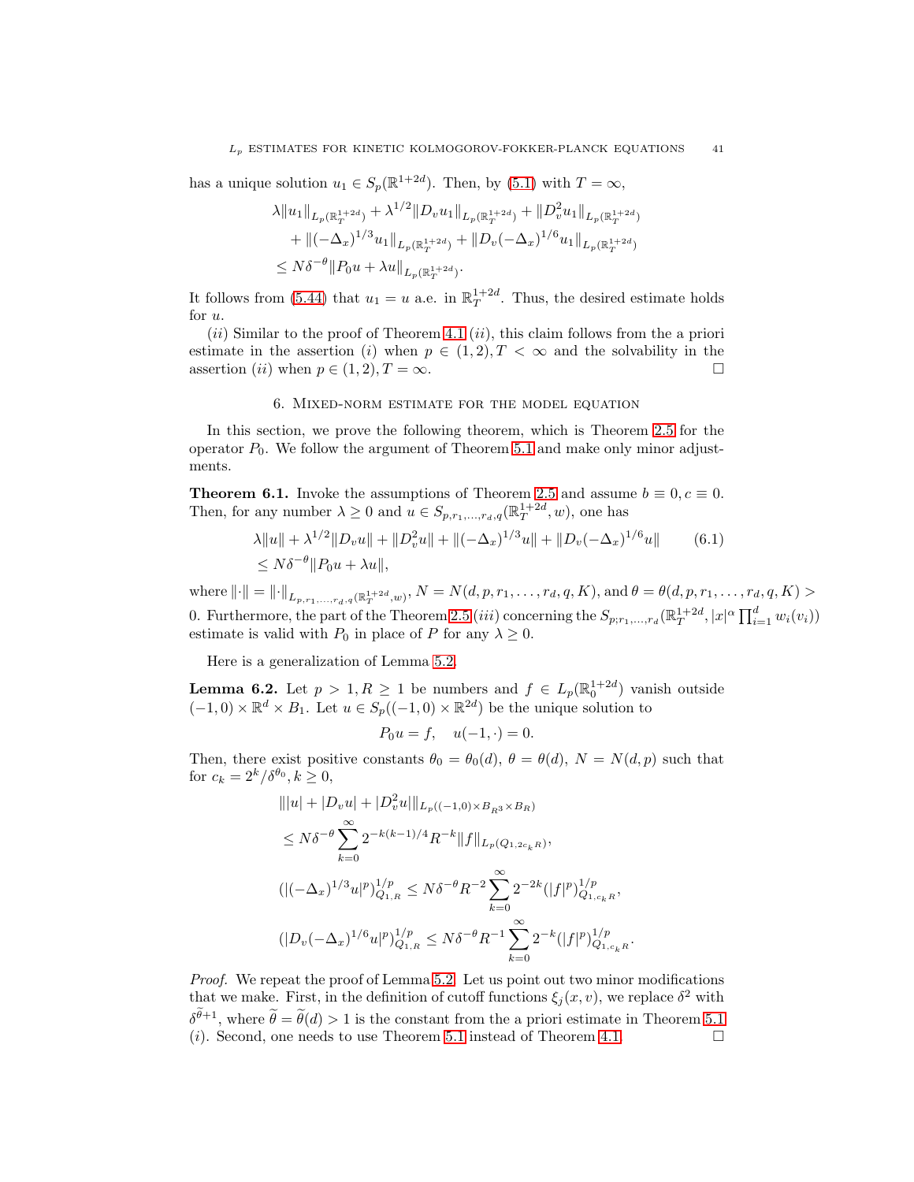has a unique solution $u_1 \in S_p(\mathbb{R}^{1+2d})$. Then, by (5.1) with $T = \infty$,

$$
\begin{aligned}
&\lambda \|u_1\|_{L_p(\mathbb{R}^{1+2d}_T)} + \lambda^{1/2} \|D_v u_1\|_{L_p(\mathbb{R}^{1+2d}_T)} + \|D_v^2 u_1\|_{L_p(\mathbb{R}^{1+2d}_T)} \\
&\quad + \|(-\Delta_x)^{1/3} u_1\|_{L_p(\mathbb{R}^{1+2d}_T)} + \|D_v(-\Delta_x)^{1/6} u_1\|_{L_p(\mathbb{R}^{1+2d}_T)} \\
&\le N\delta^{-\theta} \|P_0 u + \lambda u\|_{L_p(\mathbb{R}^{1+2d}_T)}.
\end{aligned}
$$

It follows from (5.44) that $u_1 = u$ a.e. in $\mathbb{R}^{1+2d}_T$. Thus, the desired estimate holds for $u$.

$(ii)$ Similar to the proof of Theorem 4.1 $(ii)$, this claim follows from the a priori estimate in the assertion $(i)$ when $p \in (1,2), T < \infty$ and the solvability in the assertion $(ii)$ when $p \in (1,2), T = \infty$. $\square$

## 6. Mixed-norm estimate for the model equation

In this section, we prove the following theorem, which is Theorem 2.5 for the operator $P_0$. We follow the argument of Theorem 5.1 and make only minor adjustments.

**Theorem 6.1.** Invoke the assumptions of Theorem 2.5 and assume $b \equiv 0, c \equiv 0$. Then, for any number $\lambda \ge 0$ and $u \in S_{p,r_1,\ldots,r_d,q}(\mathbb{R}^{1+2d}_T, w)$, one has

$$
\begin{aligned}
&\lambda \|u\| + \lambda^{1/2} \|D_v u\| + \|D_v^2 u\| + \|(-\Delta_x)^{1/3} u\| + \|D_v(-\Delta_x)^{1/6} u\| \qquad (6.1)\\
&\le N\delta^{-\theta} \|P_0 u + \lambda u\|,
\end{aligned}
$$

where $\|\cdot\| = \|\cdot\|_{L_{p,r_1,\ldots,r_d,q}(\mathbb{R}^{1+2d}_T, w)}$, $N = N(d,p,r_1,\ldots,r_d,q,K)$, and $\theta = \theta(d,p,r_1,\ldots,r_d,q,K) > 0$. Furthermore, the part of the Theorem 2.5 $(iii)$ concerning the $S_{p;r_1,\ldots,r_d}(\mathbb{R}^{1+2d}_T, |x|^\alpha \prod_{i=1}^d w_i(v_i))$ estimate is valid with $P_0$ in place of $P$ for any $\lambda \ge 0$.

Here is a generalization of Lemma 5.2.

**Lemma 6.2.** Let $p > 1, R \ge 1$ be numbers and $f \in L_p(\mathbb{R}^{1+2d}_0)$ vanish outside $(-1,0) \times \mathbb{R}^d \times B_1$. Let $u \in S_p((-1,0) \times \mathbb{R}^{2d})$ be the unique solution to

$$
P_0 u = f, \quad u(-1,\cdot) = 0.
$$

Then, there exist positive constants $\theta_0 = \theta_0(d)$, $\theta = \theta(d)$, $N = N(d,p)$ such that for $c_k = 2^k/\delta^{\theta_0}, k \ge 0$,

$$
\begin{aligned}
&\||u| + |D_v u| + |D_v^2 u|\|_{L_p((-1,0) \times B_{R^3} \times B_R)} \\
&\le N\delta^{-\theta} \sum_{k=0}^\infty 2^{-k(k-1)/4} R^{-k} \|f\|_{L_p(Q_{1,2c_k R})}, \\
&(|(-\Delta_x)^{1/3} u|^p)^{1/p}_{Q_{1,R}} \le N\delta^{-\theta} R^{-2} \sum_{k=0}^\infty 2^{-2k} (|f|^p)^{1/p}_{Q_{1,c_k R}}, \\
&(|D_v(-\Delta_x)^{1/6} u|^p)^{1/p}_{Q_{1,R}} \le N\delta^{-\theta} R^{-1} \sum_{k=0}^\infty 2^{-k} (|f|^p)^{1/p}_{Q_{1,c_k R}}.
\end{aligned}
$$

*Proof.* We repeat the proof of Lemma 5.2. Let us point out two minor modifications that we make. First, in the definition of cutoff functions $\xi_j(x,v)$, we replace $\delta^2$ with $\delta^{\widetilde{\theta}+1}$, where $\widetilde{\theta} = \widetilde{\theta}(d) > 1$ is the constant from the a priori estimate in Theorem 5.1 $(i)$. Second, one needs to use Theorem 5.1 instead of Theorem 4.1. $\square$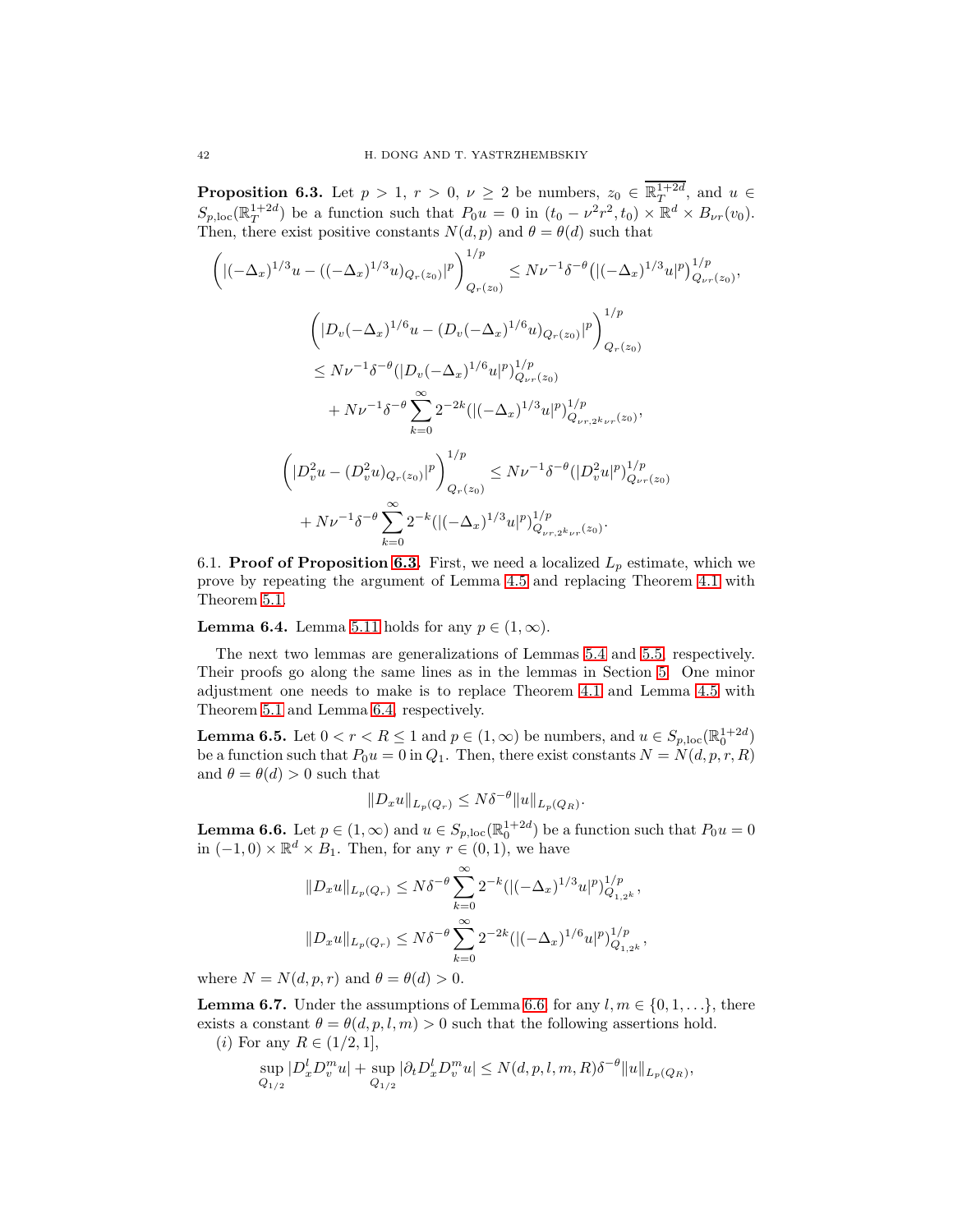**Proposition 6.3.** Let $p > 1$, $r > 0$, $\nu \geq 2$ be numbers, $z_0 \in \overline{\mathbb{R}^{1+2d}_T}$, and $u \in S_{p,\text{loc}}(\mathbb{R}^{1+2d}_T)$ be a function such that $P_0 u = 0$ in $(t_0 - \nu^2 r^2, t_0) \times \mathbb{R}^d \times B_{\nu r}(v_0)$. Then, there exist positive constants $N(d,p)$ and $\theta = \theta(d)$ such that

$$\left(|(-\Delta_x)^{1/3} u - ((-\Delta_x)^{1/3} u)_{Q_r(z_0)}|^p\right)^{1/p}_{Q_r(z_0)} \leq N \nu^{-1} \delta^{-\theta} \big(|(-\Delta_x)^{1/3} u|^p\big)^{1/p}_{Q_{\nu r}(z_0)},$$

$$\begin{aligned}
&\left(|D_v (-\Delta_x)^{1/6} u - (D_v (-\Delta_x)^{1/6} u)_{Q_r(z_0)}|^p\right)^{1/p}_{Q_r(z_0)} \\
&\leq N \nu^{-1} \delta^{-\theta} (|D_v (-\Delta_x)^{1/6} u|^p)^{1/p}_{Q_{\nu r}(z_0)} \\
&\quad + N \nu^{-1} \delta^{-\theta} \sum_{k=0}^{\infty} 2^{-2k} (|(-\Delta_x)^{1/3} u|^p)^{1/p}_{Q_{\nu r, 2^k \nu r}(z_0)},
\end{aligned}$$

$$\begin{aligned}
&\left(|D_v^2 u - (D_v^2 u)_{Q_r(z_0)}|^p\right)^{1/p}_{Q_r(z_0)} \leq N \nu^{-1} \delta^{-\theta} (|D_v^2 u|^p)^{1/p}_{Q_{\nu r}(z_0)} \\
&\quad + N \nu^{-1} \delta^{-\theta} \sum_{k=0}^{\infty} 2^{-k} (|(-\Delta_x)^{1/3} u|^p)^{1/p}_{Q_{\nu r, 2^k \nu r}(z_0)}.
\end{aligned}$$

6.1. **Proof of Proposition 6.3.** First, we need a localized $L_p$ estimate, which we prove by repeating the argument of Lemma 4.5 and replacing Theorem 4.1 with Theorem 5.1.

**Lemma 6.4.** Lemma 5.11 holds for any $p \in (1, \infty)$.

The next two lemmas are generalizations of Lemmas 5.4 and 5.5, respectively. Their proofs go along the same lines as in the lemmas in Section 5. One minor adjustment one needs to make is to replace Theorem 4.1 and Lemma 4.5 with Theorem 5.1 and Lemma 6.4, respectively.

**Lemma 6.5.** Let $0 < r < R \leq 1$ and $p \in (1, \infty)$ be numbers, and $u \in S_{p,\text{loc}}(\mathbb{R}^{1+2d}_0)$ be a function such that $P_0 u = 0$ in $Q_1$. Then, there exist constants $N = N(d,p,r,R)$ and $\theta = \theta(d) > 0$ such that

$$\|D_x u\|_{L_p(Q_r)} \leq N \delta^{-\theta} \|u\|_{L_p(Q_R)}.$$

**Lemma 6.6.** Let $p \in (1, \infty)$ and $u \in S_{p,\text{loc}}(\mathbb{R}^{1+2d}_0)$ be a function such that $P_0 u = 0$ in $(-1, 0) \times \mathbb{R}^d \times B_1$. Then, for any $r \in (0, 1)$, we have

$$\|D_x u\|_{L_p(Q_r)} \leq N \delta^{-\theta} \sum_{k=0}^{\infty} 2^{-k} (|(-\Delta_x)^{1/3} u|^p)^{1/p}_{Q_{1, 2^k}},$$

$$\|D_x u\|_{L_p(Q_r)} \leq N \delta^{-\theta} \sum_{k=0}^{\infty} 2^{-2k} (|(-\Delta_x)^{1/6} u|^p)^{1/p}_{Q_{1, 2^k}},$$

where $N = N(d,p,r)$ and $\theta = \theta(d) > 0$.

**Lemma 6.7.** Under the assumptions of Lemma 6.6, for any $l, m \in \{0, 1, \ldots\}$, there exists a constant $\theta = \theta(d,p,l,m) > 0$ such that the following assertions hold.

$(i)$ For any $R \in (1/2, 1]$,

$$\sup_{Q_{1/2}} |D_x^l D_v^m u| + \sup_{Q_{1/2}} |\partial_t D_x^l D_v^m u| \leq N(d,p,l,m,R) \delta^{-\theta} \|u\|_{L_p(Q_R)},$$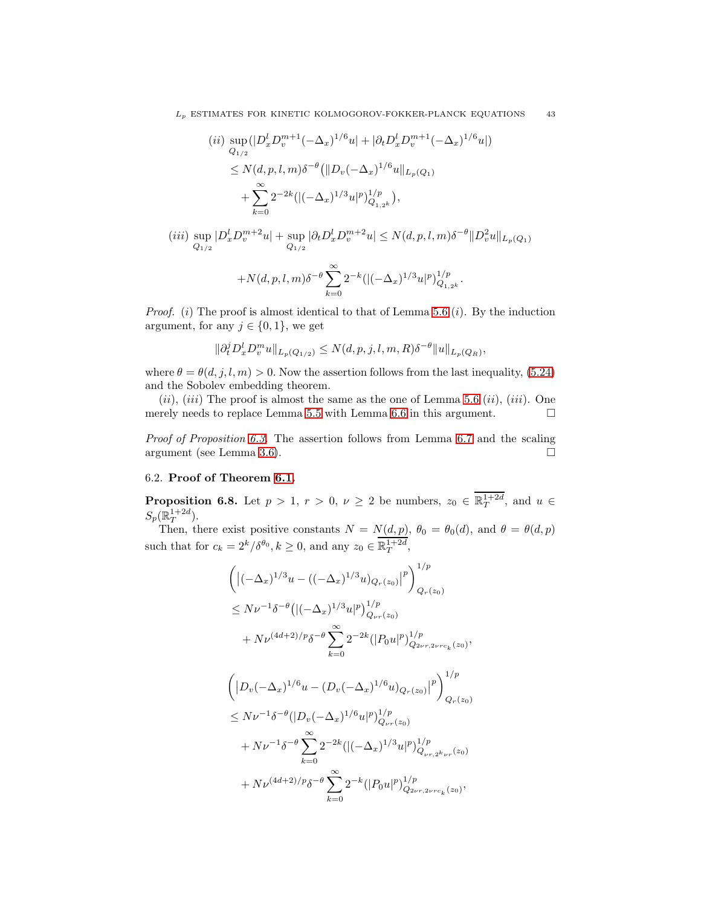$$(ii) \sup_{Q_{1/2}} (|D_x^l D_v^{m+1} (-\Delta_x)^{1/6} u| + |\partial_t D_x^l D_v^{m+1} (-\Delta_x)^{1/6} u|)$$
$$\leq N(d,p,l,m) \delta^{-\theta} \big( \|D_v (-\Delta_x)^{1/6} u\|_{L_p(Q_1)}$$
$$+ \sum_{k=0}^{\infty} 2^{-2k} (|(-\Delta_x)^{1/3} u|^p)^{1/p}_{Q_{1,2^k}} \big),$$

$$(iii) \sup_{Q_{1/2}} |D_x^l D_v^{m+2} u| + \sup_{Q_{1/2}} |\partial_t D_x^l D_v^{m+2} u| \leq N(d,p,l,m) \delta^{-\theta} \|D_v^2 u\|_{L_p(Q_1)}$$

$$+ N(d,p,l,m) \delta^{-\theta} \sum_{k=0}^{\infty} 2^{-k} (|(-\Delta_x)^{1/3} u|^p)^{1/p}_{Q_{1,2^k}}.$$

*Proof.* $(i)$ The proof is almost identical to that of Lemma 5.6 $(i)$. By the induction argument, for any $j \in \{0, 1\}$, we get

$$\|\partial_t^j D_x^l D_v^m u\|_{L_p(Q_{1/2})} \leq N(d,p,j,l,m,R) \delta^{-\theta} \|u\|_{L_p(Q_R)},$$

where $\theta = \theta(d,j,l,m) > 0$. Now the assertion follows from the last inequality, (5.24) and the Sobolev embedding theorem.

$(ii)$, $(iii)$ The proof is almost the same as the one of Lemma 5.6 $(ii)$, $(iii)$. One merely needs to replace Lemma 5.5 with Lemma 6.6 in this argument. □

*Proof of Proposition 6.3.* The assertion follows from Lemma 6.7 and the scaling argument (see Lemma 3.6). □

### 6.2. Proof of Theorem 6.1.

**Proposition 6.8.** Let $p > 1$, $r > 0$, $\nu \geq 2$ be numbers, $z_0 \in \overline{\mathbb{R}^{1+2d}_T}$, and $u \in S_p(\mathbb{R}^{1+2d}_T)$.

Then, there exist positive constants $N = N(d,p)$, $\theta_0 = \theta_0(d)$, and $\theta = \theta(d,p)$ such that for $c_k = 2^k/\delta^{\theta_0}, k \geq 0$, and any $z_0 \in \overline{\mathbb{R}^{1+2d}_T}$,

$$\left( \left| (-\Delta_x)^{1/3} u - ((-\Delta_x)^{1/3} u)_{Q_r(z_0)} \right|^p \right)^{1/p}_{Q_r(z_0)}$$
$$\leq N \nu^{-1} \delta^{-\theta} \big( |(-\Delta_x)^{1/3} u|^p \big)^{1/p}_{Q_{\nu r}(z_0)}$$
$$+ N \nu^{(4d+2)/p} \delta^{-\theta} \sum_{k=0}^{\infty} 2^{-2k} (|P_0 u|^p)^{1/p}_{Q_{2\nu r, 2\nu r c_k}(z_0)},$$

$$\left( \left| D_v (-\Delta_x)^{1/6} u - (D_v (-\Delta_x)^{1/6} u)_{Q_r(z_0)} \right|^p \right)^{1/p}_{Q_r(z_0)}$$
$$\leq N \nu^{-1} \delta^{-\theta} (|D_v (-\Delta_x)^{1/6} u|^p)^{1/p}_{Q_{\nu r}(z_0)}$$
$$+ N \nu^{-1} \delta^{-\theta} \sum_{k=0}^{\infty} 2^{-2k} (|(-\Delta_x)^{1/3} u|^p)^{1/p}_{Q_{\nu r, 2^k \nu r}(z_0)}$$
$$+ N \nu^{(4d+2)/p} \delta^{-\theta} \sum_{k=0}^{\infty} 2^{-k} (|P_0 u|^p)^{1/p}_{Q_{2\nu r, 2\nu r c_k}(z_0)},$$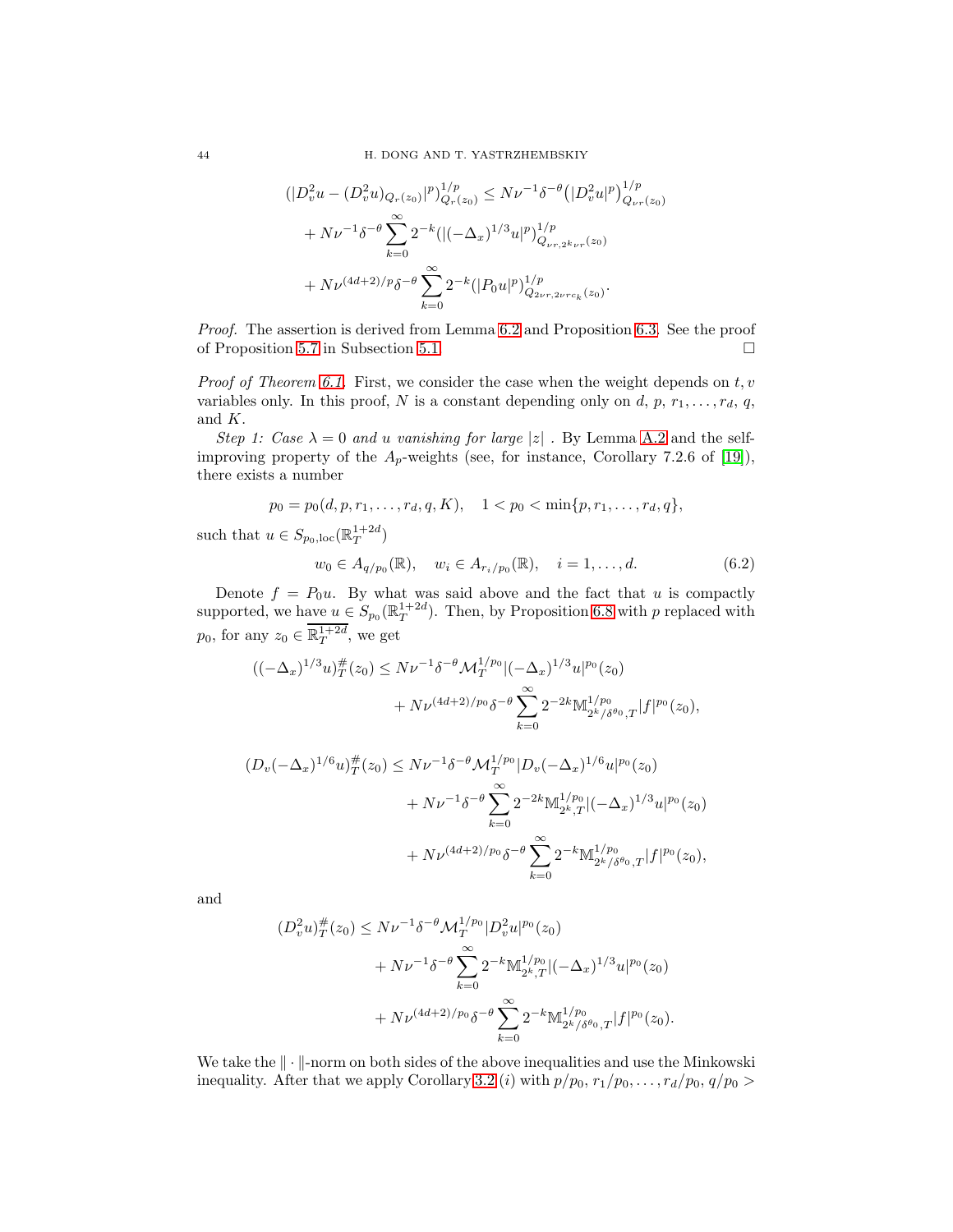$$
\begin{aligned}
(|D_v^2 u - (D_v^2 u)_{Q_r(z_0)}|^p)^{1/p}_{Q_r(z_0)} &\le N\nu^{-1}\delta^{-\theta}\big(|D_v^2 u|^p\big)^{1/p}_{Q_{\nu r}(z_0)} \\
&+ N\nu^{-1}\delta^{-\theta}\sum_{k=0}^{\infty} 2^{-k}(|(-\Delta_x)^{1/3}u|^p)^{1/p}_{Q_{\nu r, 2^k\nu r}(z_0)} \\
&+ N\nu^{(4d+2)/p}\delta^{-\theta}\sum_{k=0}^{\infty} 2^{-k}(|P_0 u|^p)^{1/p}_{Q_{2\nu r, 2\nu r c_k}(z_0)}.
\end{aligned}
$$

*Proof.* The assertion is derived from Lemma 6.2 and Proposition 6.3. See the proof of Proposition 5.7 in Subsection 5.1. $\square$

*Proof of Theorem 6.1.* First, we consider the case when the weight depends on $t, v$ variables only. In this proof, $N$ is a constant depending only on $d$, $p$, $r_1, \dots, r_d$, $q$, and $K$.

*Step 1: Case $\lambda = 0$ and $u$ vanishing for large $|z|$* . By Lemma A.2 and the self-improving property of the $A_p$-weights (see, for instance, Corollary 7.2.6 of [19]), there exists a number

$$
p_0 = p_0(d, p, r_1, \dots, r_d, q, K), \quad 1 < p_0 < \min\{p, r_1, \dots, r_d, q\},
$$

such that $u \in S_{p_0,\text{loc}}(\mathbb{R}^{1+2d}_T)$

$$
w_0 \in A_{q/p_0}(\mathbb{R}), \quad w_i \in A_{r_i/p_0}(\mathbb{R}), \quad i = 1, \dots, d. \tag{6.2}
$$

Denote $f = P_0 u$. By what was said above and the fact that $u$ is compactly supported, we have $u \in S_{p_0}(\mathbb{R}^{1+2d}_T)$. Then, by Proposition 6.8 with $p$ replaced with $p_0$, for any $z_0 \in \overline{\mathbb{R}^{1+2d}_T}$, we get

$$
\begin{aligned}
((-\Delta_x)^{1/3}u)^{\#}_T(z_0) &\le N\nu^{-1}\delta^{-\theta}\mathcal{M}_T^{1/p_0}|(-\Delta_x)^{1/3}u|^{p_0}(z_0) \\
&\quad + N\nu^{(4d+2)/p_0}\delta^{-\theta}\sum_{k=0}^{\infty} 2^{-2k}\mathbb{M}^{1/p_0}_{2^k/\delta^{\theta_0}, T}|f|^{p_0}(z_0),
\end{aligned}
$$

$$
\begin{aligned}
(D_v(-\Delta_x)^{1/6}u)^{\#}_T(z_0) &\le N\nu^{-1}\delta^{-\theta}\mathcal{M}_T^{1/p_0}|D_v(-\Delta_x)^{1/6}u|^{p_0}(z_0) \\
&\quad + N\nu^{-1}\delta^{-\theta}\sum_{k=0}^{\infty} 2^{-2k}\mathbb{M}^{1/p_0}_{2^k, T}|(-\Delta_x)^{1/3}u|^{p_0}(z_0) \\
&\quad + N\nu^{(4d+2)/p_0}\delta^{-\theta}\sum_{k=0}^{\infty} 2^{-k}\mathbb{M}^{1/p_0}_{2^k/\delta^{\theta_0}, T}|f|^{p_0}(z_0),
\end{aligned}
$$

and

$$
\begin{aligned}
(D_v^2 u)^{\#}_T(z_0) &\le N\nu^{-1}\delta^{-\theta}\mathcal{M}_T^{1/p_0}|D_v^2 u|^{p_0}(z_0) \\
&\quad + N\nu^{-1}\delta^{-\theta}\sum_{k=0}^{\infty} 2^{-k}\mathbb{M}^{1/p_0}_{2^k, T}|(-\Delta_x)^{1/3}u|^{p_0}(z_0) \\
&\quad + N\nu^{(4d+2)/p_0}\delta^{-\theta}\sum_{k=0}^{\infty} 2^{-k}\mathbb{M}^{1/p_0}_{2^k/\delta^{\theta_0}, T}|f|^{p_0}(z_0).
\end{aligned}
$$

We take the $\|\cdot\|$-norm on both sides of the above inequalities and use the Minkowski inequality. After that we apply Corollary 3.2 $(i)$ with $p/p_0$, $r_1/p_0, \dots, r_d/p_0$, $q/p_0 >$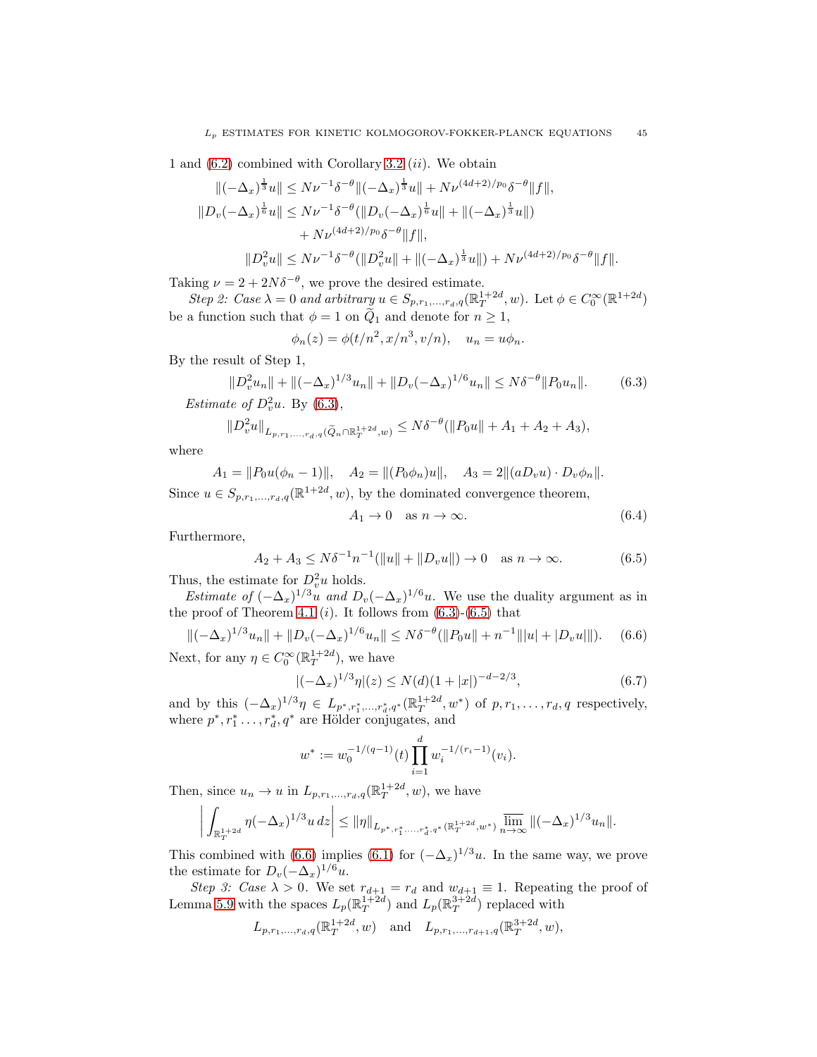1 and (6.2) combined with Corollary 3.2 $(ii)$. We obtain

$$
\begin{aligned}
\|(-\Delta_x)^{\frac{1}{3}} u\| &\le N\nu^{-1}\delta^{-\theta}\|(-\Delta_x)^{\frac{1}{3}} u\| + N\nu^{(4d+2)/p_0}\delta^{-\theta}\|f\|,\\
\|D_v(-\Delta_x)^{\frac{1}{6}} u\| &\le N\nu^{-1}\delta^{-\theta}(\|D_v(-\Delta_x)^{\frac{1}{6}} u\| + \|(-\Delta_x)^{\frac{1}{3}} u\|)\\
&\quad + N\nu^{(4d+2)/p_0}\delta^{-\theta}\|f\|,\\
\|D_v^2 u\| &\le N\nu^{-1}\delta^{-\theta}(\|D_v^2 u\| + \|(-\Delta_x)^{\frac{1}{3}} u\|) + N\nu^{(4d+2)/p_0}\delta^{-\theta}\|f\|.
\end{aligned}
$$

Taking $\nu = 2 + 2N\delta^{-\theta}$, we prove the desired estimate.

*Step 2: Case $\lambda = 0$ and arbitrary $u \in S_{p,r_1,\ldots,r_d,q}(\mathbb{R}^{1+2d}_T, w)$.* Let $\phi \in C_0^\infty(\mathbb{R}^{1+2d})$ be a function such that $\phi = 1$ on $\widetilde{Q}_1$ and denote for $n \ge 1$,

$$
\phi_n(z) = \phi(t/n^2, x/n^3, v/n), \quad u_n = u\phi_n.
$$

By the result of Step 1,

$$
\|D_v^2 u_n\| + \|(-\Delta_x)^{1/3} u_n\| + \|D_v(-\Delta_x)^{1/6} u_n\| \le N\delta^{-\theta}\|P_0 u_n\|. \tag{6.3}
$$

*Estimate of $D_v^2 u$.* By (6.3),

$$
\|D_v^2 u\|_{L_{p,r_1,\ldots,r_d,q}(\widetilde{Q}_n \cap \mathbb{R}^{1+2d}_T, w)} \le N\delta^{-\theta}(\|P_0 u\| + A_1 + A_2 + A_3),
$$

where

$$
A_1 = \|P_0 u(\phi_n - 1)\|, \quad A_2 = \|(P_0\phi_n)u\|, \quad A_3 = 2\|(aD_v u)\cdot D_v\phi_n\|.
$$

Since $u \in S_{p,r_1,\ldots,r_d,q}(\mathbb{R}^{1+2d}, w)$, by the dominated convergence theorem,

$$
A_1 \to 0 \quad \text{as } n \to \infty. \tag{6.4}
$$

Furthermore,

$$
A_2 + A_3 \le N\delta^{-1}n^{-1}(\|u\| + \|D_v u\|) \to 0 \quad \text{as } n \to \infty. \tag{6.5}
$$

Thus, the estimate for $D_v^2 u$ holds.

*Estimate of $(-\Delta_x)^{1/3} u$ and $D_v(-\Delta_x)^{1/6} u$.* We use the duality argument as in the proof of Theorem 4.1 $(i)$. It follows from (6.3)-(6.5) that

$$
\|(-\Delta_x)^{1/3} u_n\| + \|D_v(-\Delta_x)^{1/6} u_n\| \le N\delta^{-\theta}(\|P_0 u\| + n^{-1}\||u| + |D_v u|\|). \tag{6.6}
$$

Next, for any $\eta \in C_0^\infty(\mathbb{R}^{1+2d}_T)$, we have

$$
|(-\Delta_x)^{1/3}\eta|(z) \le N(d)(1 + |x|)^{-d-2/3}, \tag{6.7}
$$

and by this $(-\Delta_x)^{1/3}\eta \in L_{p^*,r_1^*,\ldots,r_d^*,q^*}(\mathbb{R}^{1+2d}_T, w^*)$ of $p, r_1, \ldots, r_d, q$ respectively, where $p^*, r_1^* \ldots, r_d^*, q^*$ are Hölder conjugates, and

$$
w^* := w_0^{-1/(q-1)}(t)\prod_{i=1}^d w_i^{-1/(r_i-1)}(v_i).
$$

Then, since $u_n \to u$ in $L_{p,r_1,\ldots,r_d,q}(\mathbb{R}^{1+2d}_T, w)$, we have

$$
\left|\int_{\mathbb{R}^{1+2d}_T} \eta(-\Delta_x)^{1/3} u\, dz\right| \le \|\eta\|_{L_{p^*,r_1^*,\ldots,r_d^*,q^*}(\mathbb{R}^{1+2d}_T, w^*)} \varliminf_{n\to\infty} \|(-\Delta_x)^{1/3} u_n\|.
$$

This combined with (6.6) implies (6.1) for $(-\Delta_x)^{1/3} u$. In the same way, we prove the estimate for $D_v(-\Delta_x)^{1/6} u$.

*Step 3: Case $\lambda > 0$.* We set $r_{d+1} = r_d$ and $w_{d+1} \equiv 1$. Repeating the proof of Lemma 5.9 with the spaces $L_p(\mathbb{R}^{1+2d}_T)$ and $L_p(\mathbb{R}^{3+2d}_T)$ replaced with

$$
L_{p,r_1,\ldots,r_d,q}(\mathbb{R}^{1+2d}_T, w) \quad \text{and} \quad L_{p,r_1,\ldots,r_{d+1},q}(\mathbb{R}^{3+2d}_T, w),
$$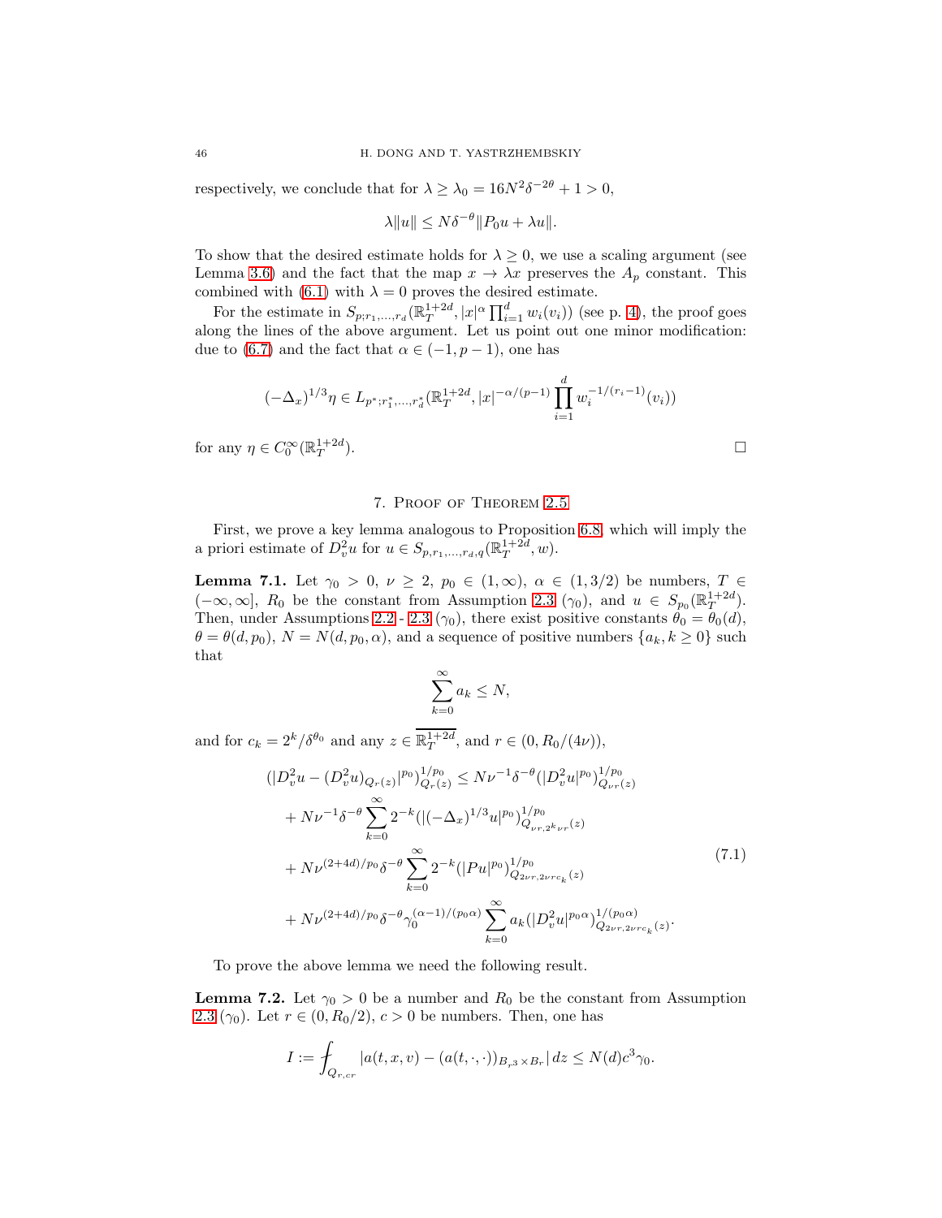respectively, we conclude that for $\lambda \geq \lambda_0 = 16N^2\delta^{-2\theta} + 1 > 0$,

$$\lambda \|u\| \leq N\delta^{-\theta}\|P_0 u + \lambda u\|.$$

To show that the desired estimate holds for $\lambda \geq 0$, we use a scaling argument (see Lemma 3.6) and the fact that the map $x \to \lambda x$ preserves the $A_p$ constant. This combined with (6.1) with $\lambda = 0$ proves the desired estimate.

For the estimate in $S_{p;r_1,\ldots,r_d}(\mathbb{R}^{1+2d}_T, |x|^\alpha \prod_{i=1}^d w_i(v_i))$ (see p. 4), the proof goes along the lines of the above argument. Let us point out one minor modification: due to (6.7) and the fact that $\alpha \in (-1, p-1)$, one has

$$(-\Delta_x)^{1/3}\eta \in L_{p^*;r_1^*,\ldots,r_d^*}(\mathbb{R}^{1+2d}_T, |x|^{-\alpha/(p-1)} \prod_{i=1}^d w_i^{-1/(r_i-1)}(v_i))$$

for any $\eta \in C_0^\infty(\mathbb{R}^{1+2d}_T)$. $\square$

## 7. Proof of Theorem 2.5

First, we prove a key lemma analogous to Proposition 6.8, which will imply the a priori estimate of $D_v^2 u$ for $u \in S_{p,r_1,\ldots,r_d,q}(\mathbb{R}^{1+2d}_T, w)$.

**Lemma 7.1.** Let $\gamma_0 > 0$, $\nu \geq 2$, $p_0 \in (1,\infty)$, $\alpha \in (1, 3/2)$ be numbers, $T \in (-\infty, \infty]$, $R_0$ be the constant from Assumption 2.3 $(\gamma_0)$, and $u \in S_{p_0}(\mathbb{R}^{1+2d}_T)$. Then, under Assumptions 2.2 - 2.3 $(\gamma_0)$, there exist positive constants $\theta_0 = \theta_0(d)$, $\theta = \theta(d, p_0)$, $N = N(d, p_0, \alpha)$, and a sequence of positive numbers $\{a_k, k \geq 0\}$ such that

$$\sum_{k=0}^\infty a_k \leq N,$$

and for $c_k = 2^k/\delta^{\theta_0}$ and any $z \in \overline{\mathbb{R}^{1+2d}_T}$, and $r \in (0, R_0/(4\nu))$,

$$\begin{aligned}
(|D_v^2 u - (D_v^2 u)_{Q_r(z)}|^{p_0})^{1/p_0}_{Q_r(z)} &\leq N\nu^{-1}\delta^{-\theta}(|D_v^2 u|^{p_0})^{1/p_0}_{Q_{\nu r}(z)} \\
&+ N\nu^{-1}\delta^{-\theta}\sum_{k=0}^\infty 2^{-k}(|(-\Delta_x)^{1/3}u|^{p_0})^{1/p_0}_{Q_{\nu r, 2^k\nu r}(z)} \\
&+ N\nu^{(2+4d)/p_0}\delta^{-\theta}\sum_{k=0}^\infty 2^{-k}(|Pu|^{p_0})^{1/p_0}_{Q_{2\nu r, 2\nu r c_k}(z)} \\
&+ N\nu^{(2+4d)/p_0}\delta^{-\theta}\gamma_0^{(\alpha-1)/(p_0\alpha)}\sum_{k=0}^\infty a_k(|D_v^2 u|^{p_0\alpha})^{1/(p_0\alpha)}_{Q_{2\nu r, 2\nu r c_k}(z)}.
\end{aligned} \tag{7.1}$$

To prove the above lemma we need the following result.

**Lemma 7.2.** Let $\gamma_0 > 0$ be a number and $R_0$ be the constant from Assumption 2.3 $(\gamma_0)$. Let $r \in (0, R_0/2)$, $c > 0$ be numbers. Then, one has

$$I := \fint_{Q_{r,cr}} |a(t,x,v) - (a(t,\cdot,\cdot))_{B_{r^3}\times B_r}|\, dz \leq N(d)c^3\gamma_0.$$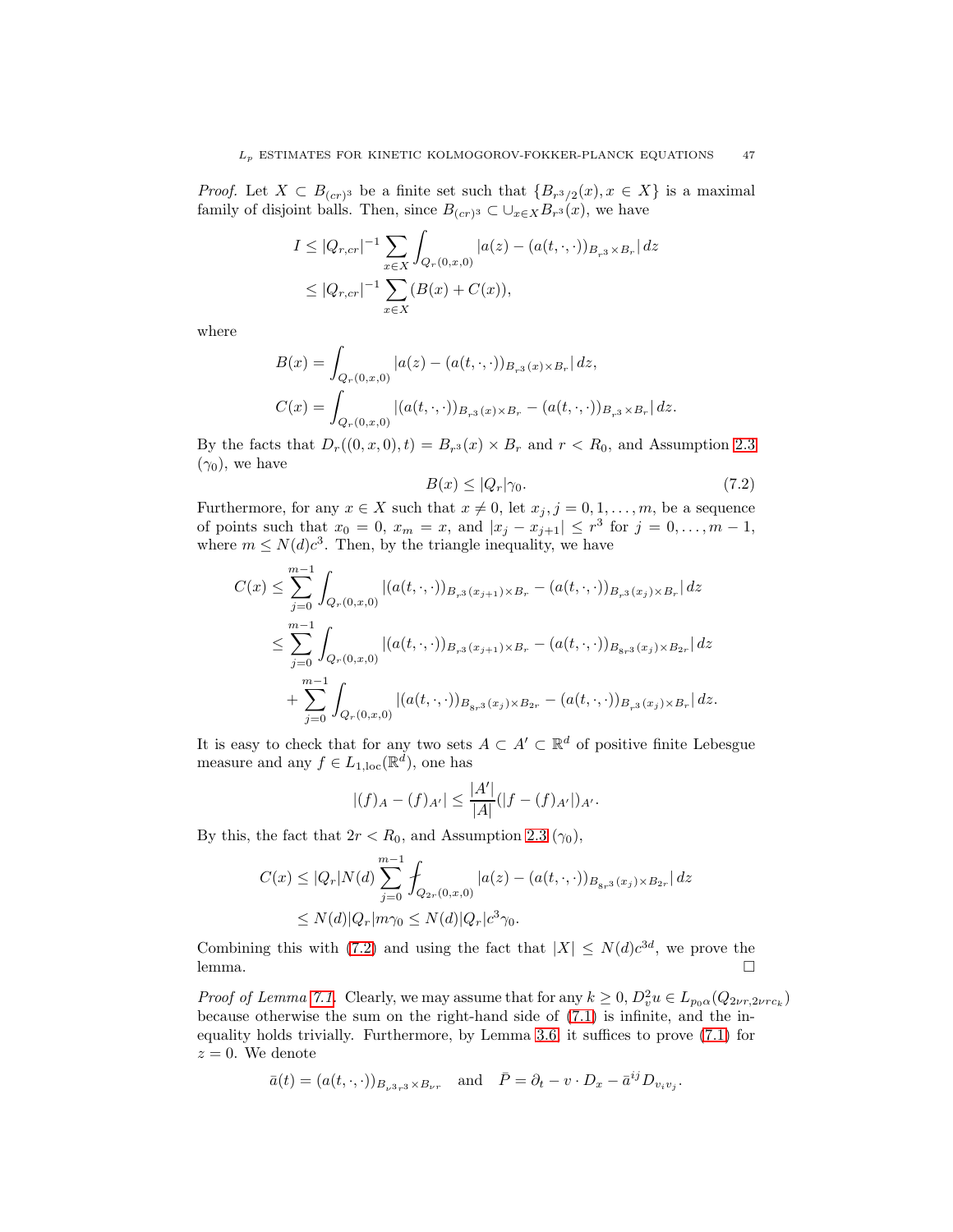*Proof.* Let $X \subset B_{(cr)^3}$ be a finite set such that $\{B_{r^3/2}(x), x \in X\}$ is a maximal family of disjoint balls. Then, since $B_{(cr)^3} \subset \cup_{x \in X} B_{r^3}(x)$, we have

$$
\begin{aligned}
I &\le |Q_{r,cr}|^{-1} \sum_{x \in X} \int_{Q_r(0,x,0)} |a(z) - (a(t,\cdot,\cdot))_{B_{r^3} \times B_r}| \, dz \\
&\le |Q_{r,cr}|^{-1} \sum_{x \in X} (B(x) + C(x)),
\end{aligned}
$$

where

$$
\begin{aligned}
B(x) &= \int_{Q_r(0,x,0)} |a(z) - (a(t,\cdot,\cdot))_{B_{r^3}(x) \times B_r}| \, dz, \\
C(x) &= \int_{Q_r(0,x,0)} |(a(t,\cdot,\cdot))_{B_{r^3}(x) \times B_r} - (a(t,\cdot,\cdot))_{B_{r^3} \times B_r}| \, dz.
\end{aligned}
$$

By the facts that $D_r((0,x,0),t) = B_{r^3}(x) \times B_r$ and $r < R_0$, and Assumption 2.3 ($\gamma_0$), we have

$$
B(x) \le |Q_r| \gamma_0. \tag{7.2}
$$

Furthermore, for any $x \in X$ such that $x \neq 0$, let $x_j, j = 0, 1, \ldots, m$, be a sequence of points such that $x_0 = 0$, $x_m = x$, and $|x_j - x_{j+1}| \le r^3$ for $j = 0, \ldots, m-1$, where $m \le N(d) c^3$. Then, by the triangle inequality, we have

$$
\begin{aligned}
C(x) &\le \sum_{j=0}^{m-1} \int_{Q_r(0,x,0)} |(a(t,\cdot,\cdot))_{B_{r^3}(x_{j+1}) \times B_r} - (a(t,\cdot,\cdot))_{B_{r^3}(x_j) \times B_r}| \, dz \\
&\le \sum_{j=0}^{m-1} \int_{Q_r(0,x,0)} |(a(t,\cdot,\cdot))_{B_{r^3}(x_{j+1}) \times B_r} - (a(t,\cdot,\cdot))_{B_{8r^3}(x_j) \times B_{2r}}| \, dz \\
&\quad + \sum_{j=0}^{m-1} \int_{Q_r(0,x,0)} |(a(t,\cdot,\cdot))_{B_{8r^3}(x_j) \times B_{2r}} - (a(t,\cdot,\cdot))_{B_{r^3}(x_j) \times B_r}| \, dz.
\end{aligned}
$$

It is easy to check that for any two sets $A \subset A' \subset \mathbb{R}^d$ of positive finite Lebesgue measure and any $f \in L_{1,\text{loc}}(\mathbb{R}^d)$, one has

$$
|(f)_A - (f)_{A'}| \le \frac{|A'|}{|A|} (|f - (f)_{A'}|)_{A'}.
$$

By this, the fact that $2r < R_0$, and Assumption 2.3 ($\gamma_0$),

$$
\begin{aligned}
C(x) &\le |Q_r| N(d) \sum_{j=0}^{m-1} \fint_{Q_{2r}(0,x,0)} |a(z) - (a(t,\cdot,\cdot))_{B_{8r^3}(x_j) \times B_{2r}}| \, dz \\
&\le N(d) |Q_r| m \gamma_0 \le N(d) |Q_r| c^3 \gamma_0.
\end{aligned}
$$

Combining this with (7.2) and using the fact that $|X| \le N(d) c^{3d}$, we prove the lemma. $\square$

*Proof of Lemma 7.1.* Clearly, we may assume that for any $k \ge 0$, $D_v^2 u \in L_{p_0 \alpha}(Q_{2\nu r, 2\nu r c_k})$ because otherwise the sum on the right-hand side of (7.1) is infinite, and the inequality holds trivially. Furthermore, by Lemma 3.6, it suffices to prove (7.1) for $z = 0$. We denote

$$
\bar{a}(t) = (a(t,\cdot,\cdot))_{B_{\nu^3 r^3} \times B_{\nu r}} \quad \text{and} \quad \bar{P} = \partial_t - v \cdot D_x - \bar{a}^{ij} D_{v_i v_j}.
$$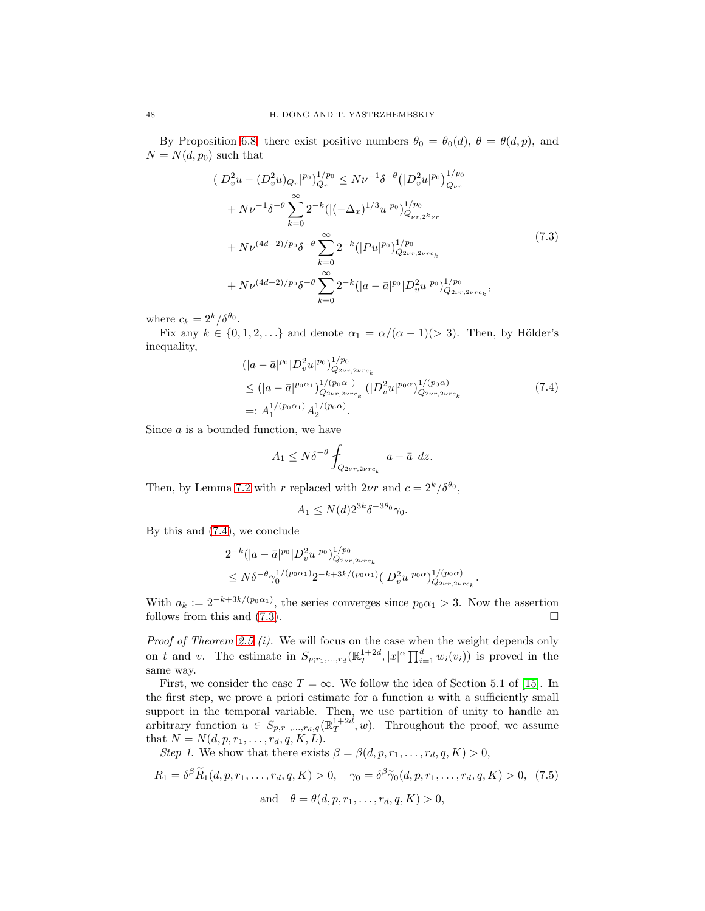By Proposition 6.8, there exist positive numbers $\theta_0 = \theta_0(d)$, $\theta = \theta(d,p)$, and $N = N(d, p_0)$ such that

$$
\begin{aligned}
(|D_v^2 u - (D_v^2 u)_{Q_r}|^{p_0})^{1/p_0}_{Q_r} &\le N\nu^{-1}\delta^{-\theta}\big(|D_v^2 u|^{p_0}\big)^{1/p_0}_{Q_{\nu r}} \\
&+ N\nu^{-1}\delta^{-\theta}\sum_{k=0}^{\infty} 2^{-k}(|(-\Delta_x)^{1/3} u|^{p_0})^{1/p_0}_{Q_{\nu r, 2^k \nu r}} \\
&+ N\nu^{(4d+2)/p_0}\delta^{-\theta}\sum_{k=0}^{\infty} 2^{-k}(|Pu|^{p_0})^{1/p_0}_{Q_{2\nu r, 2\nu r c_k}} \\
&+ N\nu^{(4d+2)/p_0}\delta^{-\theta}\sum_{k=0}^{\infty} 2^{-k}(|a-\bar{a}|^{p_0}|D_v^2 u|^{p_0})^{1/p_0}_{Q_{2\nu r, 2\nu r c_k}},
\end{aligned}
\tag{7.3}
$$

where $c_k = 2^k/\delta^{\theta_0}$.

Fix any $k \in \{0, 1, 2, \ldots\}$ and denote $\alpha_1 = \alpha/(\alpha - 1) (> 3)$. Then, by Hölder's inequality,

$$
\begin{aligned}
&(|a-\bar{a}|^{p_0}|D_v^2 u|^{p_0})^{1/p_0}_{Q_{2\nu r, 2\nu r c_k}} \\
&\le (|a-\bar{a}|^{p_0\alpha_1})^{1/(p_0\alpha_1)}_{Q_{2\nu r, 2\nu r c_k}} (|D_v^2 u|^{p_0\alpha})^{1/(p_0\alpha)}_{Q_{2\nu r, 2\nu r c_k}} \\
&=: A_1^{1/(p_0\alpha_1)} A_2^{1/(p_0\alpha)}.
\end{aligned}
\tag{7.4}
$$

Since $a$ is a bounded function, we have

$$
A_1 \le N\delta^{-\theta} \fint_{Q_{2\nu r, 2\nu r c_k}} |a - \bar{a}|\, dz.
$$

Then, by Lemma 7.2 with $r$ replaced with $2\nu r$ and $c = 2^k/\delta^{\theta_0}$,

$$
A_1 \le N(d) 2^{3k}\delta^{-3\theta_0}\gamma_0.
$$

By this and (7.4), we conclude

$$
\begin{aligned}
&2^{-k}(|a-\bar{a}|^{p_0}|D_v^2 u|^{p_0})^{1/p_0}_{Q_{2\nu r, 2\nu r c_k}} \\
&\le N\delta^{-\theta}\gamma_0^{1/(p_0\alpha_1)} 2^{-k+3k/(p_0\alpha_1)}(|D_v^2 u|^{p_0\alpha})^{1/(p_0\alpha)}_{Q_{2\nu r, 2\nu r c_k}}.
\end{aligned}
$$

With $a_k := 2^{-k+3k/(p_0\alpha_1)}$, the series converges since $p_0\alpha_1 > 3$. Now the assertion follows from this and (7.3). $\square$

*Proof of Theorem 2.5 (i).* We will focus on the case when the weight depends only on $t$ and $v$. The estimate in $S_{p;r_1,\ldots,r_d}(\mathbb{R}^{1+2d}_T, |x|^\alpha \prod_{i=1}^d w_i(v_i))$ is proved in the same way.

First, we consider the case $T = \infty$. We follow the idea of Section 5.1 of [15]. In the first step, we prove a priori estimate for a function $u$ with a sufficiently small support in the temporal variable. Then, we use partition of unity to handle an arbitrary function $u \in S_{p,r_1,\ldots,r_d,q}(\mathbb{R}^{1+2d}_T, w)$. Throughout the proof, we assume that $N = N(d, p, r_1, \ldots, r_d, q, K, L)$.

*Step 1.* We show that there exists $\beta = \beta(d, p, r_1, \ldots, r_d, q, K) > 0$,

$$
R_1 = \delta^\beta \widetilde{R}_1(d, p, r_1, \ldots, r_d, q, K) > 0, \quad \gamma_0 = \delta^\beta \widetilde{\gamma}_0(d, p, r_1, \ldots, r_d, q, K) > 0, \tag{7.5}
$$

$$
\text{and} \quad \theta = \theta(d, p, r_1, \ldots, r_d, q, K) > 0,
$$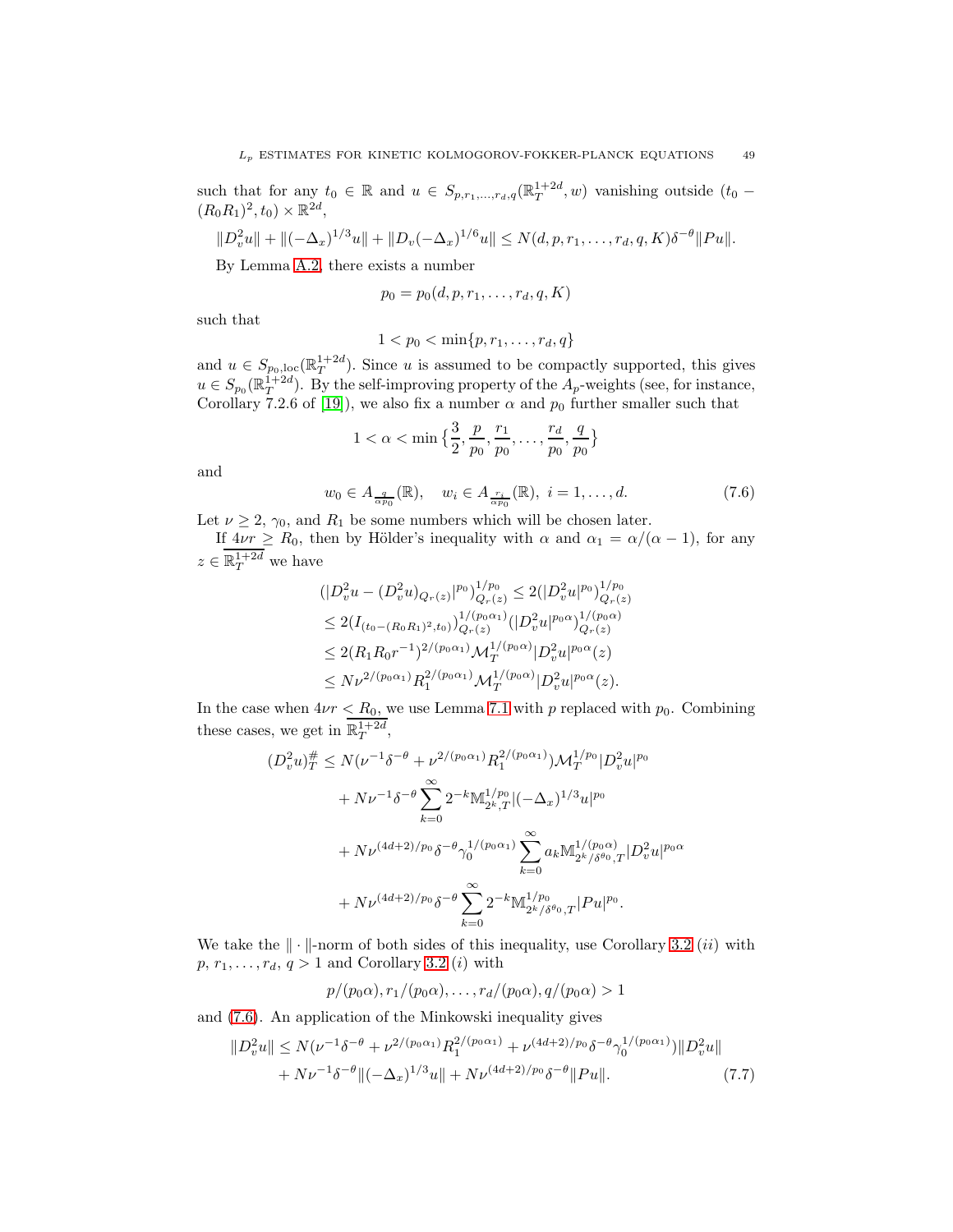such that for any $t_0 \in \mathbb{R}$ and $u \in S_{p,r_1,\ldots,r_d,q}(\mathbb{R}^{1+2d}_T, w)$ vanishing outside $(t_0 - (R_0R_1)^2, t_0) \times \mathbb{R}^{2d}$,

$$\|D_v^2 u\| + \|(-\Delta_x)^{1/3} u\| + \|D_v(-\Delta_x)^{1/6} u\| \le N(d, p, r_1, \ldots, r_d, q, K)\delta^{-\theta}\|Pu\|.$$

By Lemma A.2, there exists a number

$$p_0 = p_0(d, p, r_1, \ldots, r_d, q, K)$$

such that

$$1 < p_0 < \min\{p, r_1, \ldots, r_d, q\}$$

and $u \in S_{p_0,\mathrm{loc}}(\mathbb{R}^{1+2d}_T)$. Since $u$ is assumed to be compactly supported, this gives $u \in S_{p_0}(\mathbb{R}^{1+2d}_T)$. By the self-improving property of the $A_p$-weights (see, for instance, Corollary 7.2.6 of [19]), we also fix a number $\alpha$ and $p_0$ further smaller such that

$$1 < \alpha < \min\Big\{\frac{3}{2}, \frac{p}{p_0}, \frac{r_1}{p_0}, \ldots, \frac{r_d}{p_0}, \frac{q}{p_0}\Big\}$$

and

$$w_0 \in A_{\frac{q}{\alpha p_0}}(\mathbb{R}), \quad w_i \in A_{\frac{r_i}{\alpha p_0}}(\mathbb{R}),\ i = 1, \ldots, d. \tag{7.6}$$

Let $\nu \ge 2$, $\gamma_0$, and $R_1$ be some numbers which will be chosen later.

If $4\nu r \ge R_0$, then by Hölder's inequality with $\alpha$ and $\alpha_1 = \alpha/(\alpha - 1)$, for any $z \in \overline{\mathbb{R}^{1+2d}_T}$ we have

$$\begin{aligned}
(|D_v^2 u - (D_v^2 u)_{Q_r(z)}|^{p_0})^{1/p_0}_{Q_r(z)} &\le 2(|D_v^2 u|^{p_0})^{1/p_0}_{Q_r(z)} \\
&\le 2(I_{(t_0 - (R_0R_1)^2, t_0)})^{1/(p_0\alpha_1)}_{Q_r(z)} (|D_v^2 u|^{p_0\alpha})^{1/(p_0\alpha)}_{Q_r(z)} \\
&\le 2(R_1R_0 r^{-1})^{2/(p_0\alpha_1)} \mathcal{M}_T^{1/(p_0\alpha)} |D_v^2 u|^{p_0\alpha}(z) \\
&\le N\nu^{2/(p_0\alpha_1)} R_1^{2/(p_0\alpha_1)} \mathcal{M}_T^{1/(p_0\alpha)} |D_v^2 u|^{p_0\alpha}(z).
\end{aligned}$$

In the case when $4\nu r < R_0$, we use Lemma 7.1 with $p$ replaced with $p_0$. Combining these cases, we get in $\overline{\mathbb{R}^{1+2d}_T}$,

$$\begin{aligned}
(D_v^2 u)^{\#}_T &\le N(\nu^{-1}\delta^{-\theta} + \nu^{2/(p_0\alpha_1)} R_1^{2/(p_0\alpha_1)}) \mathcal{M}_T^{1/p_0} |D_v^2 u|^{p_0} \\
&\quad + N\nu^{-1}\delta^{-\theta} \sum_{k=0}^{\infty} 2^{-k} \mathbb{M}^{1/p_0}_{2^k, T} |(-\Delta_x)^{1/3} u|^{p_0} \\
&\quad + N\nu^{(4d+2)/p_0} \delta^{-\theta} \gamma_0^{1/(p_0\alpha_1)} \sum_{k=0}^{\infty} a_k \mathbb{M}^{1/(p_0\alpha)}_{2^k/\delta^{\theta_0}, T} |D_v^2 u|^{p_0\alpha} \\
&\quad + N\nu^{(4d+2)/p_0} \delta^{-\theta} \sum_{k=0}^{\infty} 2^{-k} \mathbb{M}^{1/p_0}_{2^k/\delta^{\theta_0}, T} |Pu|^{p_0}.
\end{aligned}$$

We take the $\|\cdot\|$-norm of both sides of this inequality, use Corollary 3.2 $(ii)$ with $p$, $r_1, \ldots, r_d$, $q > 1$ and Corollary 3.2 $(i)$ with

$$p/(p_0\alpha), r_1/(p_0\alpha), \ldots, r_d/(p_0\alpha), q/(p_0\alpha) > 1$$

and (7.6). An application of the Minkowski inequality gives

$$\begin{aligned}
\|D_v^2 u\| &\le N(\nu^{-1}\delta^{-\theta} + \nu^{2/(p_0\alpha_1)} R_1^{2/(p_0\alpha_1)} + \nu^{(4d+2)/p_0} \delta^{-\theta} \gamma_0^{1/(p_0\alpha_1)}) \|D_v^2 u\| \\
&\quad + N\nu^{-1}\delta^{-\theta} \|(-\Delta_x)^{1/3} u\| + N\nu^{(4d+2)/p_0} \delta^{-\theta} \|Pu\|.
\end{aligned} \tag{7.7}$$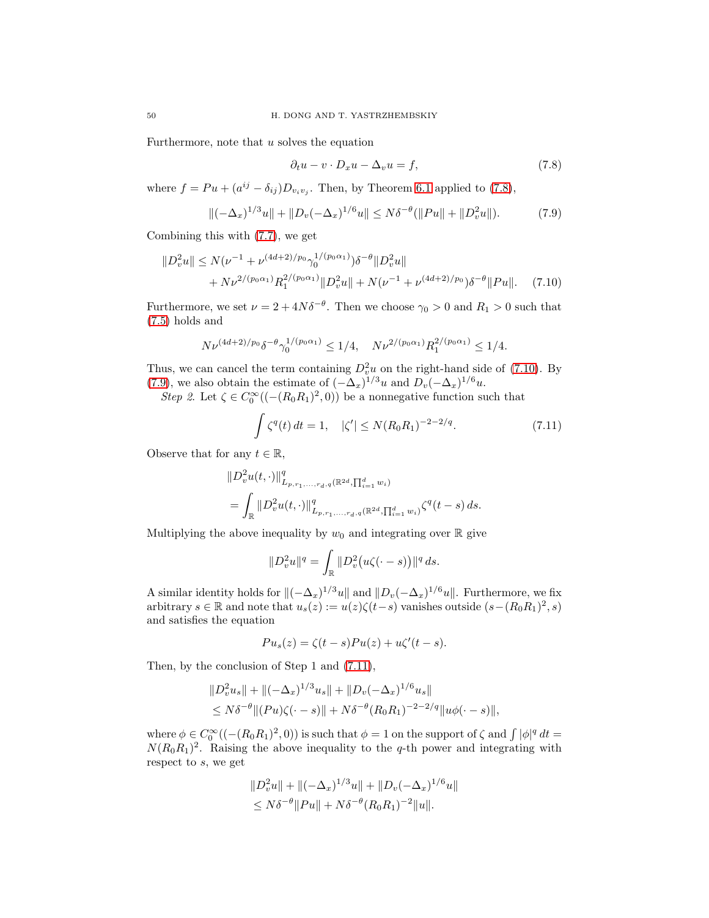Furthermore, note that $u$ solves the equation

$$\partial_t u - v \cdot D_x u - \Delta_v u = f, \tag{7.8}$$

where $f = Pu + (a^{ij} - \delta_{ij}) D_{v_i v_j}$. Then, by Theorem 6.1 applied to (7.8),

$$\|(-\Delta_x)^{1/3} u\| + \|D_v (-\Delta_x)^{1/6} u\| \le N \delta^{-\theta} (\|Pu\| + \|D_v^2 u\|). \tag{7.9}$$

Combining this with (7.7), we get

$$\begin{aligned} \|D_v^2 u\| &\le N(\nu^{-1} + \nu^{(4d+2)/p_0} \gamma_0^{1/(p_0 \alpha_1)}) \delta^{-\theta} \|D_v^2 u\| \\ &\quad + N \nu^{2/(p_0 \alpha_1)} R_1^{2/(p_0 \alpha_1)} \|D_v^2 u\| + N(\nu^{-1} + \nu^{(4d+2)/p_0}) \delta^{-\theta} \|Pu\|. \end{aligned} \tag{7.10}$$

Furthermore, we set $\nu = 2 + 4N\delta^{-\theta}$. Then we choose $\gamma_0 > 0$ and $R_1 > 0$ such that (7.5) holds and

$$N \nu^{(4d+2)/p_0} \delta^{-\theta} \gamma_0^{1/(p_0 \alpha_1)} \le 1/4, \quad N \nu^{2/(p_0 \alpha_1)} R_1^{2/(p_0 \alpha_1)} \le 1/4.$$

Thus, we can cancel the term containing $D_v^2 u$ on the right-hand side of (7.10). By (7.9), we also obtain the estimate of $(-\Delta_x)^{1/3} u$ and $D_v (-\Delta_x)^{1/6} u$.

*Step 2.* Let $\zeta \in C_0^\infty((-(R_0 R_1)^2, 0))$ be a nonnegative function such that

$$\int \zeta^q(t)\, dt = 1, \quad |\zeta'| \le N (R_0 R_1)^{-2-2/q}. \tag{7.11}$$

Observe that for any $t \in \mathbb{R}$,

$$\begin{aligned} &\|D_v^2 u(t, \cdot)\|^q_{L_{p, r_1, \ldots, r_d, q}(\mathbb{R}^{2d}, \prod_{i=1}^d w_i)} \\ &= \int_{\mathbb{R}} \|D_v^2 u(t, \cdot)\|^q_{L_{p, r_1, \ldots, r_d, q}(\mathbb{R}^{2d}, \prod_{i=1}^d w_i)} \zeta^q(t-s)\, ds. \end{aligned}$$

Multiplying the above inequality by $w_0$ and integrating over $\mathbb{R}$ give

$$\|D_v^2 u\|^q = \int_{\mathbb{R}} \|D_v^2 \big(u \zeta(\cdot - s)\big)\|^q\, ds.$$

A similar identity holds for $\|(-\Delta_x)^{1/3} u\|$ and $\|D_v(-\Delta_x)^{1/6} u\|$. Furthermore, we fix arbitrary $s \in \mathbb{R}$ and note that $u_s(z) := u(z)\zeta(t-s)$ vanishes outside $(s - (R_0 R_1)^2, s)$ and satisfies the equation

$$P u_s(z) = \zeta(t-s) Pu(z) + u \zeta'(t-s).$$

Then, by the conclusion of Step 1 and (7.11),

$$\begin{aligned} &\|D_v^2 u_s\| + \|(-\Delta_x)^{1/3} u_s\| + \|D_v (-\Delta_x)^{1/6} u_s\| \\ &\le N \delta^{-\theta} \|(Pu) \zeta(\cdot - s)\| + N \delta^{-\theta} (R_0 R_1)^{-2-2/q} \|u \phi(\cdot - s)\|, \end{aligned}$$

where $\phi \in C_0^\infty((-(R_0 R_1)^2, 0))$ is such that $\phi = 1$ on the support of $\zeta$ and $\int |\phi|^q\, dt = N(R_0 R_1)^2$. Raising the above inequality to the $q$-th power and integrating with respect to $s$, we get

$$\begin{aligned} &\|D_v^2 u\| + \|(-\Delta_x)^{1/3} u\| + \|D_v (-\Delta_x)^{1/6} u\| \\ &\le N \delta^{-\theta} \|Pu\| + N \delta^{-\theta} (R_0 R_1)^{-2} \|u\|. \end{aligned}$$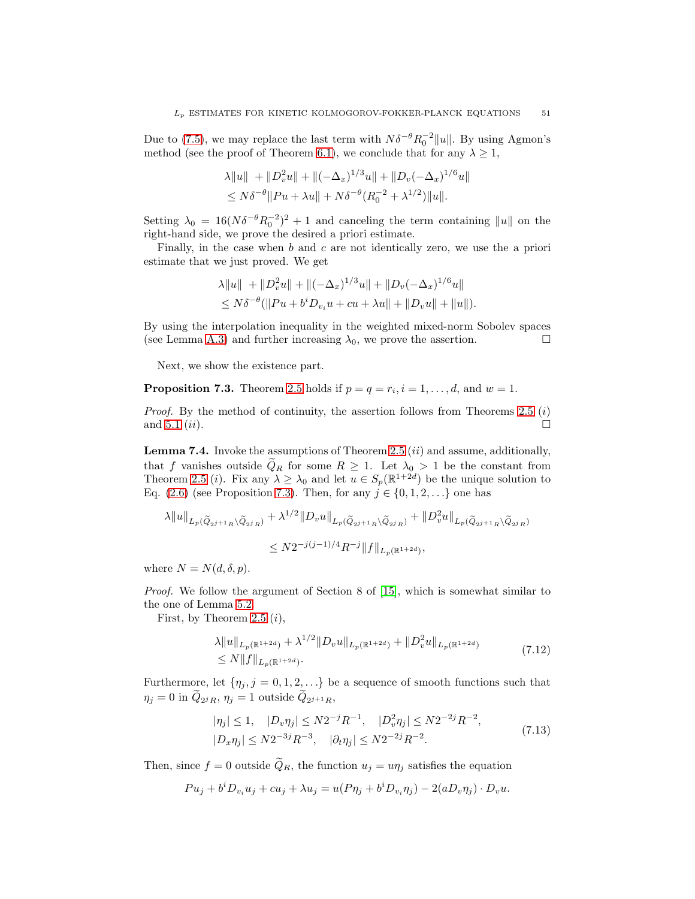Due to (7.5), we may replace the last term with $N\delta^{-\theta} R_0^{-2} \|u\|$. By using Agmon's method (see the proof of Theorem 6.1), we conclude that for any $\lambda \ge 1$,

$$
\begin{aligned}
&\lambda \|u\| \ + \|D_v^2 u\| + \|(-\Delta_x)^{1/3} u\| + \|D_v (-\Delta_x)^{1/6} u\| \\
&\le N\delta^{-\theta} \|P u + \lambda u\| + N \delta^{-\theta} (R_0^{-2} + \lambda^{1/2}) \|u\|.
\end{aligned}
$$

Setting $\lambda_0 = 16(N\delta^{-\theta} R_0^{-2})^2 + 1$ and canceling the term containing $\|u\|$ on the right-hand side, we prove the desired a priori estimate.

Finally, in the case when $b$ and $c$ are not identically zero, we use the a priori estimate that we just proved. We get

$$
\begin{aligned}
&\lambda \|u\| \ + \|D_v^2 u\| + \|(-\Delta_x)^{1/3} u\| + \|D_v (-\Delta_x)^{1/6} u\| \\
&\le N\delta^{-\theta} (\|P u + b^i D_{v_i} u + c u + \lambda u\| + \|D_v u\| + \|u\|).
\end{aligned}
$$

By using the interpolation inequality in the weighted mixed-norm Sobolev spaces (see Lemma A.3) and further increasing $\lambda_0$, we prove the assertion. $\square$

Next, we show the existence part.

**Proposition 7.3.** Theorem 2.5 holds if $p = q = r_i, i = 1, \ldots, d$, and $w = 1$.

*Proof.* By the method of continuity, the assertion follows from Theorems 2.5 $(i)$ and 5.1 $(ii)$. $\square$

**Lemma 7.4.** Invoke the assumptions of Theorem 2.5 $(ii)$ and assume, additionally, that $f$ vanishes outside $\widetilde{Q}_R$ for some $R \ge 1$. Let $\lambda_0 > 1$ be the constant from Theorem 2.5 $(i)$. Fix any $\lambda \ge \lambda_0$ and let $u \in S_p(\mathbb{R}^{1+2d})$ be the unique solution to Eq. (2.6) (see Proposition 7.3). Then, for any $j \in \{0, 1, 2, \ldots\}$ one has

$$
\begin{aligned}
\lambda \|u\|_{L_p(\widetilde{Q}_{2^{j+1}R} \setminus \widetilde{Q}_{2^j R})} &+ \lambda^{1/2} \|D_v u\|_{L_p(\widetilde{Q}_{2^{j+1}R} \setminus \widetilde{Q}_{2^j R})} + \|D_v^2 u\|_{L_p(\widetilde{Q}_{2^{j+1}R} \setminus \widetilde{Q}_{2^j R})} \\
&\le N 2^{-j(j-1)/4} R^{-j} \|f\|_{L_p(\mathbb{R}^{1+2d})},
\end{aligned}
$$

where $N = N(d, \delta, p)$.

*Proof.* We follow the argument of Section 8 of [15], which is somewhat similar to the one of Lemma 5.2.

First, by Theorem 2.5 $(i)$,

$$
\begin{aligned}
&\lambda \|u\|_{L_p(\mathbb{R}^{1+2d})} + \lambda^{1/2} \|D_v u\|_{L_p(\mathbb{R}^{1+2d})} + \|D_v^2 u\|_{L_p(\mathbb{R}^{1+2d})} \\
&\le N \|f\|_{L_p(\mathbb{R}^{1+2d})}.
\end{aligned}
\tag{7.12}
$$

Furthermore, let $\{\eta_j, j = 0, 1, 2, \ldots\}$ be a sequence of smooth functions such that $\eta_j = 0$ in $\widetilde{Q}_{2^j R}$, $\eta_j = 1$ outside $\widetilde{Q}_{2^{j+1}R}$,

$$
\begin{aligned}
&|\eta_j| \le 1, \quad |D_v \eta_j| \le N 2^{-j} R^{-1}, \quad |D_v^2 \eta_j| \le N 2^{-2j} R^{-2}, \\
&|D_x \eta_j| \le N 2^{-3j} R^{-3}, \quad |\partial_t \eta_j| \le N 2^{-2j} R^{-2}.
\end{aligned}
\tag{7.13}
$$

Then, since $f = 0$ outside $\widetilde{Q}_R$, the function $u_j = u \eta_j$ satisfies the equation

$$
P u_j + b^i D_{v_i} u_j + c u_j + \lambda u_j = u (P \eta_j + b^i D_{v_i} \eta_j) - 2 (a D_v \eta_j) \cdot D_v u.
$$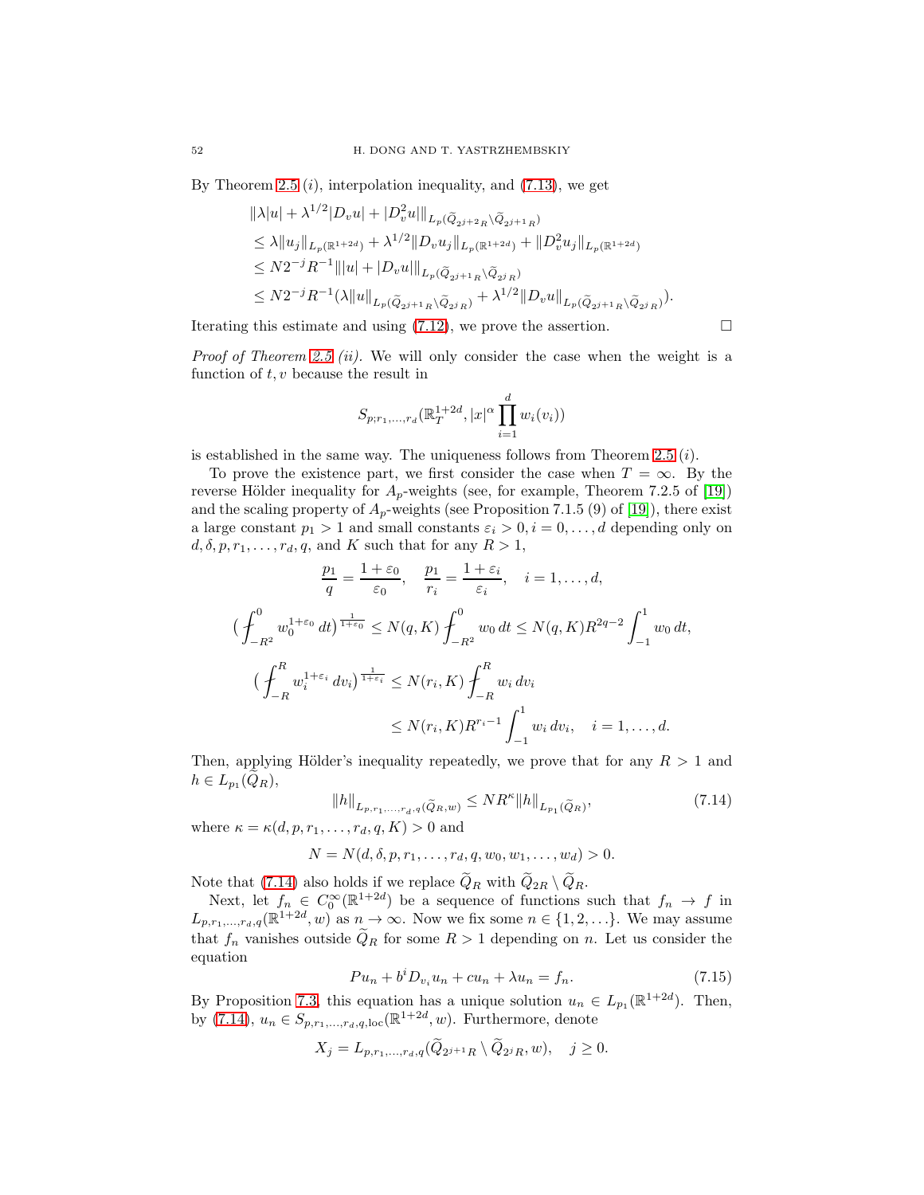By Theorem 2.5 $(i)$, interpolation inequality, and (7.13), we get

$$
\begin{aligned}
&\| \lambda |u| + \lambda^{1/2} |D_v u| + |D_v^2 u| \|_{L_p(\widetilde{Q}_{2^{j+2}R} \setminus \widetilde{Q}_{2^{j+1}R})} \\
&\le \lambda \|u_j\|_{L_p(\mathbb{R}^{1+2d})} + \lambda^{1/2} \|D_v u_j\|_{L_p(\mathbb{R}^{1+2d})} + \|D_v^2 u_j\|_{L_p(\mathbb{R}^{1+2d})} \\
&\le N 2^{-j} R^{-1} \| |u| + |D_v u| \|_{L_p(\widetilde{Q}_{2^{j+1}R} \setminus \widetilde{Q}_{2^j R})} \\
&\le N 2^{-j} R^{-1} (\lambda \|u\|_{L_p(\widetilde{Q}_{2^{j+1}R} \setminus \widetilde{Q}_{2^j R})} + \lambda^{1/2} \|D_v u\|_{L_p(\widetilde{Q}_{2^{j+1}R} \setminus \widetilde{Q}_{2^j R})}).
\end{aligned}
$$

Iterating this estimate and using (7.12), we prove the assertion. □

*Proof of Theorem 2.5 (ii).* We will only consider the case when the weight is a function of $t, v$ because the result in

$$
S_{p;r_1,\ldots,r_d}(\mathbb{R}^{1+2d}_T, |x|^\alpha \prod_{i=1}^d w_i(v_i))
$$

is established in the same way. The uniqueness follows from Theorem 2.5 $(i)$.

To prove the existence part, we first consider the case when $T = \infty$. By the reverse Hölder inequality for $A_p$-weights (see, for example, Theorem 7.2.5 of [19]) and the scaling property of $A_p$-weights (see Proposition 7.1.5 (9) of [19]), there exist a large constant $p_1 > 1$ and small constants $\varepsilon_i > 0, i = 0, \ldots, d$ depending only on $d, \delta, p, r_1, \ldots, r_d, q$, and $K$ such that for any $R > 1$,

$$
\frac{p_1}{q} = \frac{1+\varepsilon_0}{\varepsilon_0}, \quad \frac{p_1}{r_i} = \frac{1+\varepsilon_i}{\varepsilon_i}, \quad i = 1, \ldots, d,
$$

$$
\Big( \fint_{-R^2}^0 w_0^{1+\varepsilon_0} \, dt \Big)^{\frac{1}{1+\varepsilon_0}} \le N(q, K) \fint_{-R^2}^0 w_0 \, dt \le N(q, K) R^{2q-2} \int_{-1}^1 w_0 \, dt,
$$

$$
\begin{aligned}
\Big( \fint_{-R}^R w_i^{1+\varepsilon_i} \, dv_i \Big)^{\frac{1}{1+\varepsilon_i}} &\le N(r_i, K) \fint_{-R}^R w_i \, dv_i \\
&\le N(r_i, K) R^{r_i - 1} \int_{-1}^1 w_i \, dv_i, \quad i = 1, \ldots, d.
\end{aligned}
$$

Then, applying Hölder's inequality repeatedly, we prove that for any $R > 1$ and $h \in L_{p_1}(\widetilde{Q}_R)$,

$$
\|h\|_{L_{p,r_1,\ldots,r_d,q}(\widetilde{Q}_R, w)} \le N R^\kappa \|h\|_{L_{p_1}(\widetilde{Q}_R)}, \tag{7.14}
$$

where $\kappa = \kappa(d, p, r_1, \ldots, r_d, q, K) > 0$ and

$$
N = N(d, \delta, p, r_1, \ldots, r_d, q, w_0, w_1, \ldots, w_d) > 0.
$$

Note that (7.14) also holds if we replace $\widetilde{Q}_R$ with $\widetilde{Q}_{2R} \setminus \widetilde{Q}_R$.

Next, let $f_n \in C_0^\infty(\mathbb{R}^{1+2d})$ be a sequence of functions such that $f_n \to f$ in $L_{p,r_1,\ldots,r_d,q}(\mathbb{R}^{1+2d}, w)$ as $n \to \infty$. Now we fix some $n \in \{1, 2, \ldots\}$. We may assume that $f_n$ vanishes outside $\widetilde{Q}_R$ for some $R > 1$ depending on $n$. Let us consider the equation

$$
P u_n + b^i D_{v_i} u_n + c u_n + \lambda u_n = f_n. \tag{7.15}
$$

By Proposition 7.3, this equation has a unique solution $u_n \in L_{p_1}(\mathbb{R}^{1+2d})$. Then, by (7.14), $u_n \in S_{p,r_1,\ldots,r_d,q,\text{loc}}(\mathbb{R}^{1+2d}, w)$. Furthermore, denote

$$
X_j = L_{p,r_1,\ldots,r_d,q}(\widetilde{Q}_{2^{j+1}R} \setminus \widetilde{Q}_{2^j R}, w), \quad j \ge 0.
$$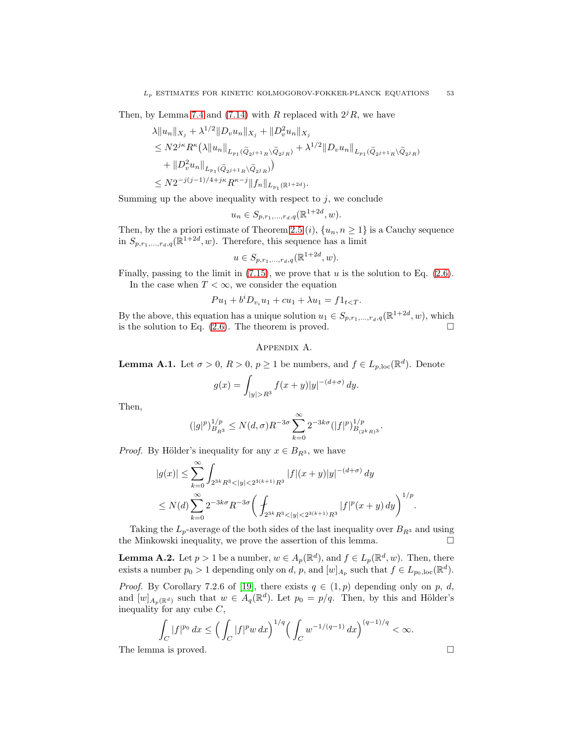Then, by Lemma 7.4 and (7.14) with $R$ replaced with $2^j R$, we have

$$
\begin{aligned}
&\lambda \|u_n\|_{X_j} + \lambda^{1/2}\|D_v u_n\|_{X_j} + \|D_v^2 u_n\|_{X_j} \\
&\le N 2^{j\kappa} R^{\kappa} \big( \lambda \|u_n\|_{L_{p_1}(\widetilde{Q}_{2^{j+1}R}\setminus \widetilde{Q}_{2^j R})} + \lambda^{1/2}\|D_v u_n\|_{L_{p_1}(\widetilde{Q}_{2^{j+1}R}\setminus \widetilde{Q}_{2^j R})} \\
&\quad + \|D_v^2 u_n\|_{L_{p_1}(\widetilde{Q}_{2^{j+1}R}\setminus \widetilde{Q}_{2^j R})}\big) \\
&\le N 2^{-j(j-1)/4 + j\kappa} R^{\kappa - j} \|f_n\|_{L_{p_1}(\mathbb{R}^{1+2d})}.
\end{aligned}
$$

Summing up the above inequality with respect to $j$, we conclude

$$
u_n \in S_{p, r_1, \ldots, r_d, q}(\mathbb{R}^{1+2d}, w).
$$

Then, by the a priori estimate of Theorem 2.5 $(i)$, $\{u_n, n \ge 1\}$ is a Cauchy sequence in $S_{p, r_1, \ldots, r_d, q}(\mathbb{R}^{1+2d}, w)$. Therefore, this sequence has a limit

$$
u \in S_{p, r_1, \ldots, r_d, q}(\mathbb{R}^{1+2d}, w).
$$

Finally, passing to the limit in (7.15), we prove that $u$ is the solution to Eq. (2.6).

In the case when $T < \infty$, we consider the equation

$$
P u_1 + b^i D_{v_i} u_1 + c u_1 + \lambda u_1 = f 1_{t < T}.
$$

By the above, this equation has a unique solution $u_1 \in S_{p, r_1, \ldots, r_d, q}(\mathbb{R}^{1+2d}, w)$, which is the solution to Eq. (2.6). The theorem is proved. $\square$

## Appendix A.

**Lemma A.1.** Let $\sigma > 0$, $R > 0$, $p \ge 1$ be numbers, and $f \in L_{p,\mathrm{loc}}(\mathbb{R}^d)$. Denote

$$
g(x) = \int_{|y| > R^3} f(x+y) |y|^{-(d+\sigma)} \, dy.
$$

Then,

$$
(|g|^p)^{1/p}_{B_{R^3}} \le N(d,\sigma) R^{-3\sigma} \sum_{k=0}^{\infty} 2^{-3k\sigma} (|f|^p)^{1/p}_{B_{(2^k R)^3}}.
$$

*Proof.* By Hölder's inequality for any $x \in B_{R^3}$, we have

$$
\begin{aligned}
|g(x)| &\le \sum_{k=0}^{\infty} \int_{2^{3k} R^3 < |y| < 2^{3(k+1)} R^3} |f|(x+y) |y|^{-(d+\sigma)} \, dy \\
&\le N(d) \sum_{k=0}^{\infty} 2^{-3k\sigma} R^{-3\sigma} \bigg( \fint_{2^{3k} R^3 < |y| < 2^{3(k+1)} R^3} |f|^p(x+y) \, dy \bigg)^{1/p}.
\end{aligned}
$$

Taking the $L_p$-average of the both sides of the last inequality over $B_{R^3}$ and using the Minkowski inequality, we prove the assertion of this lemma. $\square$

**Lemma A.2.** Let $p > 1$ be a number, $w \in A_p(\mathbb{R}^d)$, and $f \in L_p(\mathbb{R}^d, w)$. Then, there exists a number $p_0 > 1$ depending only on $d$, $p$, and $[w]_{A_p}$ such that $f \in L_{p_0,\mathrm{loc}}(\mathbb{R}^d)$.

*Proof.* By Corollary 7.2.6 of [19], there exists $q \in (1, p)$ depending only on $p$, $d$, and $[w]_{A_p(\mathbb{R}^d)}$ such that $w \in A_q(\mathbb{R}^d)$. Let $p_0 = p/q$. Then, by this and Hölder's inequality for any cube $C$,

$$
\int_C |f|^{p_0} \, dx \le \Big( \int_C |f|^p w \, dx \Big)^{1/q} \Big( \int_C w^{-1/(q-1)} \, dx \Big)^{(q-1)/q} < \infty.
$$

The lemma is proved. $\square$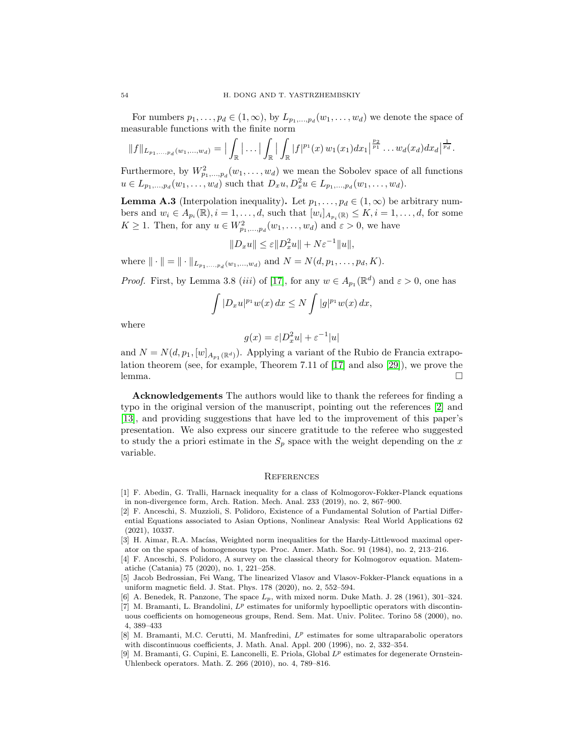For numbers $p_1, \ldots, p_d \in (1, \infty)$, by $L_{p_1,\ldots,p_d}(w_1, \ldots, w_d)$ we denote the space of measurable functions with the finite norm

$$\|f\|_{L_{p_1,\ldots,p_d}(w_1,\ldots,w_d)} = \Big|\int_{\mathbb{R}} \Big| \ldots \Big| \int_{\mathbb{R}} \Big| \int_{\mathbb{R}} |f|^{p_1}(x)\, w_1(x_1) dx_1 \Big|^{\frac{p_2}{p_1}} \ldots w_d(x_d) dx_d \Big|^{\frac{1}{p_d}}.$$

Furthermore, by $W^2_{p_1,\ldots,p_d}(w_1, \ldots, w_d)$ we mean the Sobolev space of all functions $u \in L_{p_1,\ldots,p_d}(w_1, \ldots, w_d)$ such that $D_x u, D_x^2 u \in L_{p_1,\ldots,p_d}(w_1, \ldots, w_d)$.

**Lemma A.3** (Interpolation inequality)**.** Let $p_1, \ldots, p_d \in (1, \infty)$ be arbitrary numbers and $w_i \in A_{p_i}(\mathbb{R}), i = 1, \ldots, d$, such that $[w_i]_{A_{p_i}(\mathbb{R})} \le K, i = 1, \ldots, d$, for some $K \ge 1$. Then, for any $u \in W^2_{p_1,\ldots,p_d}(w_1, \ldots, w_d)$ and $\varepsilon > 0$, we have

$$\|D_x u\| \le \varepsilon \|D_x^2 u\| + N\varepsilon^{-1}\|u\|,$$

where $\|\cdot\| = \|\cdot\|_{L_{p_1,\ldots,p_d}(w_1,\ldots,w_d)}$ and $N = N(d, p_1, \ldots, p_d, K)$.

*Proof.* First, by Lemma 3.8 $(iii)$ of [17], for any $w \in A_{p_1}(\mathbb{R}^d)$ and $\varepsilon > 0$, one has

$$\int |D_x u|^{p_1} w(x)\, dx \le N \int |g|^{p_1} w(x)\, dx,$$

where

$$g(x) = \varepsilon |D_x^2 u| + \varepsilon^{-1}|u|$$

and $N = N(d, p_1, [w]_{A_{p_1}(\mathbb{R}^d)})$. Applying a variant of the Rubio de Francia extrapolation theorem (see, for example, Theorem 7.11 of [17] and also [29]), we prove the lemma. $\square$

**Acknowledgements** The authors would like to thank the referees for finding a typo in the original version of the manuscript, pointing out the references [2] and [13], and providing suggestions that have led to the improvement of this paper's presentation. We also express our sincere gratitude to the referee who suggested to study the a priori estimate in the $S_p$ space with the weight depending on the $x$ variable.

## References

[1] F. Abedin, G. Tralli, Harnack inequality for a class of Kolmogorov-Fokker-Planck equations in non-divergence form, Arch. Ration. Mech. Anal. 233 (2019), no. 2, 867–900.

[2] F. Anceschi, S. Muzzioli, S. Polidoro, Existence of a Fundamental Solution of Partial Differential Equations associated to Asian Options, Nonlinear Analysis: Real World Applications 62 (2021), 10337.

[3] H. Aimar, R.A. Macías, Weighted norm inequalities for the Hardy-Littlewood maximal operator on the spaces of homogeneous type. Proc. Amer. Math. Soc. 91 (1984), no. 2, 213–216.

[4] F. Anceschi, S. Polidoro, A survey on the classical theory for Kolmogorov equation. Matematiche (Catania) 75 (2020), no. 1, 221–258.

[5] Jacob Bedrossian, Fei Wang, The linearized Vlasov and Vlasov-Fokker-Planck equations in a uniform magnetic field. J. Stat. Phys. 178 (2020), no. 2, 552–594.

[6] A. Benedek, R. Panzone, The space $L_p$, with mixed norm. Duke Math. J. 28 (1961), 301–324.

[7] M. Bramanti, L. Brandolini, $L^p$ estimates for uniformly hypoelliptic operators with discontinuous coefficients on homogeneous groups, Rend. Sem. Mat. Univ. Politec. Torino 58 (2000), no. 4, 389–433

[8] M. Bramanti, M.C. Cerutti, M. Manfredini, $L^p$ estimates for some ultraparabolic operators with discontinuous coefficients, J. Math. Anal. Appl. 200 (1996), no. 2, 332–354.

[9] M. Bramanti, G. Cupini, E. Lanconelli, E. Priola, Global $L^p$ estimates for degenerate Ornstein-Uhlenbeck operators. Math. Z. 266 (2010), no. 4, 789–816.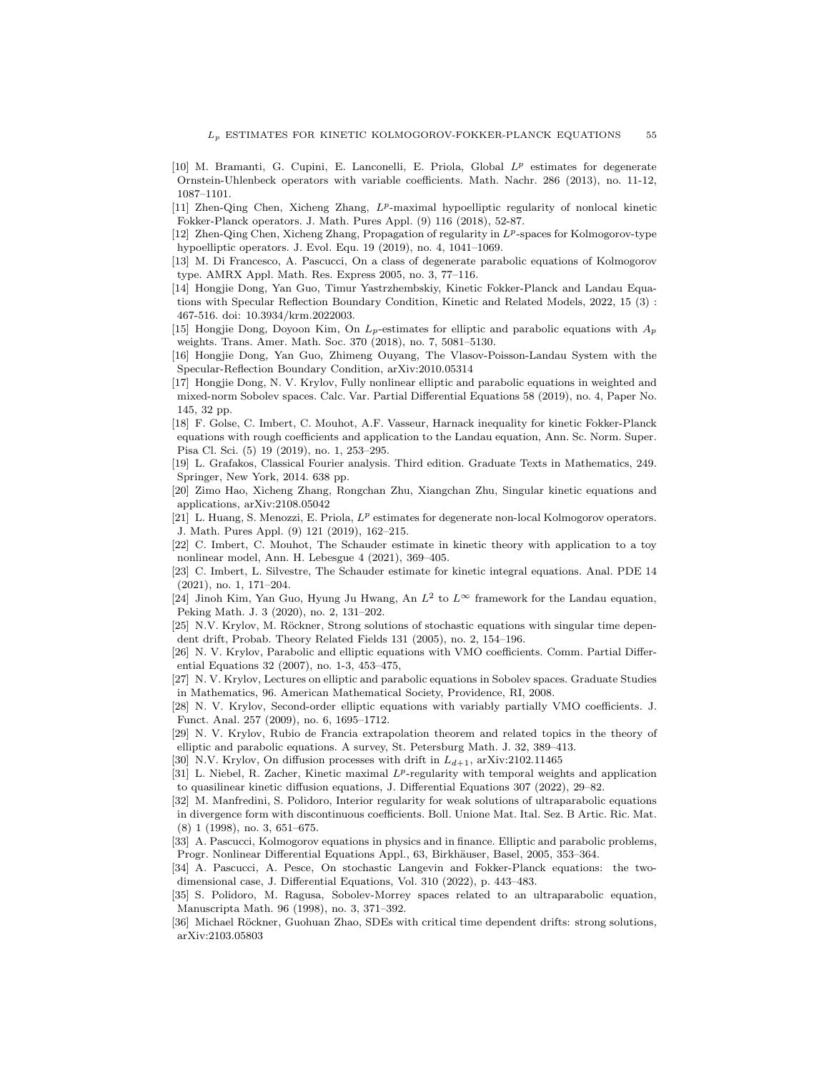[10] M. Bramanti, G. Cupini, E. Lanconelli, E. Priola, Global $L^p$ estimates for degenerate Ornstein-Uhlenbeck operators with variable coefficients. Math. Nachr. 286 (2013), no. 11-12, 1087–1101.

[11] Zhen-Qing Chen, Xicheng Zhang, $L^p$-maximal hypoelliptic regularity of nonlocal kinetic Fokker-Planck operators. J. Math. Pures Appl. (9) 116 (2018), 52-87.

[12] Zhen-Qing Chen, Xicheng Zhang, Propagation of regularity in $L^p$-spaces for Kolmogorov-type hypoelliptic operators. J. Evol. Equ. 19 (2019), no. 4, 1041–1069.

[13] M. Di Francesco, A. Pascucci, On a class of degenerate parabolic equations of Kolmogorov type. AMRX Appl. Math. Res. Express 2005, no. 3, 77–116.

[14] Hongjie Dong, Yan Guo, Timur Yastrzhembskiy, Kinetic Fokker-Planck and Landau Equations with Specular Reflection Boundary Condition, Kinetic and Related Models, 2022, 15 (3) : 467-516. doi: 10.3934/krm.2022003.

[15] Hongjie Dong, Doyoon Kim, On $L_p$-estimates for elliptic and parabolic equations with $A_p$ weights. Trans. Amer. Math. Soc. 370 (2018), no. 7, 5081–5130.

[16] Hongjie Dong, Yan Guo, Zhimeng Ouyang, The Vlasov-Poisson-Landau System with the Specular-Reflection Boundary Condition, arXiv:2010.05314

[17] Hongjie Dong, N. V. Krylov, Fully nonlinear elliptic and parabolic equations in weighted and mixed-norm Sobolev spaces. Calc. Var. Partial Differential Equations 58 (2019), no. 4, Paper No. 145, 32 pp.

[18] F. Golse, C. Imbert, C. Mouhot, A.F. Vasseur, Harnack inequality for kinetic Fokker-Planck equations with rough coefficients and application to the Landau equation, Ann. Sc. Norm. Super. Pisa Cl. Sci. (5) 19 (2019), no. 1, 253–295.

[19] L. Grafakos, Classical Fourier analysis. Third edition. Graduate Texts in Mathematics, 249. Springer, New York, 2014. 638 pp.

[20] Zimo Hao, Xicheng Zhang, Rongchan Zhu, Xiangchan Zhu, Singular kinetic equations and applications, arXiv:2108.05042

[21] L. Huang, S. Menozzi, E. Priola, $L^p$ estimates for degenerate non-local Kolmogorov operators. J. Math. Pures Appl. (9) 121 (2019), 162–215.

[22] C. Imbert, C. Mouhot, The Schauder estimate in kinetic theory with application to a toy nonlinear model, Ann. H. Lebesgue 4 (2021), 369–405.

[23] C. Imbert, L. Silvestre, The Schauder estimate for kinetic integral equations. Anal. PDE 14 (2021), no. 1, 171–204.

[24] Jinoh Kim, Yan Guo, Hyung Ju Hwang, An $L^2$ to $L^\infty$ framework for the Landau equation, Peking Math. J. 3 (2020), no. 2, 131–202.

[25] N.V. Krylov, M. Röckner, Strong solutions of stochastic equations with singular time dependent drift, Probab. Theory Related Fields 131 (2005), no. 2, 154–196.

[26] N. V. Krylov, Parabolic and elliptic equations with VMO coefficients. Comm. Partial Differential Equations 32 (2007), no. 1-3, 453–475,

[27] N. V. Krylov, Lectures on elliptic and parabolic equations in Sobolev spaces. Graduate Studies in Mathematics, 96. American Mathematical Society, Providence, RI, 2008.

[28] N. V. Krylov, Second-order elliptic equations with variably partially VMO coefficients. J. Funct. Anal. 257 (2009), no. 6, 1695–1712.

[29] N. V. Krylov, Rubio de Francia extrapolation theorem and related topics in the theory of elliptic and parabolic equations. A survey, St. Petersburg Math. J. 32, 389–413.

[30] N.V. Krylov, On diffusion processes with drift in $L_{d+1}$, arXiv:2102.11465

[31] L. Niebel, R. Zacher, Kinetic maximal $L^p$-regularity with temporal weights and application to quasilinear kinetic diffusion equations, J. Differential Equations 307 (2022), 29–82.

[32] M. Manfredini, S. Polidoro, Interior regularity for weak solutions of ultraparabolic equations in divergence form with discontinuous coefficients. Boll. Unione Mat. Ital. Sez. B Artic. Ric. Mat. (8) 1 (1998), no. 3, 651–675.

[33] A. Pascucci, Kolmogorov equations in physics and in finance. Elliptic and parabolic problems, Progr. Nonlinear Differential Equations Appl., 63, Birkhäuser, Basel, 2005, 353–364.

[34] A. Pascucci, A. Pesce, On stochastic Langevin and Fokker-Planck equations: the two-dimensional case, J. Differential Equations, Vol. 310 (2022), p. 443–483.

[35] S. Polidoro, M. Ragusa, Sobolev-Morrey spaces related to an ultraparabolic equation, Manuscripta Math. 96 (1998), no. 3, 371–392.

[36] Michael Röckner, Guohuan Zhao, SDEs with critical time dependent drifts: strong solutions, arXiv:2103.05803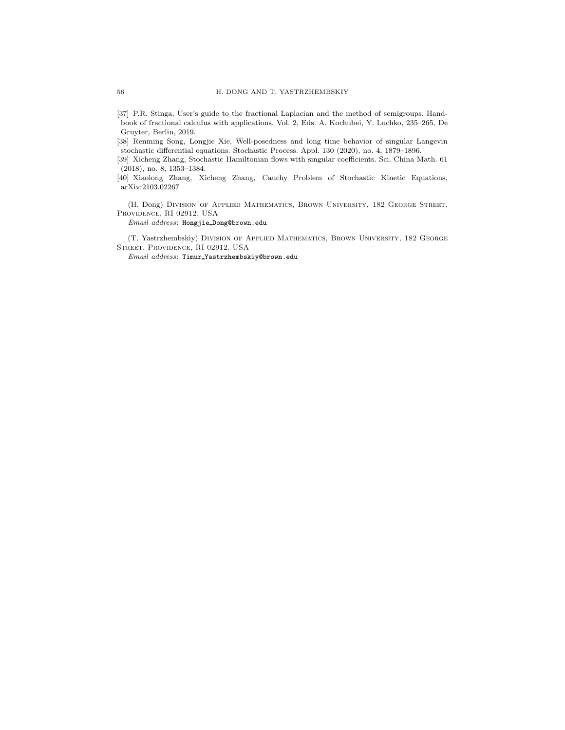[37] P.R. Stinga, User's guide to the fractional Laplacian and the method of semigroups. Handbook of fractional calculus with applications. Vol. 2, Eds. A. Kochubei, Y. Luchko, 235–265, De Gruyter, Berlin, 2019.

[38] Renming Song, Longjie Xie, Well-posedness and long time behavior of singular Langevin stochastic differential equations. Stochastic Process. Appl. 130 (2020), no. 4, 1879–1896.

[39] Xicheng Zhang, Stochastic Hamiltonian flows with singular coefficients. Sci. China Math. 61 (2018), no. 8, 1353–1384.

[40] Xiaolong Zhang, Xicheng Zhang, Cauchy Problem of Stochastic Kinetic Equations, arXiv:2103.02267

(H. Dong) Division of Applied Mathematics, Brown University, 182 George Street, Providence, RI 02912, USA

*Email address*: `Hongjie_Dong@brown.edu`

(T. Yastrzhembskiy) Division of Applied Mathematics, Brown University, 182 George Street, Providence, RI 02912, USA

*Email address*: `Timur_Yastrzhembskiy@brown.edu`